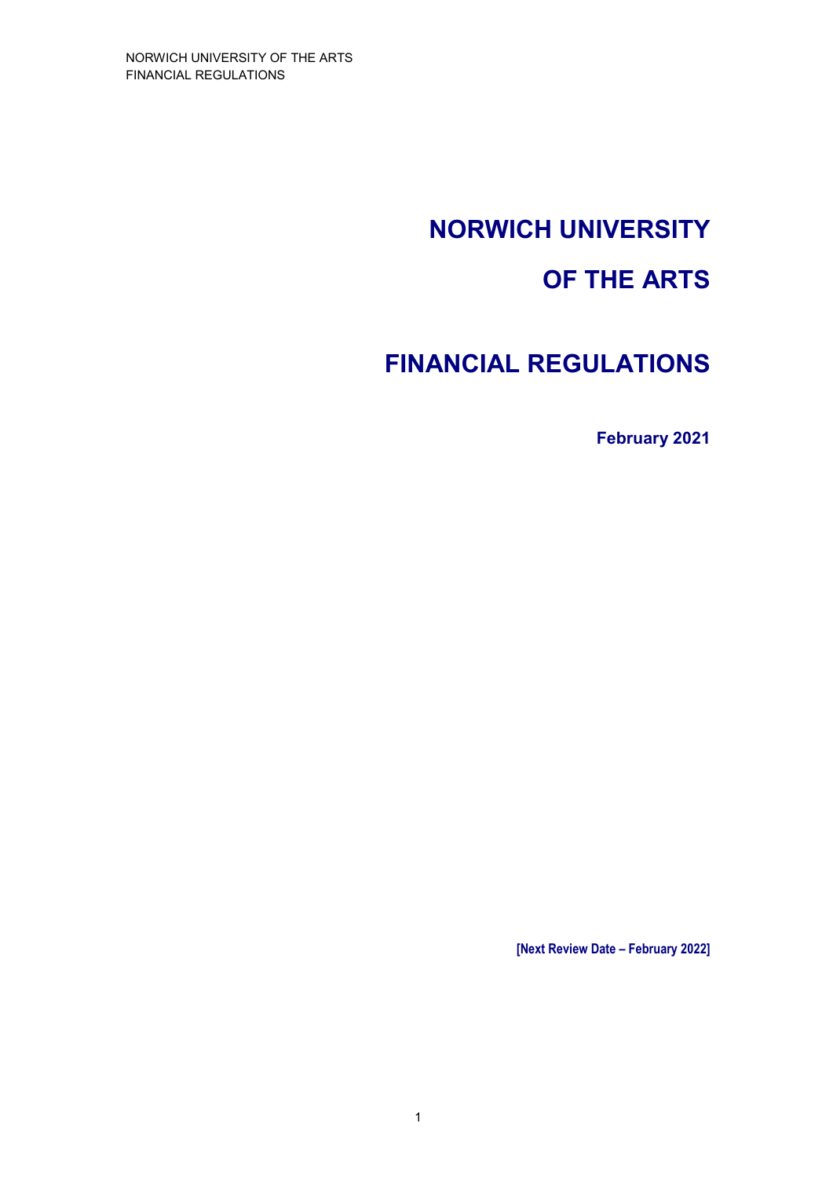# NORWICH UNIVERSITY OF THE ARTS

# FINANCIAL REGULATIONS

**February 2021**

**[Next Review Date – February 2022]**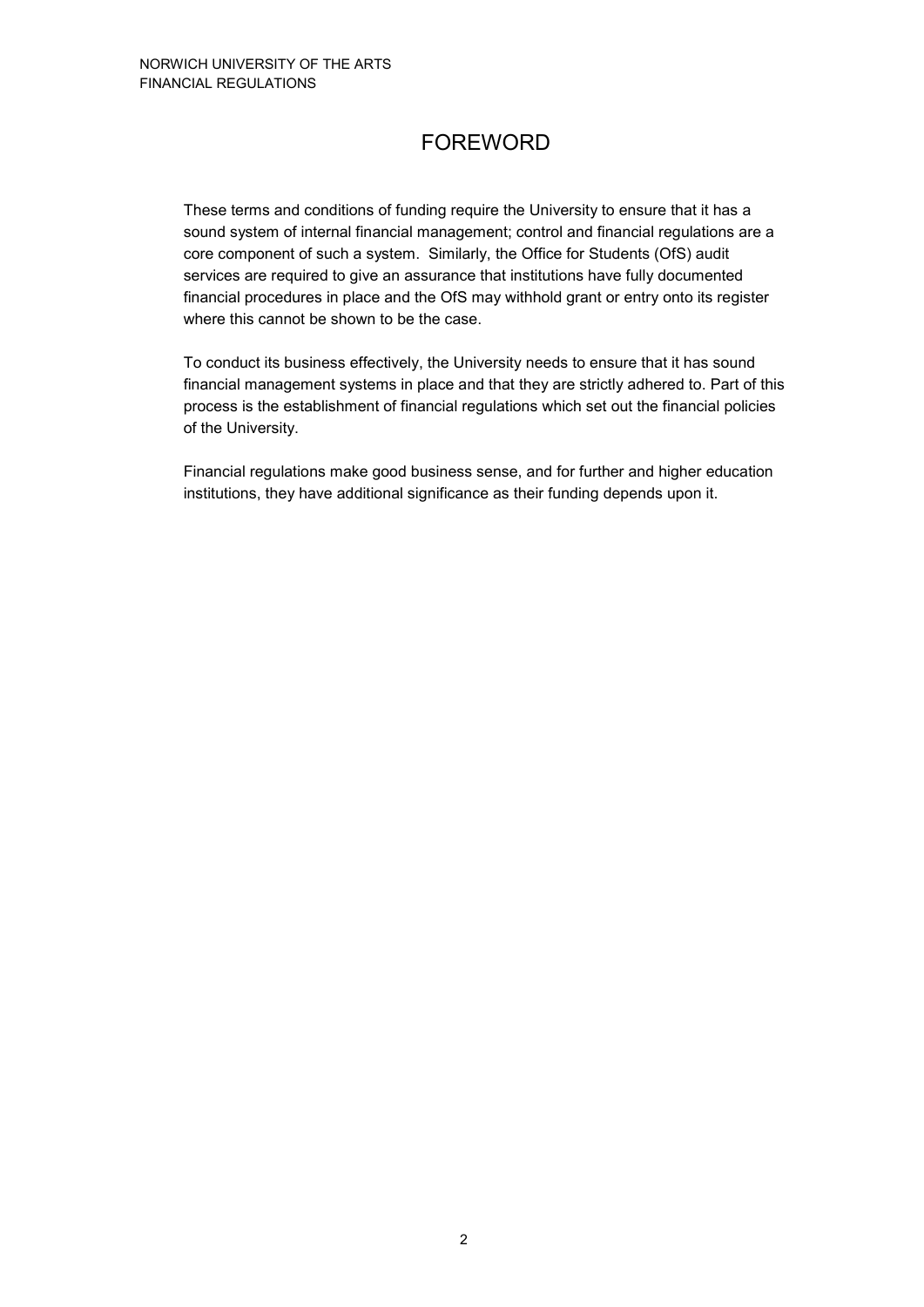# FOREWORD

These terms and conditions of funding require the University to ensure that it has a sound system of internal financial management; control and financial regulations are a core component of such a system. Similarly, the Office for Students (OfS) audit services are required to give an assurance that institutions have fully documented financial procedures in place and the OfS may withhold grant or entry onto its register where this cannot be shown to be the case.

To conduct its business effectively, the University needs to ensure that it has sound financial management systems in place and that they are strictly adhered to. Part of this process is the establishment of financial regulations which set out the financial policies of the University.

Financial regulations make good business sense, and for further and higher education institutions, they have additional significance as their funding depends upon it.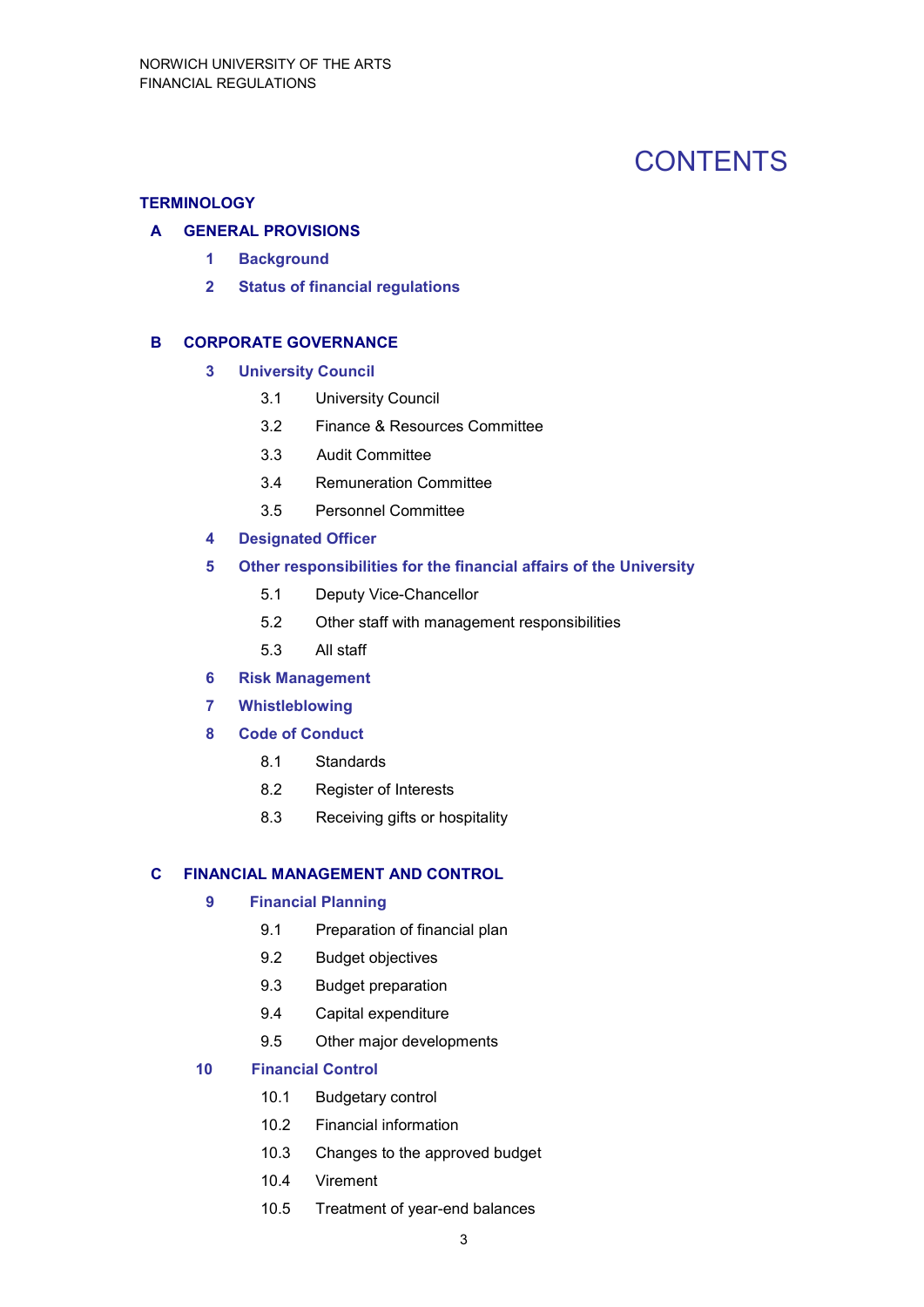# CONTENTS

**TERMINOLOGY**

**A GENERAL PROVISIONS**

- **1 Background**
- **2 Status of financial regulations**

**B CORPORATE GOVERNANCE**

- **3 University Council**
  - 3.1 University Council
  - 3.2 Finance & Resources Committee
  - 3.3 Audit Committee
  - 3.4 Remuneration Committee
  - 3.5 Personnel Committee
- **4 Designated Officer**
- **5 Other responsibilities for the financial affairs of the University**
  - 5.1 Deputy Vice-Chancellor
  - 5.2 Other staff with management responsibilities
  - 5.3 All staff
- **6 Risk Management**
- **7 Whistleblowing**
- **8 Code of Conduct**
  - 8.1 Standards
  - 8.2 Register of Interests
  - 8.3 Receiving gifts or hospitality

**C FINANCIAL MANAGEMENT AND CONTROL**

- **9 Financial Planning**
  - 9.1 Preparation of financial plan
  - 9.2 Budget objectives
  - 9.3 Budget preparation
  - 9.4 Capital expenditure
  - 9.5 Other major developments
- **10 Financial Control**
  - 10.1 Budgetary control
  - 10.2 Financial information
  - 10.3 Changes to the approved budget
  - 10.4 Virement
  - 10.5 Treatment of year-end balances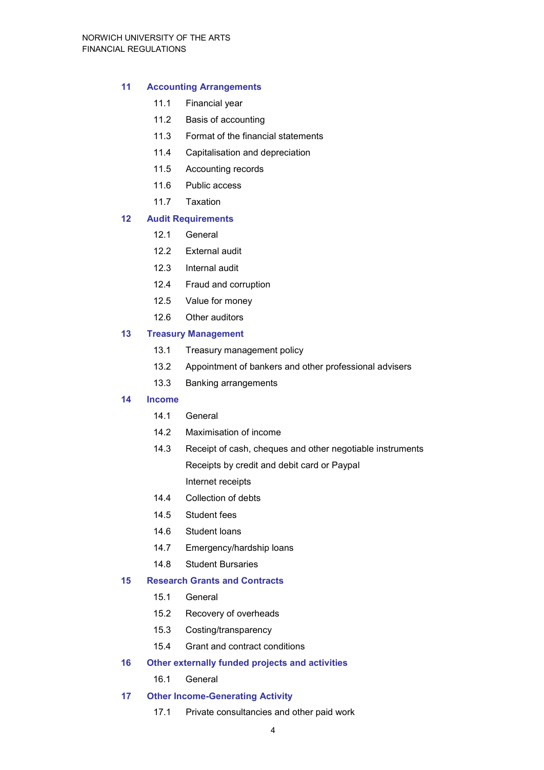**11 Accounting Arrangements**

- 11.1 Financial year
- 11.2 Basis of accounting
- 11.3 Format of the financial statements
- 11.4 Capitalisation and depreciation
- 11.5 Accounting records
- 11.6 Public access
- 11.7 Taxation

**12 Audit Requirements**

- 12.1 General
- 12.2 External audit
- 12.3 Internal audit
- 12.4 Fraud and corruption
- 12.5 Value for money
- 12.6 Other auditors

**13 Treasury Management**

- 13.1 Treasury management policy
- 13.2 Appointment of bankers and other professional advisers
- 13.3 Banking arrangements

**14 Income**

- 14.1 General
- 14.2 Maximisation of income
- 14.3 Receipt of cash, cheques and other negotiable instruments
  - Receipts by credit and debit card or Paypal
  - Internet receipts
- 14.4 Collection of debts
- 14.5 Student fees
- 14.6 Student loans
- 14.7 Emergency/hardship loans
- 14.8 Student Bursaries

**15 Research Grants and Contracts**

- 15.1 General
- 15.2 Recovery of overheads
- 15.3 Costing/transparency
- 15.4 Grant and contract conditions

**16 Other externally funded projects and activities**

- 16.1 General

**17 Other Income-Generating Activity**

- 17.1 Private consultancies and other paid work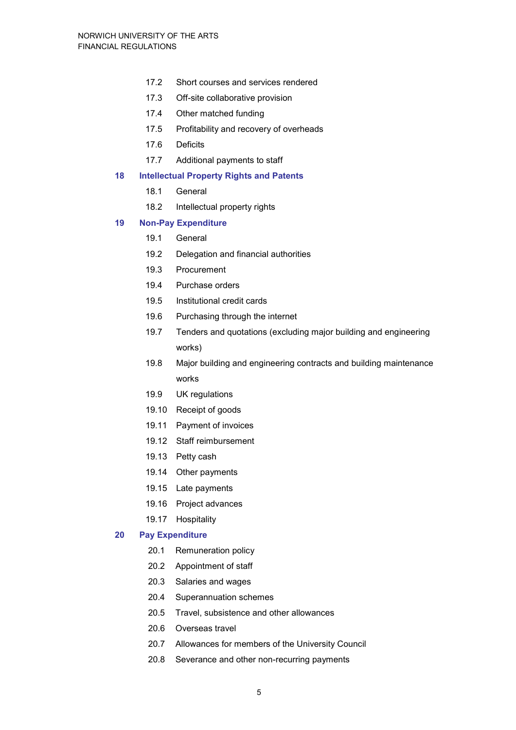- 17.2 Short courses and services rendered
- 17.3 Off-site collaborative provision
- 17.4 Other matched funding
- 17.5 Profitability and recovery of overheads
- 17.6 Deficits
- 17.7 Additional payments to staff

**18 Intellectual Property Rights and Patents**

- 18.1 General
- 18.2 Intellectual property rights

**19 Non-Pay Expenditure**

- 19.1 General
- 19.2 Delegation and financial authorities
- 19.3 Procurement
- 19.4 Purchase orders
- 19.5 Institutional credit cards
- 19.6 Purchasing through the internet
- 19.7 Tenders and quotations (excluding major building and engineering works)
- 19.8 Major building and engineering contracts and building maintenance works
- 19.9 UK regulations
- 19.10 Receipt of goods
- 19.11 Payment of invoices
- 19.12 Staff reimbursement
- 19.13 Petty cash
- 19.14 Other payments
- 19.15 Late payments
- 19.16 Project advances
- 19.17 Hospitality

**20 Pay Expenditure**

- 20.1 Remuneration policy
- 20.2 Appointment of staff
- 20.3 Salaries and wages
- 20.4 Superannuation schemes
- 20.5 Travel, subsistence and other allowances
- 20.6 Overseas travel
- 20.7 Allowances for members of the University Council
- 20.8 Severance and other non-recurring payments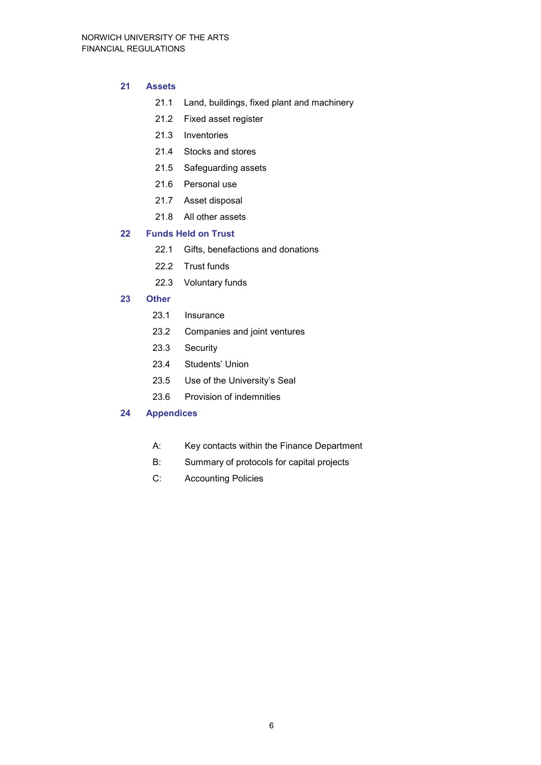**21 Assets**

- 21.1 Land, buildings, fixed plant and machinery
- 21.2 Fixed asset register
- 21.3 Inventories
- 21.4 Stocks and stores
- 21.5 Safeguarding assets
- 21.6 Personal use
- 21.7 Asset disposal
- 21.8 All other assets

**22 Funds Held on Trust**

- 22.1 Gifts, benefactions and donations
- 22.2 Trust funds
- 22.3 Voluntary funds

**23 Other**

- 23.1 Insurance
- 23.2 Companies and joint ventures
- 23.3 Security
- 23.4 Students' Union
- 23.5 Use of the University's Seal
- 23.6 Provision of indemnities

**24 Appendices**

- A: Key contacts within the Finance Department
- B: Summary of protocols for capital projects
- C: Accounting Policies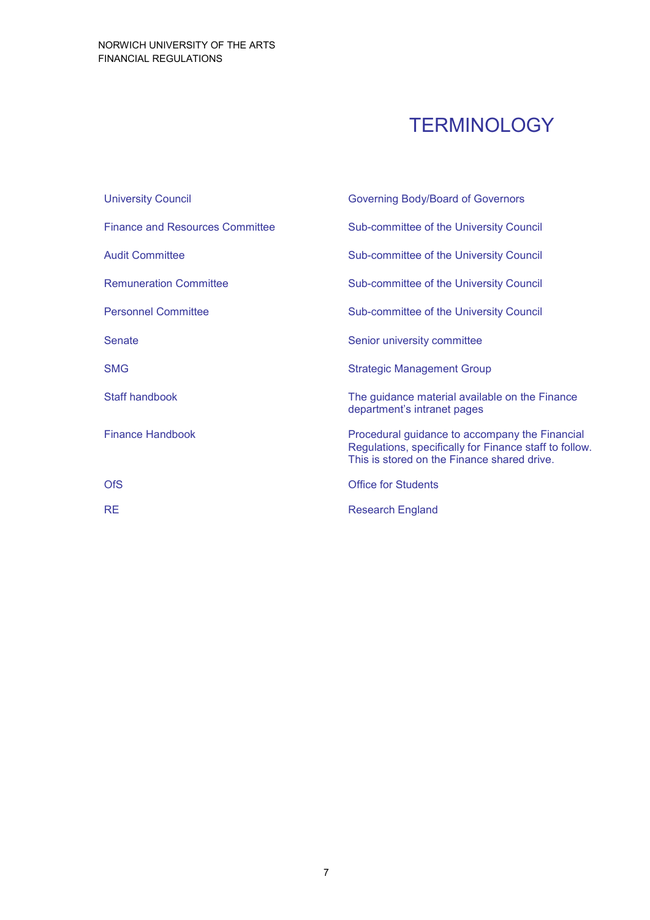# TERMINOLOGY

| | |
|---|---|
| University Council | Governing Body/Board of Governors |
| Finance and Resources Committee | Sub-committee of the University Council |
| Audit Committee | Sub-committee of the University Council |
| Remuneration Committee | Sub-committee of the University Council |
| Personnel Committee | Sub-committee of the University Council |
| Senate | Senior university committee |
| SMG | Strategic Management Group |
| Staff handbook | The guidance material available on the Finance department's intranet pages |
| Finance Handbook | Procedural guidance to accompany the Financial Regulations, specifically for Finance staff to follow. This is stored on the Finance shared drive. |
| OfS | Office for Students |
| RE | Research England |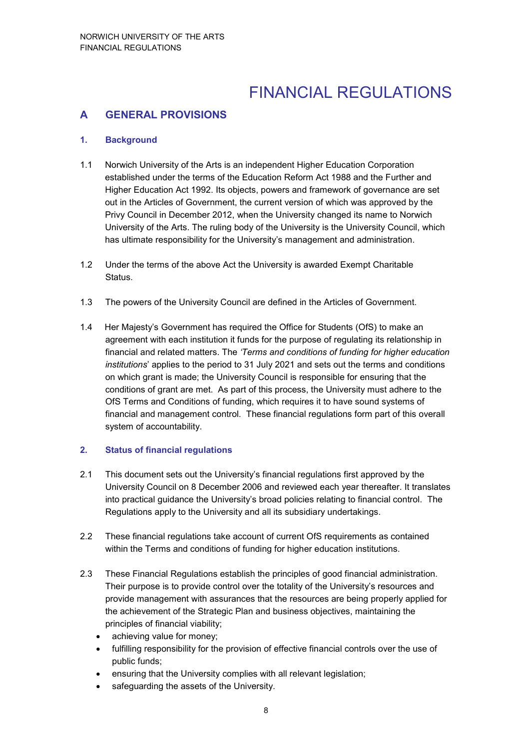# FINANCIAL REGULATIONS

## A GENERAL PROVISIONS

### 1. Background

1.1 Norwich University of the Arts is an independent Higher Education Corporation established under the terms of the Education Reform Act 1988 and the Further and Higher Education Act 1992. Its objects, powers and framework of governance are set out in the Articles of Government, the current version of which was approved by the Privy Council in December 2012, when the University changed its name to Norwich University of the Arts. The ruling body of the University is the University Council, which has ultimate responsibility for the University's management and administration.

1.2 Under the terms of the above Act the University is awarded Exempt Charitable Status.

1.3 The powers of the University Council are defined in the Articles of Government.

1.4 Her Majesty's Government has required the Office for Students (OfS) to make an agreement with each institution it funds for the purpose of regulating its relationship in financial and related matters. The *'Terms and conditions of funding for higher education institutions*' applies to the period to 31 July 2021 and sets out the terms and conditions on which grant is made; the University Council is responsible for ensuring that the conditions of grant are met. As part of this process, the University must adhere to the OfS Terms and Conditions of funding, which requires it to have sound systems of financial and management control. These financial regulations form part of this overall system of accountability.

### 2. Status of financial regulations

2.1 This document sets out the University's financial regulations first approved by the University Council on 8 December 2006 and reviewed each year thereafter. It translates into practical guidance the University's broad policies relating to financial control. The Regulations apply to the University and all its subsidiary undertakings.

2.2 These financial regulations take account of current OfS requirements as contained within the Terms and conditions of funding for higher education institutions.

2.3 These Financial Regulations establish the principles of good financial administration. Their purpose is to provide control over the totality of the University's resources and provide management with assurances that the resources are being properly applied for the achievement of the Strategic Plan and business objectives, maintaining the principles of financial viability;

- achieving value for money;
- fulfilling responsibility for the provision of effective financial controls over the use of public funds;
- ensuring that the University complies with all relevant legislation;
- safeguarding the assets of the University.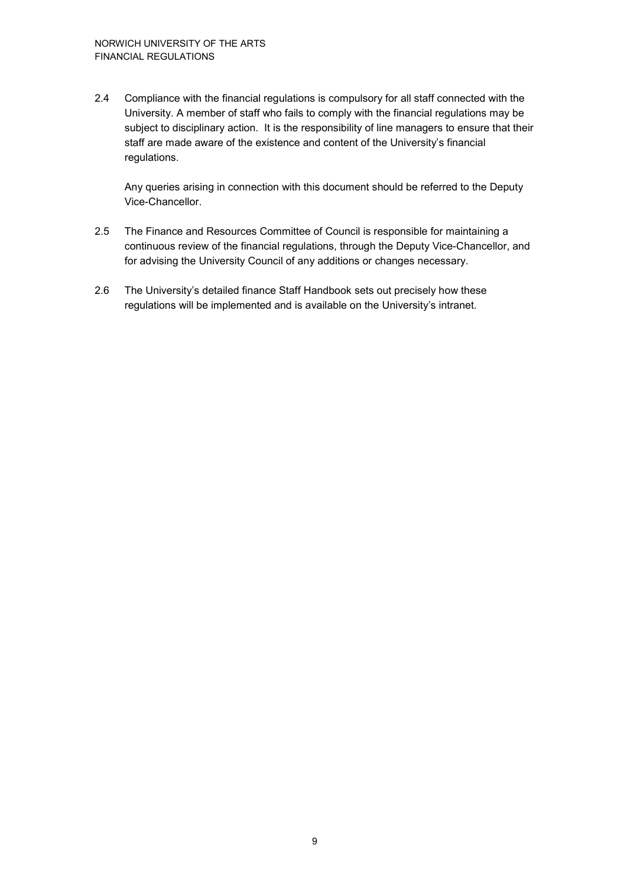2.4 Compliance with the financial regulations is compulsory for all staff connected with the University. A member of staff who fails to comply with the financial regulations may be subject to disciplinary action. It is the responsibility of line managers to ensure that their staff are made aware of the existence and content of the University's financial regulations.

Any queries arising in connection with this document should be referred to the Deputy Vice-Chancellor.

2.5 The Finance and Resources Committee of Council is responsible for maintaining a continuous review of the financial regulations, through the Deputy Vice-Chancellor, and for advising the University Council of any additions or changes necessary.

2.6 The University's detailed finance Staff Handbook sets out precisely how these regulations will be implemented and is available on the University's intranet.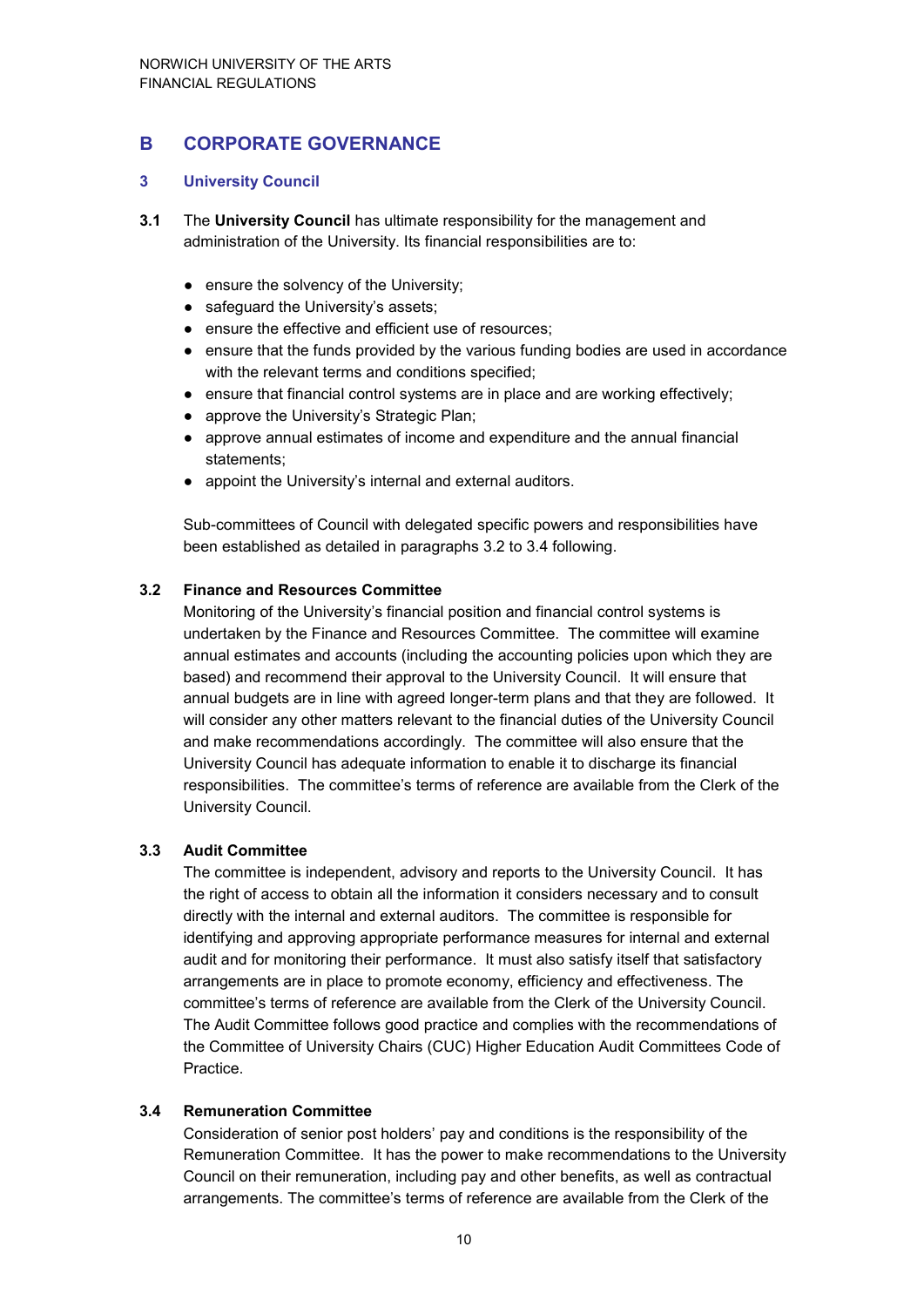## B CORPORATE GOVERNANCE

### 3 University Council

**3.1** The **University Council** has ultimate responsibility for the management and administration of the University. Its financial responsibilities are to:

- ensure the solvency of the University;
- safeguard the University's assets;
- ensure the effective and efficient use of resources;
- ensure that the funds provided by the various funding bodies are used in accordance with the relevant terms and conditions specified;
- ensure that financial control systems are in place and are working effectively;
- approve the University's Strategic Plan;
- approve annual estimates of income and expenditure and the annual financial statements;
- appoint the University's internal and external auditors.

Sub-committees of Council with delegated specific powers and responsibilities have been established as detailed in paragraphs 3.2 to 3.4 following.

**3.2 Finance and Resources Committee**

Monitoring of the University's financial position and financial control systems is undertaken by the Finance and Resources Committee. The committee will examine annual estimates and accounts (including the accounting policies upon which they are based) and recommend their approval to the University Council. It will ensure that annual budgets are in line with agreed longer-term plans and that they are followed. It will consider any other matters relevant to the financial duties of the University Council and make recommendations accordingly. The committee will also ensure that the University Council has adequate information to enable it to discharge its financial responsibilities. The committee's terms of reference are available from the Clerk of the University Council.

**3.3 Audit Committee**

The committee is independent, advisory and reports to the University Council. It has the right of access to obtain all the information it considers necessary and to consult directly with the internal and external auditors. The committee is responsible for identifying and approving appropriate performance measures for internal and external audit and for monitoring their performance. It must also satisfy itself that satisfactory arrangements are in place to promote economy, efficiency and effectiveness. The committee's terms of reference are available from the Clerk of the University Council. The Audit Committee follows good practice and complies with the recommendations of the Committee of University Chairs (CUC) Higher Education Audit Committees Code of Practice.

**3.4 Remuneration Committee**

Consideration of senior post holders' pay and conditions is the responsibility of the Remuneration Committee. It has the power to make recommendations to the University Council on their remuneration, including pay and other benefits, as well as contractual arrangements. The committee's terms of reference are available from the Clerk of the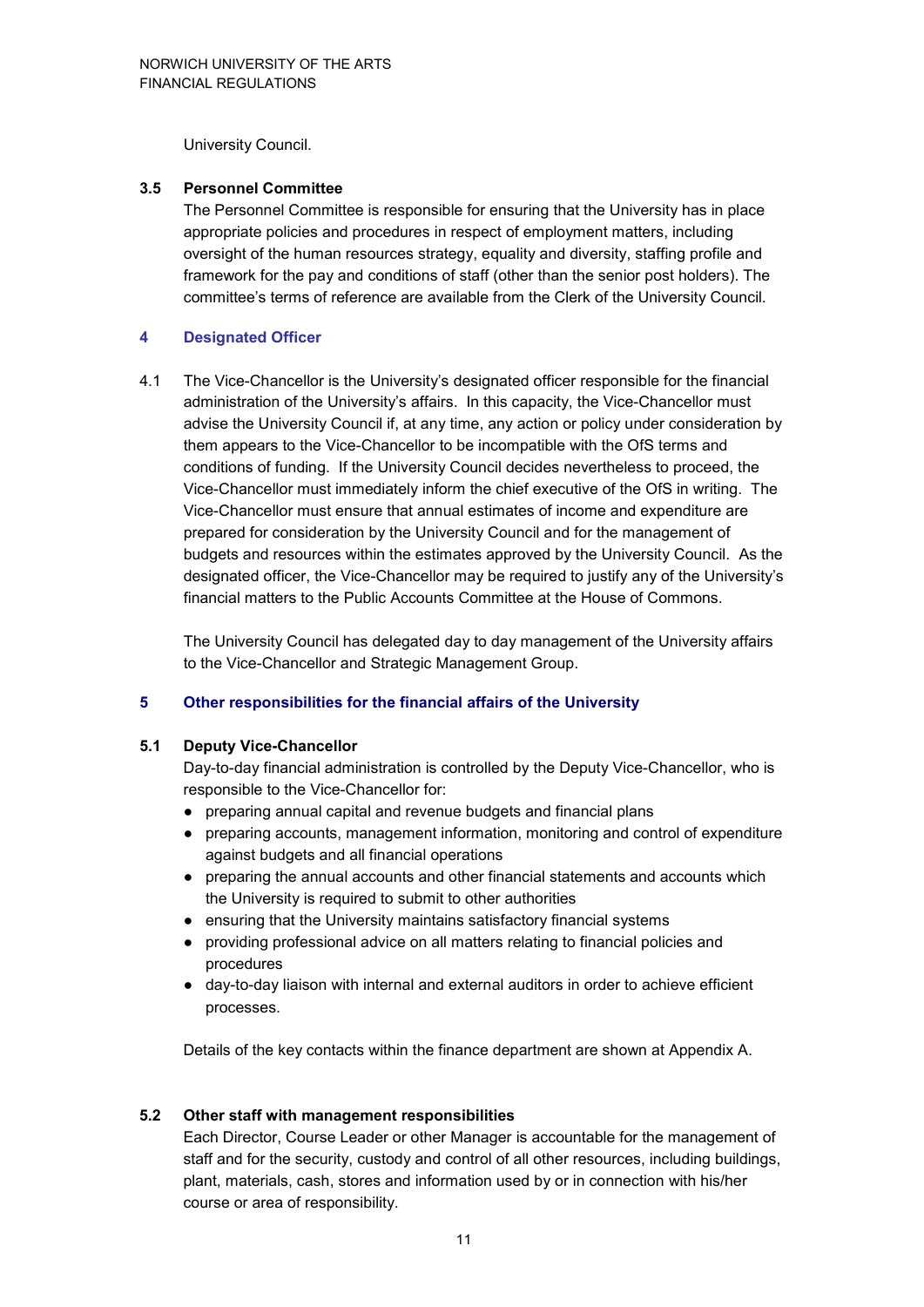University Council.

### 3.5 Personnel Committee

The Personnel Committee is responsible for ensuring that the University has in place appropriate policies and procedures in respect of employment matters, including oversight of the human resources strategy, equality and diversity, staffing profile and framework for the pay and conditions of staff (other than the senior post holders). The committee's terms of reference are available from the Clerk of the University Council.

## 4 Designated Officer

4.1 The Vice-Chancellor is the University's designated officer responsible for the financial administration of the University's affairs. In this capacity, the Vice-Chancellor must advise the University Council if, at any time, any action or policy under consideration by them appears to the Vice-Chancellor to be incompatible with the OfS terms and conditions of funding. If the University Council decides nevertheless to proceed, the Vice-Chancellor must immediately inform the chief executive of the OfS in writing. The Vice-Chancellor must ensure that annual estimates of income and expenditure are prepared for consideration by the University Council and for the management of budgets and resources within the estimates approved by the University Council. As the designated officer, the Vice-Chancellor may be required to justify any of the University's financial matters to the Public Accounts Committee at the House of Commons.

The University Council has delegated day to day management of the University affairs to the Vice-Chancellor and Strategic Management Group.

## 5 Other responsibilities for the financial affairs of the University

### 5.1 Deputy Vice-Chancellor

Day-to-day financial administration is controlled by the Deputy Vice-Chancellor, who is responsible to the Vice-Chancellor for:

- preparing annual capital and revenue budgets and financial plans
- preparing accounts, management information, monitoring and control of expenditure against budgets and all financial operations
- preparing the annual accounts and other financial statements and accounts which the University is required to submit to other authorities
- ensuring that the University maintains satisfactory financial systems
- providing professional advice on all matters relating to financial policies and procedures
- day-to-day liaison with internal and external auditors in order to achieve efficient processes.

Details of the key contacts within the finance department are shown at Appendix A.

### 5.2 Other staff with management responsibilities

Each Director, Course Leader or other Manager is accountable for the management of staff and for the security, custody and control of all other resources, including buildings, plant, materials, cash, stores and information used by or in connection with his/her course or area of responsibility.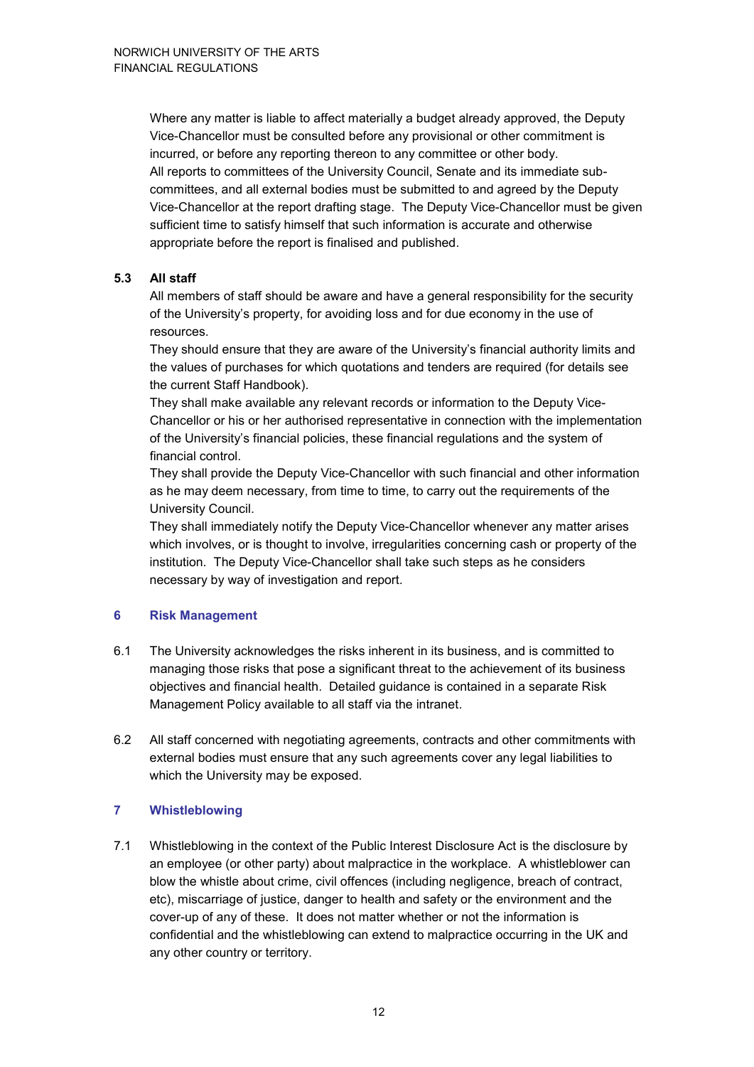Where any matter is liable to affect materially a budget already approved, the Deputy Vice-Chancellor must be consulted before any provisional or other commitment is incurred, or before any reporting thereon to any committee or other body.

All reports to committees of the University Council, Senate and its immediate sub-committees, and all external bodies must be submitted to and agreed by the Deputy Vice-Chancellor at the report drafting stage. The Deputy Vice-Chancellor must be given sufficient time to satisfy himself that such information is accurate and otherwise appropriate before the report is finalised and published.

### 5.3 All staff

All members of staff should be aware and have a general responsibility for the security of the University's property, for avoiding loss and for due economy in the use of resources.

They should ensure that they are aware of the University's financial authority limits and the values of purchases for which quotations and tenders are required (for details see the current Staff Handbook).

They shall make available any relevant records or information to the Deputy Vice-Chancellor or his or her authorised representative in connection with the implementation of the University's financial policies, these financial regulations and the system of financial control.

They shall provide the Deputy Vice-Chancellor with such financial and other information as he may deem necessary, from time to time, to carry out the requirements of the University Council.

They shall immediately notify the Deputy Vice-Chancellor whenever any matter arises which involves, or is thought to involve, irregularities concerning cash or property of the institution. The Deputy Vice-Chancellor shall take such steps as he considers necessary by way of investigation and report.

## 6 Risk Management

6.1 The University acknowledges the risks inherent in its business, and is committed to managing those risks that pose a significant threat to the achievement of its business objectives and financial health. Detailed guidance is contained in a separate Risk Management Policy available to all staff via the intranet.

6.2 All staff concerned with negotiating agreements, contracts and other commitments with external bodies must ensure that any such agreements cover any legal liabilities to which the University may be exposed.

## 7 Whistleblowing

7.1 Whistleblowing in the context of the Public Interest Disclosure Act is the disclosure by an employee (or other party) about malpractice in the workplace. A whistleblower can blow the whistle about crime, civil offences (including negligence, breach of contract, etc), miscarriage of justice, danger to health and safety or the environment and the cover-up of any of these. It does not matter whether or not the information is confidential and the whistleblowing can extend to malpractice occurring in the UK and any other country or territory.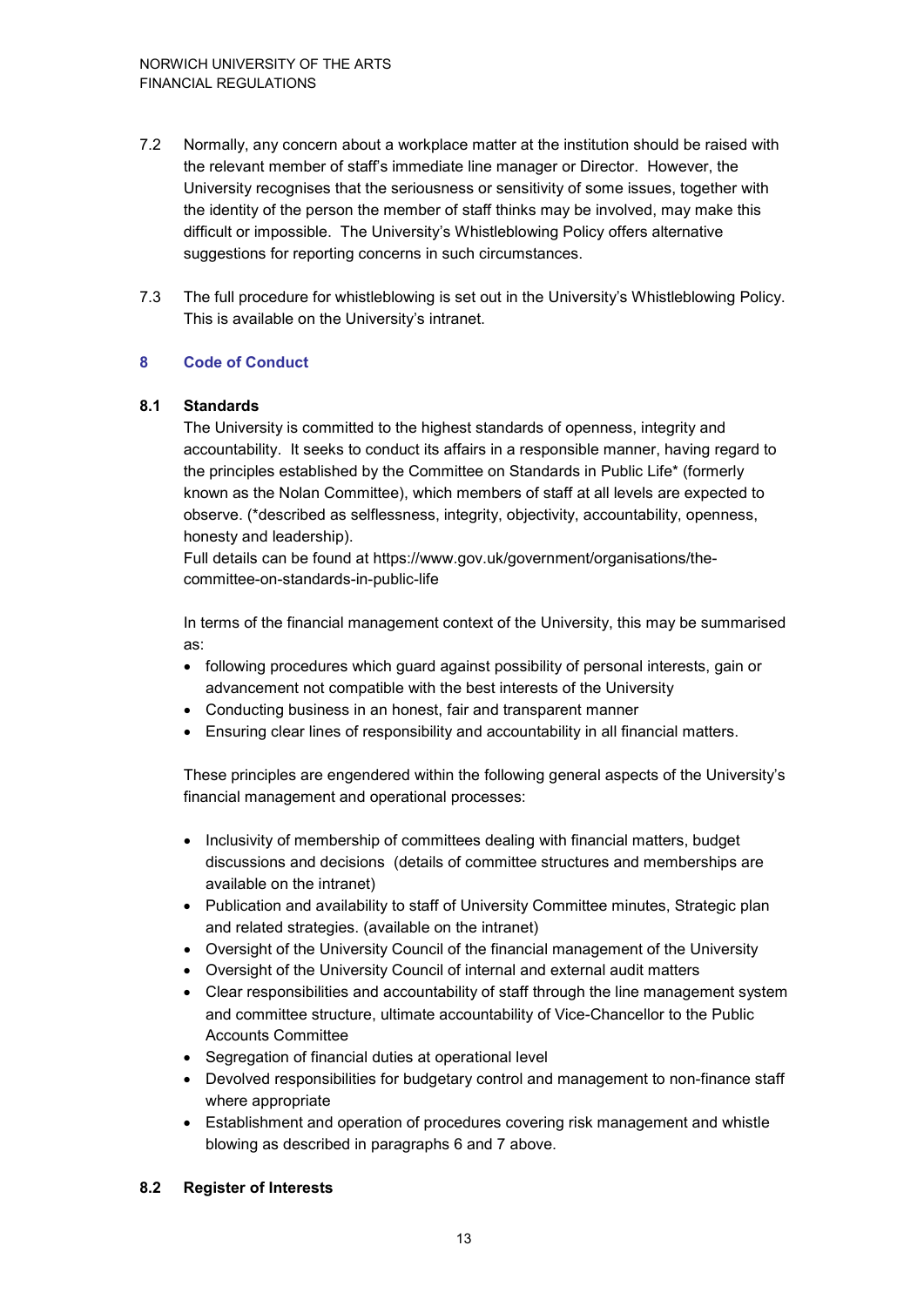7.2 Normally, any concern about a workplace matter at the institution should be raised with the relevant member of staff's immediate line manager or Director. However, the University recognises that the seriousness or sensitivity of some issues, together with the identity of the person the member of staff thinks may be involved, may make this difficult or impossible. The University's Whistleblowing Policy offers alternative suggestions for reporting concerns in such circumstances.

7.3 The full procedure for whistleblowing is set out in the University's Whistleblowing Policy. This is available on the University's intranet.

## 8 Code of Conduct

### 8.1 Standards

The University is committed to the highest standards of openness, integrity and accountability. It seeks to conduct its affairs in a responsible manner, having regard to the principles established by the Committee on Standards in Public Life* (formerly known as the Nolan Committee), which members of staff at all levels are expected to observe. (*described as selflessness, integrity, objectivity, accountability, openness, honesty and leadership).
Full details can be found at https://www.gov.uk/government/organisations/the-committee-on-standards-in-public-life

In terms of the financial management context of the University, this may be summarised as:

- following procedures which guard against possibility of personal interests, gain or advancement not compatible with the best interests of the University
- Conducting business in an honest, fair and transparent manner
- Ensuring clear lines of responsibility and accountability in all financial matters.

These principles are engendered within the following general aspects of the University's financial management and operational processes:

- Inclusivity of membership of committees dealing with financial matters, budget discussions and decisions (details of committee structures and memberships are available on the intranet)
- Publication and availability to staff of University Committee minutes, Strategic plan and related strategies. (available on the intranet)
- Oversight of the University Council of the financial management of the University
- Oversight of the University Council of internal and external audit matters
- Clear responsibilities and accountability of staff through the line management system and committee structure, ultimate accountability of Vice-Chancellor to the Public Accounts Committee
- Segregation of financial duties at operational level
- Devolved responsibilities for budgetary control and management to non-finance staff where appropriate
- Establishment and operation of procedures covering risk management and whistle blowing as described in paragraphs 6 and 7 above.

### 8.2 Register of Interests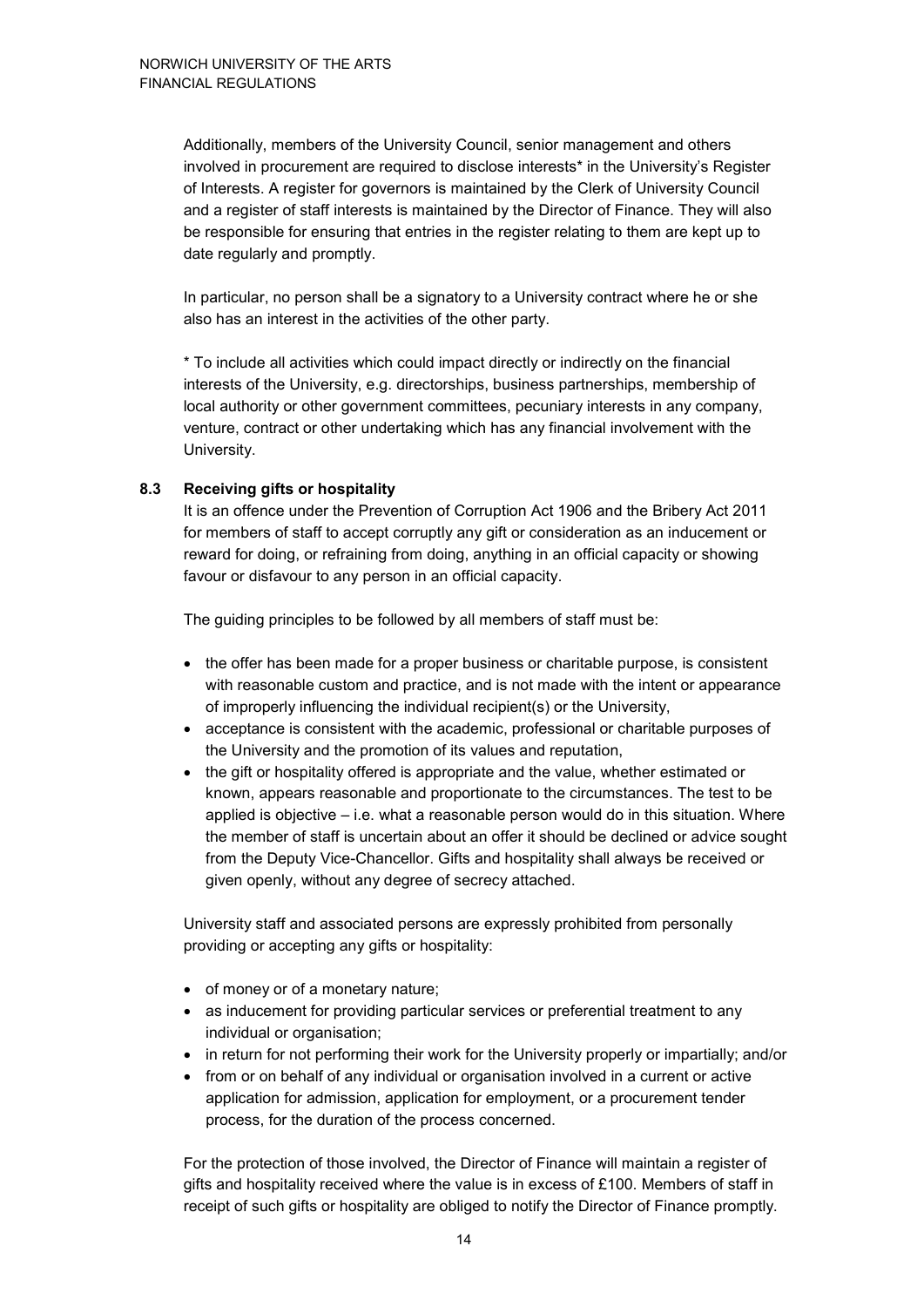Additionally, members of the University Council, senior management and others involved in procurement are required to disclose interests* in the University's Register of Interests. A register for governors is maintained by the Clerk of University Council and a register of staff interests is maintained by the Director of Finance. They will also be responsible for ensuring that entries in the register relating to them are kept up to date regularly and promptly.

In particular, no person shall be a signatory to a University contract where he or she also has an interest in the activities of the other party.

* To include all activities which could impact directly or indirectly on the financial interests of the University, e.g. directorships, business partnerships, membership of local authority or other government committees, pecuniary interests in any company, venture, contract or other undertaking which has any financial involvement with the University.

### 8.3 Receiving gifts or hospitality

It is an offence under the Prevention of Corruption Act 1906 and the Bribery Act 2011 for members of staff to accept corruptly any gift or consideration as an inducement or reward for doing, or refraining from doing, anything in an official capacity or showing favour or disfavour to any person in an official capacity.

The guiding principles to be followed by all members of staff must be:

- the offer has been made for a proper business or charitable purpose, is consistent with reasonable custom and practice, and is not made with the intent or appearance of improperly influencing the individual recipient(s) or the University,
- acceptance is consistent with the academic, professional or charitable purposes of the University and the promotion of its values and reputation,
- the gift or hospitality offered is appropriate and the value, whether estimated or known, appears reasonable and proportionate to the circumstances. The test to be applied is objective – i.e. what a reasonable person would do in this situation. Where the member of staff is uncertain about an offer it should be declined or advice sought from the Deputy Vice-Chancellor. Gifts and hospitality shall always be received or given openly, without any degree of secrecy attached.

University staff and associated persons are expressly prohibited from personally providing or accepting any gifts or hospitality:

- of money or of a monetary nature;
- as inducement for providing particular services or preferential treatment to any individual or organisation;
- in return for not performing their work for the University properly or impartially; and/or
- from or on behalf of any individual or organisation involved in a current or active application for admission, application for employment, or a procurement tender process, for the duration of the process concerned.

For the protection of those involved, the Director of Finance will maintain a register of gifts and hospitality received where the value is in excess of £100. Members of staff in receipt of such gifts or hospitality are obliged to notify the Director of Finance promptly.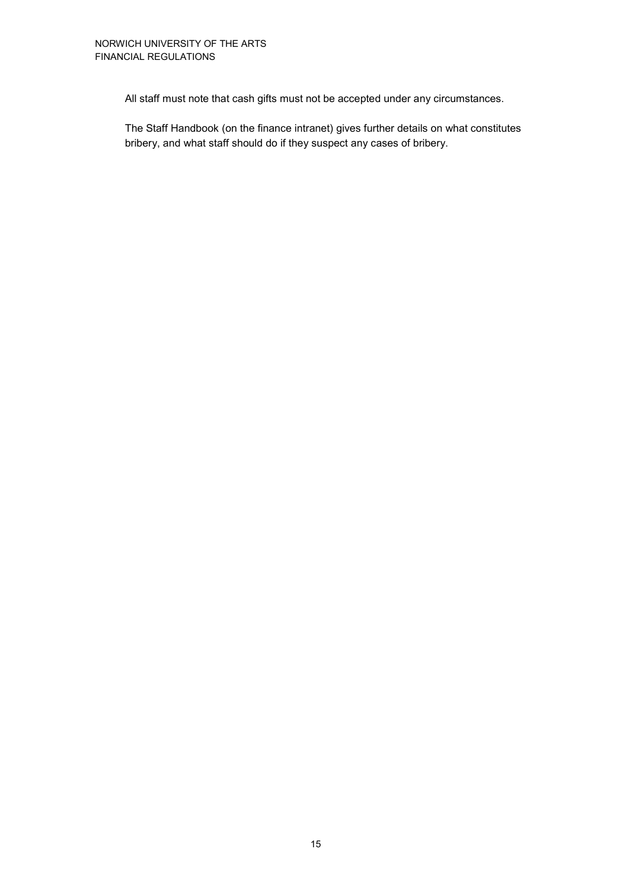All staff must note that cash gifts must not be accepted under any circumstances.

The Staff Handbook (on the finance intranet) gives further details on what constitutes bribery, and what staff should do if they suspect any cases of bribery.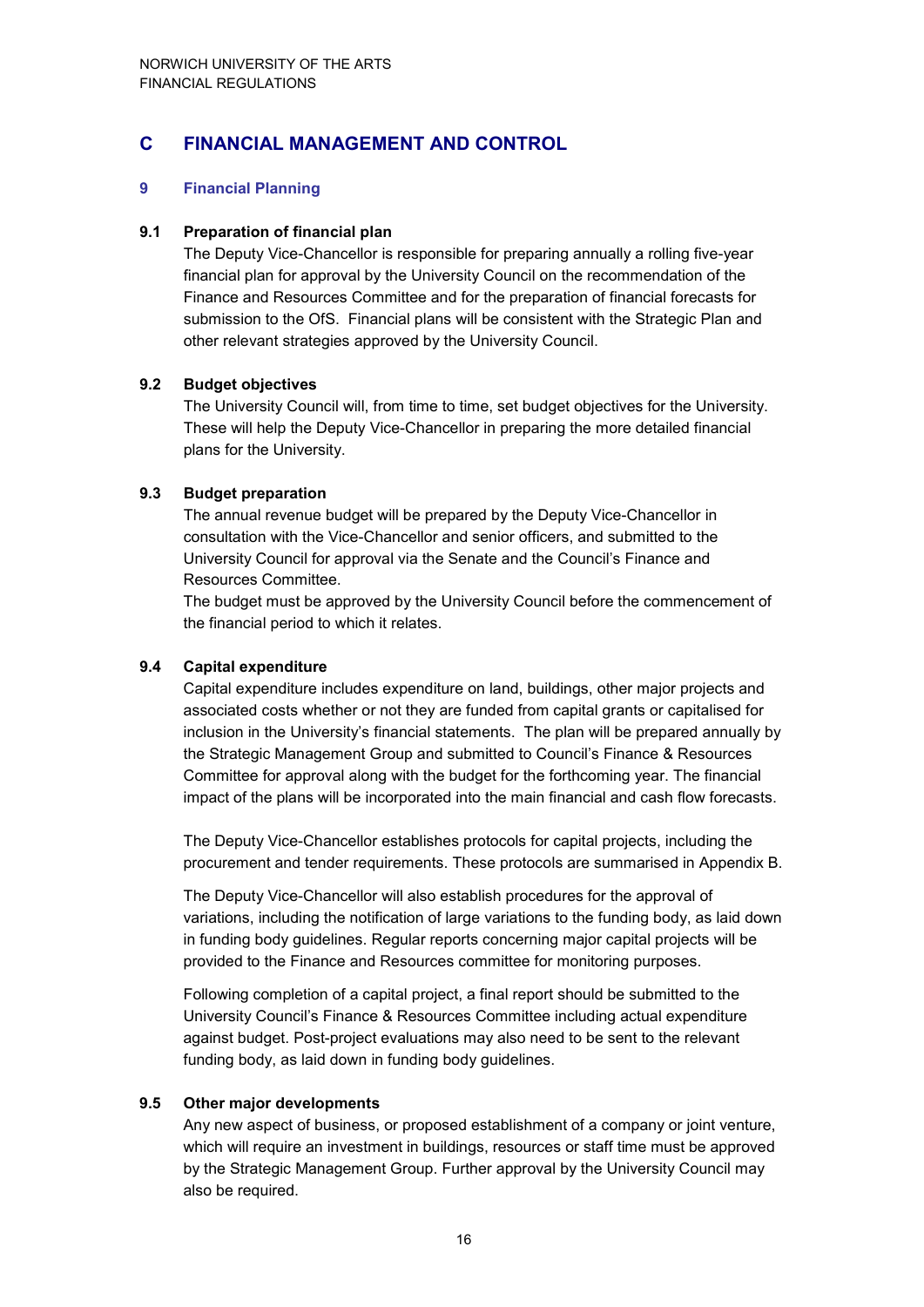## C FINANCIAL MANAGEMENT AND CONTROL

### 9 Financial Planning

#### 9.1 Preparation of financial plan

The Deputy Vice-Chancellor is responsible for preparing annually a rolling five-year financial plan for approval by the University Council on the recommendation of the Finance and Resources Committee and for the preparation of financial forecasts for submission to the OfS. Financial plans will be consistent with the Strategic Plan and other relevant strategies approved by the University Council.

#### 9.2 Budget objectives

The University Council will, from time to time, set budget objectives for the University. These will help the Deputy Vice-Chancellor in preparing the more detailed financial plans for the University.

#### 9.3 Budget preparation

The annual revenue budget will be prepared by the Deputy Vice-Chancellor in consultation with the Vice-Chancellor and senior officers, and submitted to the University Council for approval via the Senate and the Council's Finance and Resources Committee.

The budget must be approved by the University Council before the commencement of the financial period to which it relates.

#### 9.4 Capital expenditure

Capital expenditure includes expenditure on land, buildings, other major projects and associated costs whether or not they are funded from capital grants or capitalised for inclusion in the University's financial statements. The plan will be prepared annually by the Strategic Management Group and submitted to Council's Finance & Resources Committee for approval along with the budget for the forthcoming year. The financial impact of the plans will be incorporated into the main financial and cash flow forecasts.

The Deputy Vice-Chancellor establishes protocols for capital projects, including the procurement and tender requirements. These protocols are summarised in Appendix B.

The Deputy Vice-Chancellor will also establish procedures for the approval of variations, including the notification of large variations to the funding body, as laid down in funding body guidelines. Regular reports concerning major capital projects will be provided to the Finance and Resources committee for monitoring purposes.

Following completion of a capital project, a final report should be submitted to the University Council's Finance & Resources Committee including actual expenditure against budget. Post-project evaluations may also need to be sent to the relevant funding body, as laid down in funding body guidelines.

#### 9.5 Other major developments

Any new aspect of business, or proposed establishment of a company or joint venture, which will require an investment in buildings, resources or staff time must be approved by the Strategic Management Group. Further approval by the University Council may also be required.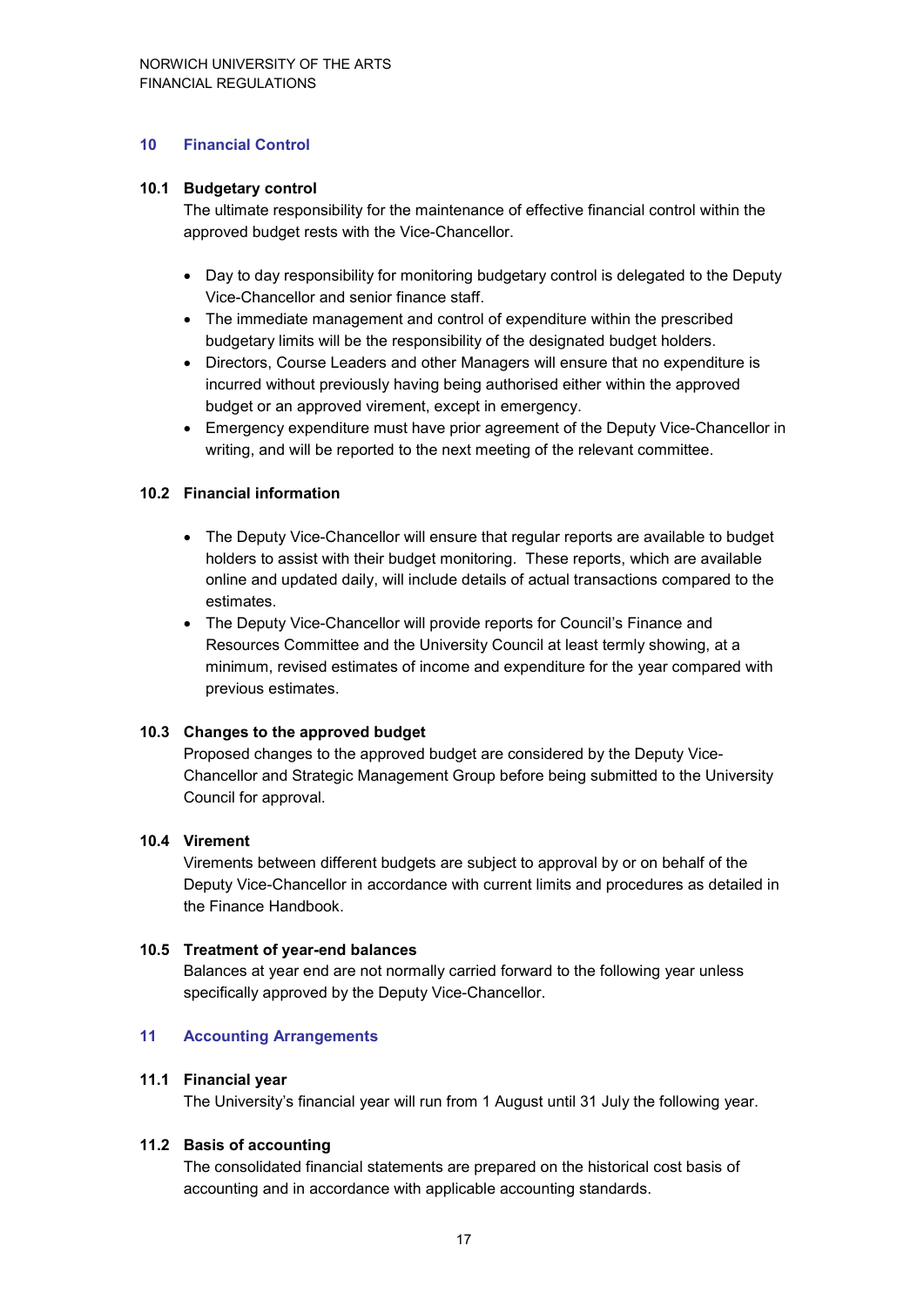## 10 Financial Control

### 10.1 Budgetary control

The ultimate responsibility for the maintenance of effective financial control within the approved budget rests with the Vice-Chancellor.

- Day to day responsibility for monitoring budgetary control is delegated to the Deputy Vice-Chancellor and senior finance staff.
- The immediate management and control of expenditure within the prescribed budgetary limits will be the responsibility of the designated budget holders.
- Directors, Course Leaders and other Managers will ensure that no expenditure is incurred without previously having being authorised either within the approved budget or an approved virement, except in emergency.
- Emergency expenditure must have prior agreement of the Deputy Vice-Chancellor in writing, and will be reported to the next meeting of the relevant committee.

### 10.2 Financial information

- The Deputy Vice-Chancellor will ensure that regular reports are available to budget holders to assist with their budget monitoring. These reports, which are available online and updated daily, will include details of actual transactions compared to the estimates.
- The Deputy Vice-Chancellor will provide reports for Council's Finance and Resources Committee and the University Council at least termly showing, at a minimum, revised estimates of income and expenditure for the year compared with previous estimates.

### 10.3 Changes to the approved budget

Proposed changes to the approved budget are considered by the Deputy Vice-Chancellor and Strategic Management Group before being submitted to the University Council for approval.

### 10.4 Virement

Virements between different budgets are subject to approval by or on behalf of the Deputy Vice-Chancellor in accordance with current limits and procedures as detailed in the Finance Handbook.

### 10.5 Treatment of year-end balances

Balances at year end are not normally carried forward to the following year unless specifically approved by the Deputy Vice-Chancellor.

## 11 Accounting Arrangements

### 11.1 Financial year

The University's financial year will run from 1 August until 31 July the following year.

### 11.2 Basis of accounting

The consolidated financial statements are prepared on the historical cost basis of accounting and in accordance with applicable accounting standards.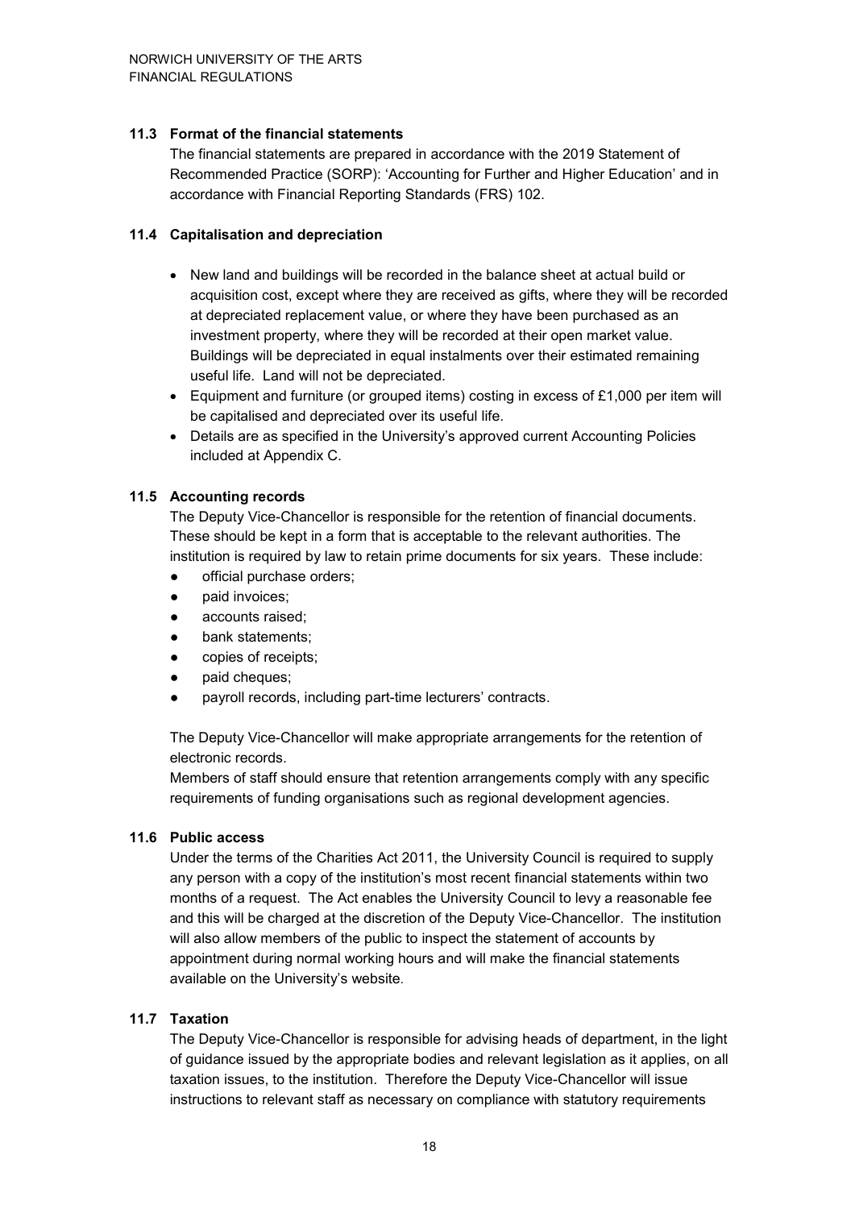### 11.3 Format of the financial statements

The financial statements are prepared in accordance with the 2019 Statement of Recommended Practice (SORP): 'Accounting for Further and Higher Education' and in accordance with Financial Reporting Standards (FRS) 102.

### 11.4 Capitalisation and depreciation

- New land and buildings will be recorded in the balance sheet at actual build or acquisition cost, except where they are received as gifts, where they will be recorded at depreciated replacement value, or where they have been purchased as an investment property, where they will be recorded at their open market value. Buildings will be depreciated in equal instalments over their estimated remaining useful life. Land will not be depreciated.
- Equipment and furniture (or grouped items) costing in excess of £1,000 per item will be capitalised and depreciated over its useful life.
- Details are as specified in the University's approved current Accounting Policies included at Appendix C.

### 11.5 Accounting records

The Deputy Vice-Chancellor is responsible for the retention of financial documents. These should be kept in a form that is acceptable to the relevant authorities. The institution is required by law to retain prime documents for six years. These include:

- official purchase orders;
- paid invoices;
- accounts raised;
- bank statements;
- copies of receipts;
- paid cheques;
- payroll records, including part-time lecturers' contracts.

The Deputy Vice-Chancellor will make appropriate arrangements for the retention of electronic records.

Members of staff should ensure that retention arrangements comply with any specific requirements of funding organisations such as regional development agencies.

### 11.6 Public access

Under the terms of the Charities Act 2011, the University Council is required to supply any person with a copy of the institution's most recent financial statements within two months of a request. The Act enables the University Council to levy a reasonable fee and this will be charged at the discretion of the Deputy Vice-Chancellor. The institution will also allow members of the public to inspect the statement of accounts by appointment during normal working hours and will make the financial statements available on the University's website.

### 11.7 Taxation

The Deputy Vice-Chancellor is responsible for advising heads of department, in the light of guidance issued by the appropriate bodies and relevant legislation as it applies, on all taxation issues, to the institution. Therefore the Deputy Vice-Chancellor will issue instructions to relevant staff as necessary on compliance with statutory requirements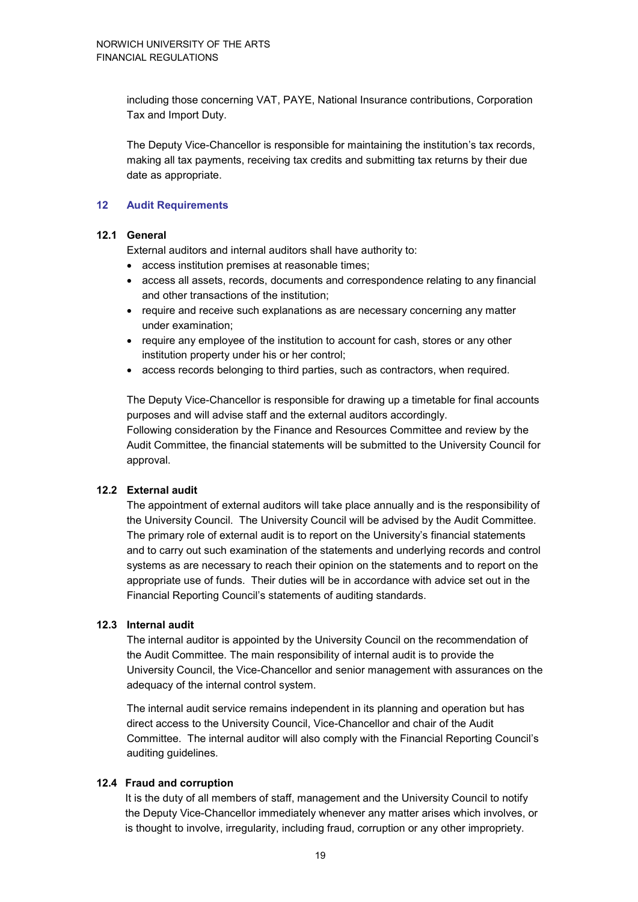including those concerning VAT, PAYE, National Insurance contributions, Corporation Tax and Import Duty.

The Deputy Vice-Chancellor is responsible for maintaining the institution's tax records, making all tax payments, receiving tax credits and submitting tax returns by their due date as appropriate.

## 12 Audit Requirements

### 12.1 General

External auditors and internal auditors shall have authority to:

- access institution premises at reasonable times;
- access all assets, records, documents and correspondence relating to any financial and other transactions of the institution;
- require and receive such explanations as are necessary concerning any matter under examination;
- require any employee of the institution to account for cash, stores or any other institution property under his or her control;
- access records belonging to third parties, such as contractors, when required.

The Deputy Vice-Chancellor is responsible for drawing up a timetable for final accounts purposes and will advise staff and the external auditors accordingly.
Following consideration by the Finance and Resources Committee and review by the Audit Committee, the financial statements will be submitted to the University Council for approval.

### 12.2 External audit

The appointment of external auditors will take place annually and is the responsibility of the University Council. The University Council will be advised by the Audit Committee. The primary role of external audit is to report on the University's financial statements and to carry out such examination of the statements and underlying records and control systems as are necessary to reach their opinion on the statements and to report on the appropriate use of funds. Their duties will be in accordance with advice set out in the Financial Reporting Council's statements of auditing standards.

### 12.3 Internal audit

The internal auditor is appointed by the University Council on the recommendation of the Audit Committee. The main responsibility of internal audit is to provide the University Council, the Vice-Chancellor and senior management with assurances on the adequacy of the internal control system.

The internal audit service remains independent in its planning and operation but has direct access to the University Council, Vice-Chancellor and chair of the Audit Committee. The internal auditor will also comply with the Financial Reporting Council's auditing guidelines.

### 12.4 Fraud and corruption

It is the duty of all members of staff, management and the University Council to notify the Deputy Vice-Chancellor immediately whenever any matter arises which involves, or is thought to involve, irregularity, including fraud, corruption or any other impropriety.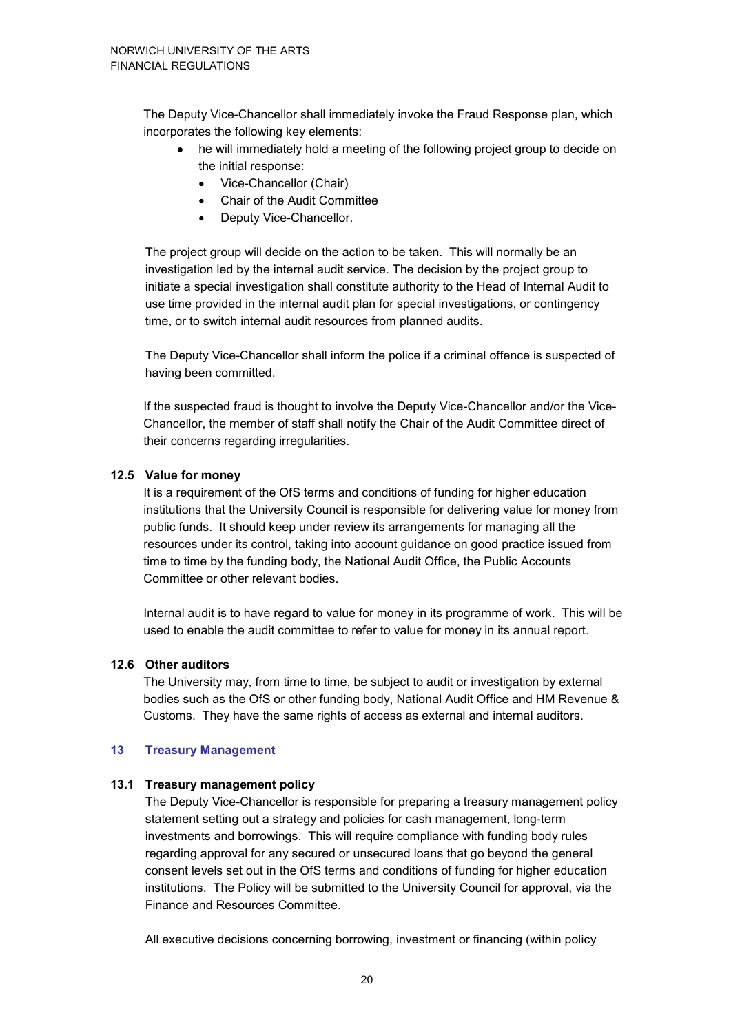The Deputy Vice-Chancellor shall immediately invoke the Fraud Response plan, which incorporates the following key elements:

- he will immediately hold a meeting of the following project group to decide on the initial response:
  - Vice-Chancellor (Chair)
  - Chair of the Audit Committee
  - Deputy Vice-Chancellor.

The project group will decide on the action to be taken. This will normally be an investigation led by the internal audit service. The decision by the project group to initiate a special investigation shall constitute authority to the Head of Internal Audit to use time provided in the internal audit plan for special investigations, or contingency time, or to switch internal audit resources from planned audits.

The Deputy Vice-Chancellor shall inform the police if a criminal offence is suspected of having been committed.

If the suspected fraud is thought to involve the Deputy Vice-Chancellor and/or the Vice-Chancellor, the member of staff shall notify the Chair of the Audit Committee direct of their concerns regarding irregularities.

### 12.5 Value for money

It is a requirement of the OfS terms and conditions of funding for higher education institutions that the University Council is responsible for delivering value for money from public funds. It should keep under review its arrangements for managing all the resources under its control, taking into account guidance on good practice issued from time to time by the funding body, the National Audit Office, the Public Accounts Committee or other relevant bodies.

Internal audit is to have regard to value for money in its programme of work. This will be used to enable the audit committee to refer to value for money in its annual report.

### 12.6 Other auditors

The University may, from time to time, be subject to audit or investigation by external bodies such as the OfS or other funding body, National Audit Office and HM Revenue & Customs. They have the same rights of access as external and internal auditors.

## 13 Treasury Management

### 13.1 Treasury management policy

The Deputy Vice-Chancellor is responsible for preparing a treasury management policy statement setting out a strategy and policies for cash management, long-term investments and borrowings. This will require compliance with funding body rules regarding approval for any secured or unsecured loans that go beyond the general consent levels set out in the OfS terms and conditions of funding for higher education institutions. The Policy will be submitted to the University Council for approval, via the Finance and Resources Committee.

All executive decisions concerning borrowing, investment or financing (within policy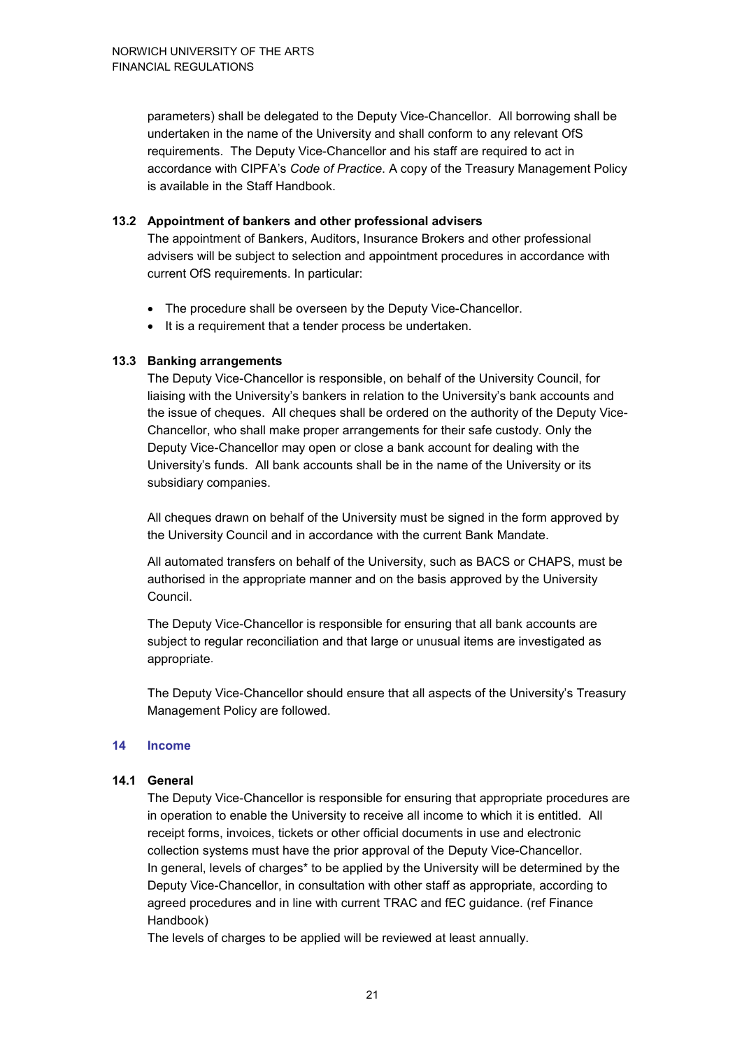parameters) shall be delegated to the Deputy Vice-Chancellor. All borrowing shall be undertaken in the name of the University and shall conform to any relevant OfS requirements. The Deputy Vice-Chancellor and his staff are required to act in accordance with CIPFA's *Code of Practice*. A copy of the Treasury Management Policy is available in the Staff Handbook.

### 13.2 Appointment of bankers and other professional advisers

The appointment of Bankers, Auditors, Insurance Brokers and other professional advisers will be subject to selection and appointment procedures in accordance with current OfS requirements. In particular:

- The procedure shall be overseen by the Deputy Vice-Chancellor.
- It is a requirement that a tender process be undertaken.

### 13.3 Banking arrangements

The Deputy Vice-Chancellor is responsible, on behalf of the University Council, for liaising with the University's bankers in relation to the University's bank accounts and the issue of cheques. All cheques shall be ordered on the authority of the Deputy Vice-Chancellor, who shall make proper arrangements for their safe custody. Only the Deputy Vice-Chancellor may open or close a bank account for dealing with the University's funds. All bank accounts shall be in the name of the University or its subsidiary companies.

All cheques drawn on behalf of the University must be signed in the form approved by the University Council and in accordance with the current Bank Mandate.

All automated transfers on behalf of the University, such as BACS or CHAPS, must be authorised in the appropriate manner and on the basis approved by the University Council.

The Deputy Vice-Chancellor is responsible for ensuring that all bank accounts are subject to regular reconciliation and that large or unusual items are investigated as appropriate.

The Deputy Vice-Chancellor should ensure that all aspects of the University's Treasury Management Policy are followed.

## 14 Income

### 14.1 General

The Deputy Vice-Chancellor is responsible for ensuring that appropriate procedures are in operation to enable the University to receive all income to which it is entitled. All receipt forms, invoices, tickets or other official documents in use and electronic collection systems must have the prior approval of the Deputy Vice-Chancellor. In general, levels of charges* to be applied by the University will be determined by the Deputy Vice-Chancellor, in consultation with other staff as appropriate, according to agreed procedures and in line with current TRAC and fEC guidance. (ref Finance Handbook)

The levels of charges to be applied will be reviewed at least annually.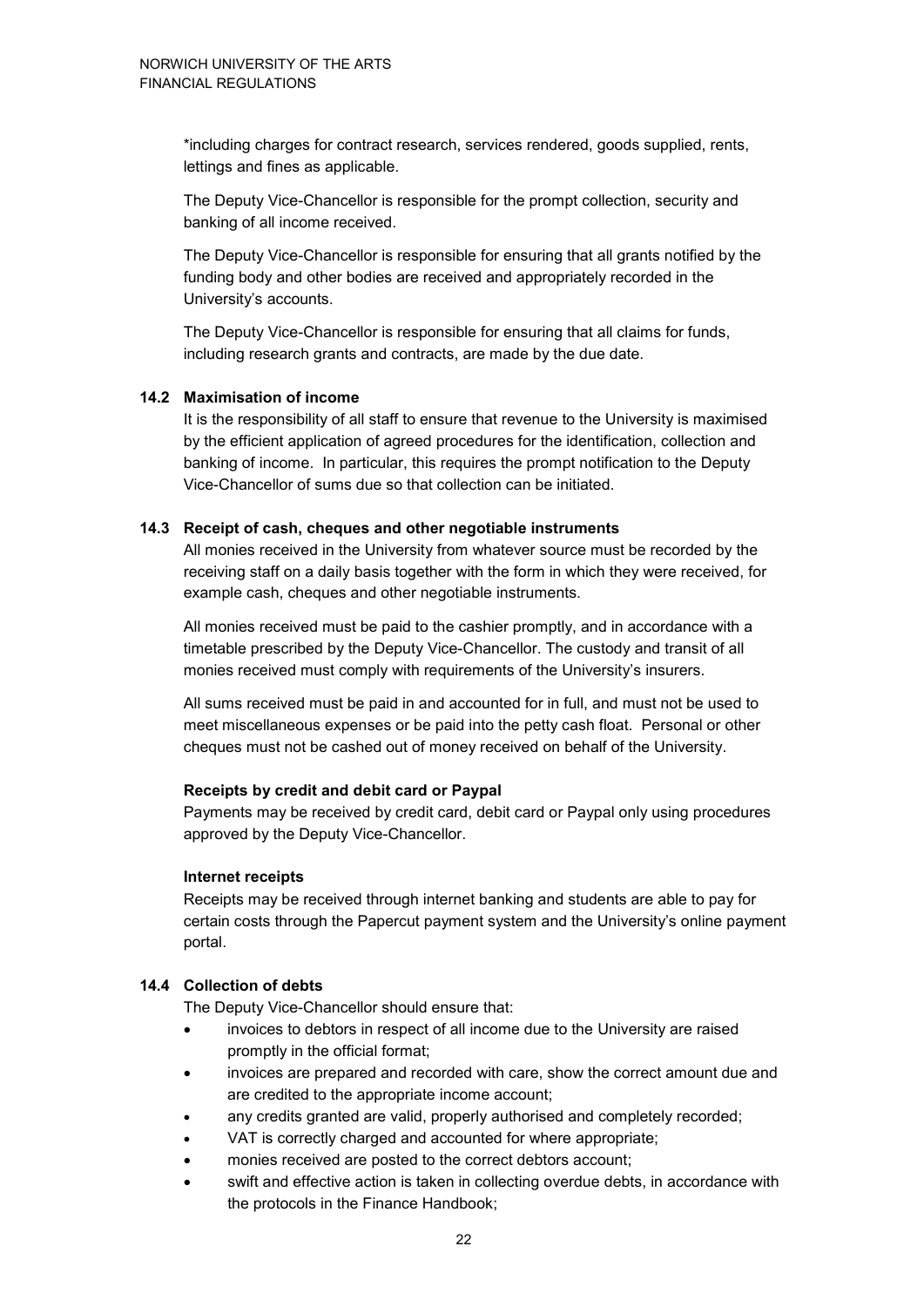*including charges for contract research, services rendered, goods supplied, rents, lettings and fines as applicable.

The Deputy Vice-Chancellor is responsible for the prompt collection, security and banking of all income received.

The Deputy Vice-Chancellor is responsible for ensuring that all grants notified by the funding body and other bodies are received and appropriately recorded in the University's accounts.

The Deputy Vice-Chancellor is responsible for ensuring that all claims for funds, including research grants and contracts, are made by the due date.

### 14.2 Maximisation of income

It is the responsibility of all staff to ensure that revenue to the University is maximised by the efficient application of agreed procedures for the identification, collection and banking of income. In particular, this requires the prompt notification to the Deputy Vice-Chancellor of sums due so that collection can be initiated.

### 14.3 Receipt of cash, cheques and other negotiable instruments

All monies received in the University from whatever source must be recorded by the receiving staff on a daily basis together with the form in which they were received, for example cash, cheques and other negotiable instruments.

All monies received must be paid to the cashier promptly, and in accordance with a timetable prescribed by the Deputy Vice-Chancellor. The custody and transit of all monies received must comply with requirements of the University's insurers.

All sums received must be paid in and accounted for in full, and must not be used to meet miscellaneous expenses or be paid into the petty cash float. Personal or other cheques must not be cashed out of money received on behalf of the University.

**Receipts by credit and debit card or Paypal**

Payments may be received by credit card, debit card or Paypal only using procedures approved by the Deputy Vice-Chancellor.

**Internet receipts**

Receipts may be received through internet banking and students are able to pay for certain costs through the Papercut payment system and the University's online payment portal.

### 14.4 Collection of debts

The Deputy Vice-Chancellor should ensure that:

- invoices to debtors in respect of all income due to the University are raised promptly in the official format;
- invoices are prepared and recorded with care, show the correct amount due and are credited to the appropriate income account;
- any credits granted are valid, properly authorised and completely recorded;
- VAT is correctly charged and accounted for where appropriate;
- monies received are posted to the correct debtors account;
- swift and effective action is taken in collecting overdue debts, in accordance with the protocols in the Finance Handbook;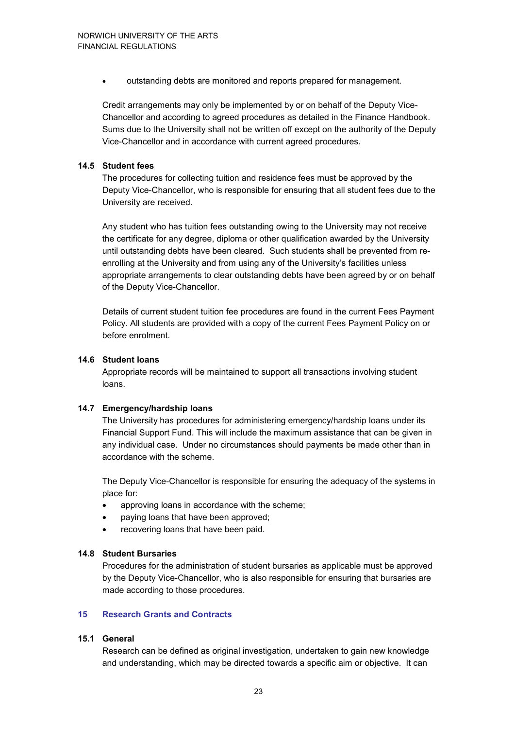- outstanding debts are monitored and reports prepared for management.

Credit arrangements may only be implemented by or on behalf of the Deputy Vice-Chancellor and according to agreed procedures as detailed in the Finance Handbook. Sums due to the University shall not be written off except on the authority of the Deputy Vice-Chancellor and in accordance with current agreed procedures.

### 14.5 Student fees

The procedures for collecting tuition and residence fees must be approved by the Deputy Vice-Chancellor, who is responsible for ensuring that all student fees due to the University are received.

Any student who has tuition fees outstanding owing to the University may not receive the certificate for any degree, diploma or other qualification awarded by the University until outstanding debts have been cleared. Such students shall be prevented from re-enrolling at the University and from using any of the University's facilities unless appropriate arrangements to clear outstanding debts have been agreed by or on behalf of the Deputy Vice-Chancellor.

Details of current student tuition fee procedures are found in the current Fees Payment Policy. All students are provided with a copy of the current Fees Payment Policy on or before enrolment.

### 14.6 Student loans

Appropriate records will be maintained to support all transactions involving student loans.

### 14.7 Emergency/hardship loans

The University has procedures for administering emergency/hardship loans under its Financial Support Fund. This will include the maximum assistance that can be given in any individual case. Under no circumstances should payments be made other than in accordance with the scheme.

The Deputy Vice-Chancellor is responsible for ensuring the adequacy of the systems in place for:

- approving loans in accordance with the scheme;
- paying loans that have been approved;
- recovering loans that have been paid.

### 14.8 Student Bursaries

Procedures for the administration of student bursaries as applicable must be approved by the Deputy Vice-Chancellor, who is also responsible for ensuring that bursaries are made according to those procedures.

## 15 Research Grants and Contracts

### 15.1 General

Research can be defined as original investigation, undertaken to gain new knowledge and understanding, which may be directed towards a specific aim or objective. It can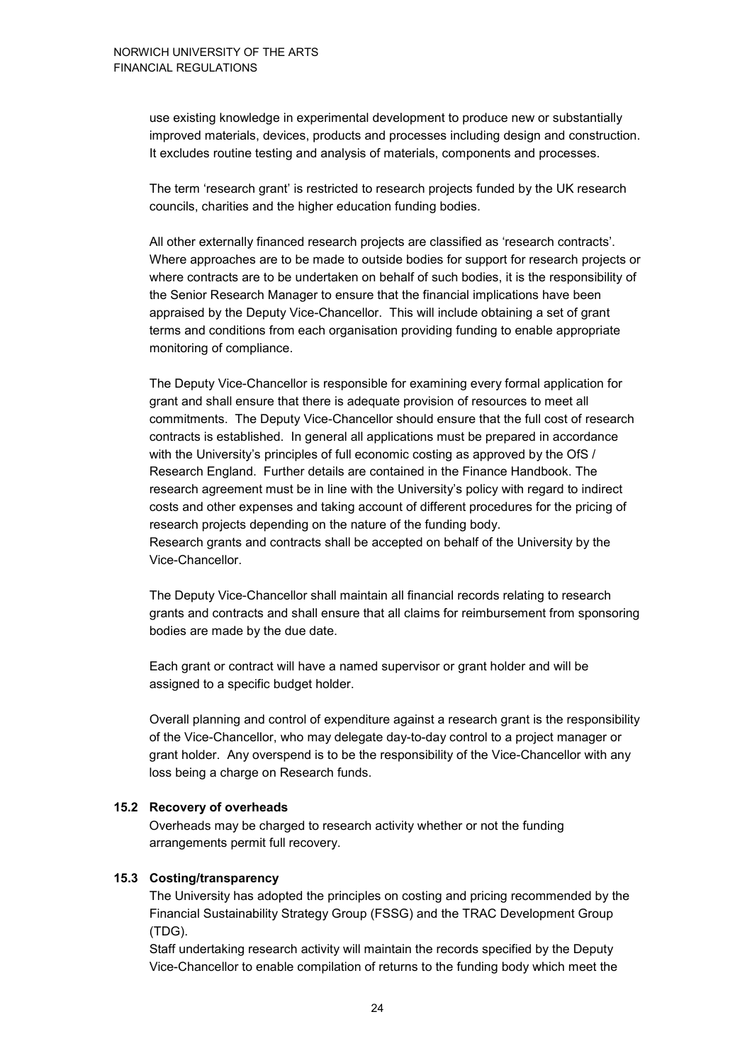use existing knowledge in experimental development to produce new or substantially improved materials, devices, products and processes including design and construction. It excludes routine testing and analysis of materials, components and processes.

The term 'research grant' is restricted to research projects funded by the UK research councils, charities and the higher education funding bodies.

All other externally financed research projects are classified as 'research contracts'. Where approaches are to be made to outside bodies for support for research projects or where contracts are to be undertaken on behalf of such bodies, it is the responsibility of the Senior Research Manager to ensure that the financial implications have been appraised by the Deputy Vice-Chancellor. This will include obtaining a set of grant terms and conditions from each organisation providing funding to enable appropriate monitoring of compliance.

The Deputy Vice-Chancellor is responsible for examining every formal application for grant and shall ensure that there is adequate provision of resources to meet all commitments. The Deputy Vice-Chancellor should ensure that the full cost of research contracts is established. In general all applications must be prepared in accordance with the University's principles of full economic costing as approved by the OfS / Research England. Further details are contained in the Finance Handbook. The research agreement must be in line with the University's policy with regard to indirect costs and other expenses and taking account of different procedures for the pricing of research projects depending on the nature of the funding body.
Research grants and contracts shall be accepted on behalf of the University by the Vice-Chancellor.

The Deputy Vice-Chancellor shall maintain all financial records relating to research grants and contracts and shall ensure that all claims for reimbursement from sponsoring bodies are made by the due date.

Each grant or contract will have a named supervisor or grant holder and will be assigned to a specific budget holder.

Overall planning and control of expenditure against a research grant is the responsibility of the Vice-Chancellor, who may delegate day-to-day control to a project manager or grant holder. Any overspend is to be the responsibility of the Vice-Chancellor with any loss being a charge on Research funds.

### 15.2 Recovery of overheads

Overheads may be charged to research activity whether or not the funding arrangements permit full recovery.

### 15.3 Costing/transparency

The University has adopted the principles on costing and pricing recommended by the Financial Sustainability Strategy Group (FSSG) and the TRAC Development Group (TDG).
Staff undertaking research activity will maintain the records specified by the Deputy Vice-Chancellor to enable compilation of returns to the funding body which meet the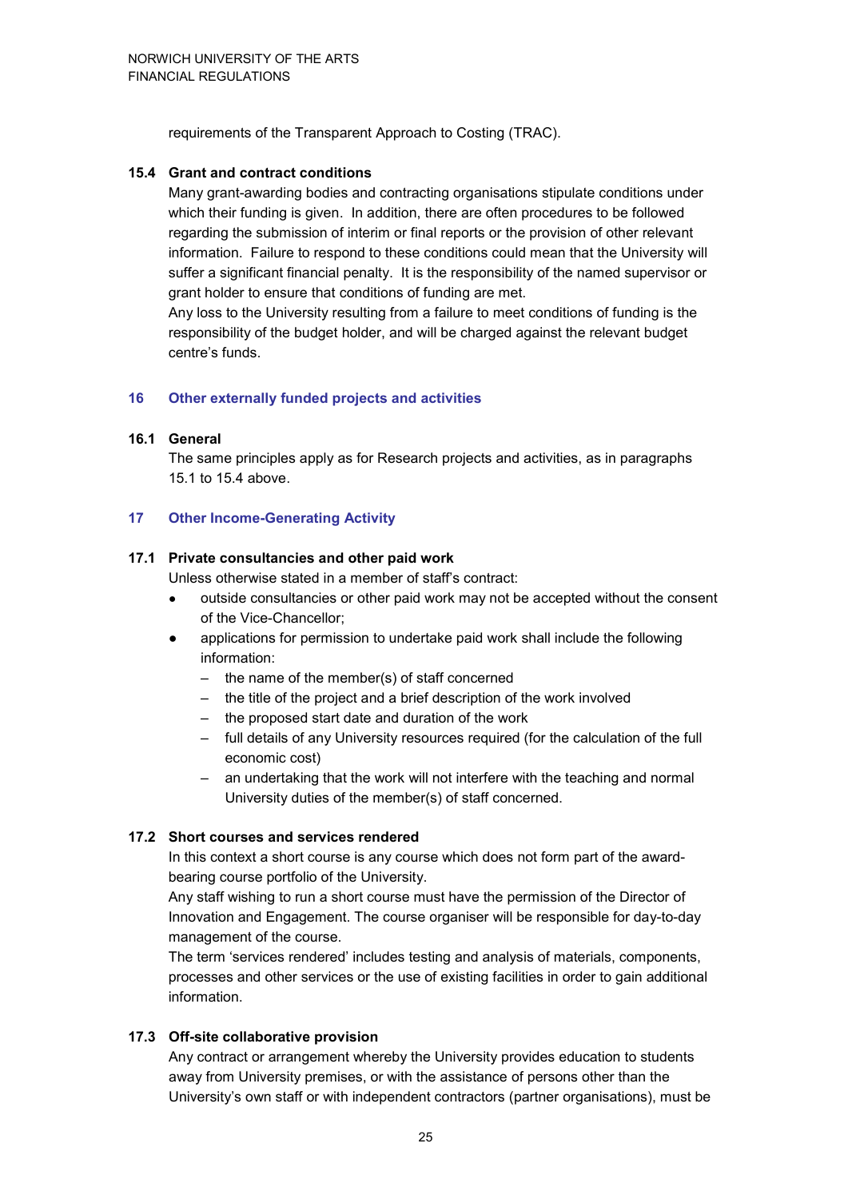requirements of the Transparent Approach to Costing (TRAC).

### 15.4 Grant and contract conditions

Many grant-awarding bodies and contracting organisations stipulate conditions under which their funding is given. In addition, there are often procedures to be followed regarding the submission of interim or final reports or the provision of other relevant information. Failure to respond to these conditions could mean that the University will suffer a significant financial penalty. It is the responsibility of the named supervisor or grant holder to ensure that conditions of funding are met.

Any loss to the University resulting from a failure to meet conditions of funding is the responsibility of the budget holder, and will be charged against the relevant budget centre's funds.

## 16 Other externally funded projects and activities

### 16.1 General

The same principles apply as for Research projects and activities, as in paragraphs 15.1 to 15.4 above.

## 17 Other Income-Generating Activity

### 17.1 Private consultancies and other paid work

Unless otherwise stated in a member of staff's contract:

- outside consultancies or other paid work may not be accepted without the consent of the Vice-Chancellor;
- applications for permission to undertake paid work shall include the following information:
  - the name of the member(s) of staff concerned
  - the title of the project and a brief description of the work involved
  - the proposed start date and duration of the work
  - full details of any University resources required (for the calculation of the full economic cost)
  - an undertaking that the work will not interfere with the teaching and normal University duties of the member(s) of staff concerned.

### 17.2 Short courses and services rendered

In this context a short course is any course which does not form part of the award-bearing course portfolio of the University.

Any staff wishing to run a short course must have the permission of the Director of Innovation and Engagement. The course organiser will be responsible for day-to-day management of the course.

The term 'services rendered' includes testing and analysis of materials, components, processes and other services or the use of existing facilities in order to gain additional information.

### 17.3 Off-site collaborative provision

Any contract or arrangement whereby the University provides education to students away from University premises, or with the assistance of persons other than the University's own staff or with independent contractors (partner organisations), must be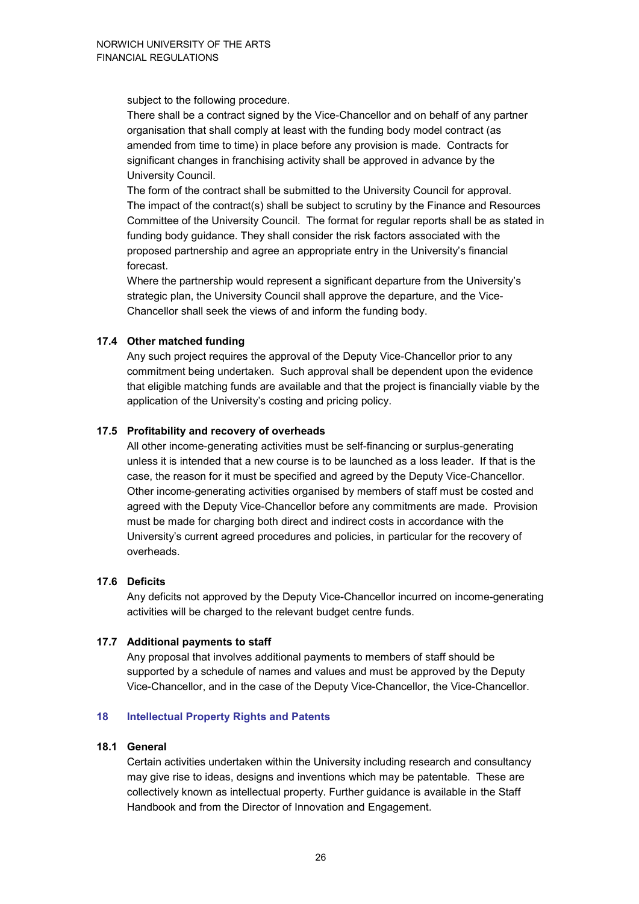subject to the following procedure.

There shall be a contract signed by the Vice-Chancellor and on behalf of any partner organisation that shall comply at least with the funding body model contract (as amended from time to time) in place before any provision is made. Contracts for significant changes in franchising activity shall be approved in advance by the University Council.

The form of the contract shall be submitted to the University Council for approval. The impact of the contract(s) shall be subject to scrutiny by the Finance and Resources Committee of the University Council. The format for regular reports shall be as stated in funding body guidance. They shall consider the risk factors associated with the proposed partnership and agree an appropriate entry in the University's financial forecast.

Where the partnership would represent a significant departure from the University's strategic plan, the University Council shall approve the departure, and the Vice-Chancellor shall seek the views of and inform the funding body.

### 17.4 Other matched funding

Any such project requires the approval of the Deputy Vice-Chancellor prior to any commitment being undertaken. Such approval shall be dependent upon the evidence that eligible matching funds are available and that the project is financially viable by the application of the University's costing and pricing policy.

### 17.5 Profitability and recovery of overheads

All other income-generating activities must be self-financing or surplus-generating unless it is intended that a new course is to be launched as a loss leader. If that is the case, the reason for it must be specified and agreed by the Deputy Vice-Chancellor. Other income-generating activities organised by members of staff must be costed and agreed with the Deputy Vice-Chancellor before any commitments are made. Provision must be made for charging both direct and indirect costs in accordance with the University's current agreed procedures and policies, in particular for the recovery of overheads.

### 17.6 Deficits

Any deficits not approved by the Deputy Vice-Chancellor incurred on income-generating activities will be charged to the relevant budget centre funds.

### 17.7 Additional payments to staff

Any proposal that involves additional payments to members of staff should be supported by a schedule of names and values and must be approved by the Deputy Vice-Chancellor, and in the case of the Deputy Vice-Chancellor, the Vice-Chancellor.

## 18 Intellectual Property Rights and Patents

### 18.1 General

Certain activities undertaken within the University including research and consultancy may give rise to ideas, designs and inventions which may be patentable. These are collectively known as intellectual property. Further guidance is available in the Staff Handbook and from the Director of Innovation and Engagement.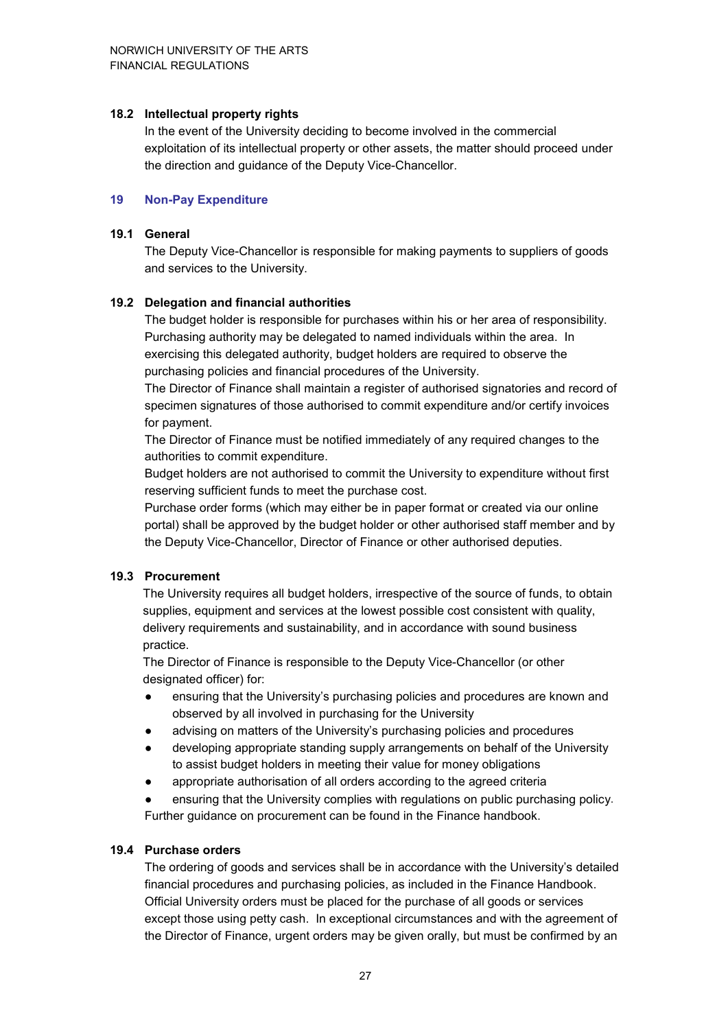### 18.2 Intellectual property rights

In the event of the University deciding to become involved in the commercial exploitation of its intellectual property or other assets, the matter should proceed under the direction and guidance of the Deputy Vice-Chancellor.

## 19 Non-Pay Expenditure

### 19.1 General

The Deputy Vice-Chancellor is responsible for making payments to suppliers of goods and services to the University.

### 19.2 Delegation and financial authorities

The budget holder is responsible for purchases within his or her area of responsibility. Purchasing authority may be delegated to named individuals within the area. In exercising this delegated authority, budget holders are required to observe the purchasing policies and financial procedures of the University.

The Director of Finance shall maintain a register of authorised signatories and record of specimen signatures of those authorised to commit expenditure and/or certify invoices for payment.

The Director of Finance must be notified immediately of any required changes to the authorities to commit expenditure.

Budget holders are not authorised to commit the University to expenditure without first reserving sufficient funds to meet the purchase cost.

Purchase order forms (which may either be in paper format or created via our online portal) shall be approved by the budget holder or other authorised staff member and by the Deputy Vice-Chancellor, Director of Finance or other authorised deputies.

### 19.3 Procurement

The University requires all budget holders, irrespective of the source of funds, to obtain supplies, equipment and services at the lowest possible cost consistent with quality, delivery requirements and sustainability, and in accordance with sound business practice.

The Director of Finance is responsible to the Deputy Vice-Chancellor (or other designated officer) for:

- ensuring that the University's purchasing policies and procedures are known and observed by all involved in purchasing for the University
- advising on matters of the University's purchasing policies and procedures
- developing appropriate standing supply arrangements on behalf of the University to assist budget holders in meeting their value for money obligations
- appropriate authorisation of all orders according to the agreed criteria
- ensuring that the University complies with regulations on public purchasing policy.

Further guidance on procurement can be found in the Finance handbook.

### 19.4 Purchase orders

The ordering of goods and services shall be in accordance with the University's detailed financial procedures and purchasing policies, as included in the Finance Handbook. Official University orders must be placed for the purchase of all goods or services except those using petty cash. In exceptional circumstances and with the agreement of the Director of Finance, urgent orders may be given orally, but must be confirmed by an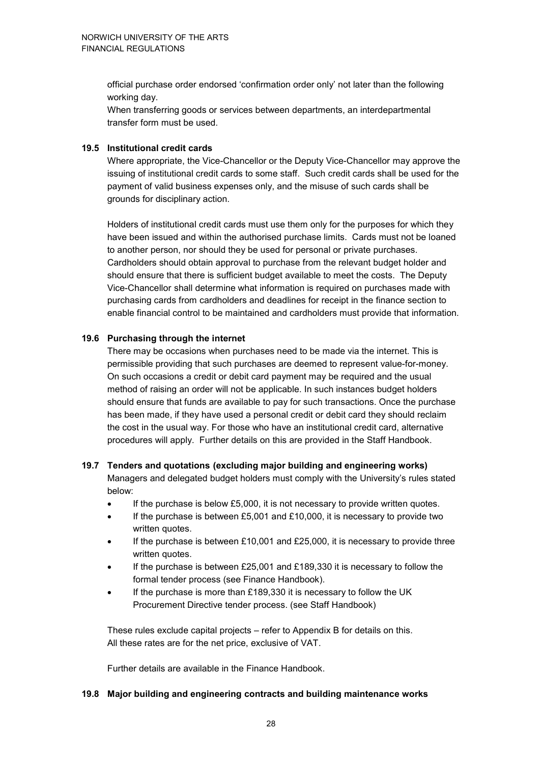official purchase order endorsed 'confirmation order only' not later than the following working day.

When transferring goods or services between departments, an interdepartmental transfer form must be used.

### 19.5 Institutional credit cards

Where appropriate, the Vice-Chancellor or the Deputy Vice-Chancellor may approve the issuing of institutional credit cards to some staff. Such credit cards shall be used for the payment of valid business expenses only, and the misuse of such cards shall be grounds for disciplinary action.

Holders of institutional credit cards must use them only for the purposes for which they have been issued and within the authorised purchase limits. Cards must not be loaned to another person, nor should they be used for personal or private purchases. Cardholders should obtain approval to purchase from the relevant budget holder and should ensure that there is sufficient budget available to meet the costs. The Deputy Vice-Chancellor shall determine what information is required on purchases made with purchasing cards from cardholders and deadlines for receipt in the finance section to enable financial control to be maintained and cardholders must provide that information.

### 19.6 Purchasing through the internet

There may be occasions when purchases need to be made via the internet. This is permissible providing that such purchases are deemed to represent value-for-money. On such occasions a credit or debit card payment may be required and the usual method of raising an order will not be applicable. In such instances budget holders should ensure that funds are available to pay for such transactions. Once the purchase has been made, if they have used a personal credit or debit card they should reclaim the cost in the usual way. For those who have an institutional credit card, alternative procedures will apply. Further details on this are provided in the Staff Handbook.

### 19.7 Tenders and quotations (excluding major building and engineering works)

Managers and delegated budget holders must comply with the University's rules stated below:

- If the purchase is below £5,000, it is not necessary to provide written quotes.
- If the purchase is between £5,001 and £10,000, it is necessary to provide two written quotes.
- If the purchase is between £10,001 and £25,000, it is necessary to provide three written quotes.
- If the purchase is between £25,001 and £189,330 it is necessary to follow the formal tender process (see Finance Handbook).
- If the purchase is more than £189,330 it is necessary to follow the UK Procurement Directive tender process. (see Staff Handbook)

These rules exclude capital projects – refer to Appendix B for details on this.
All these rates are for the net price, exclusive of VAT.

Further details are available in the Finance Handbook.

### 19.8 Major building and engineering contracts and building maintenance works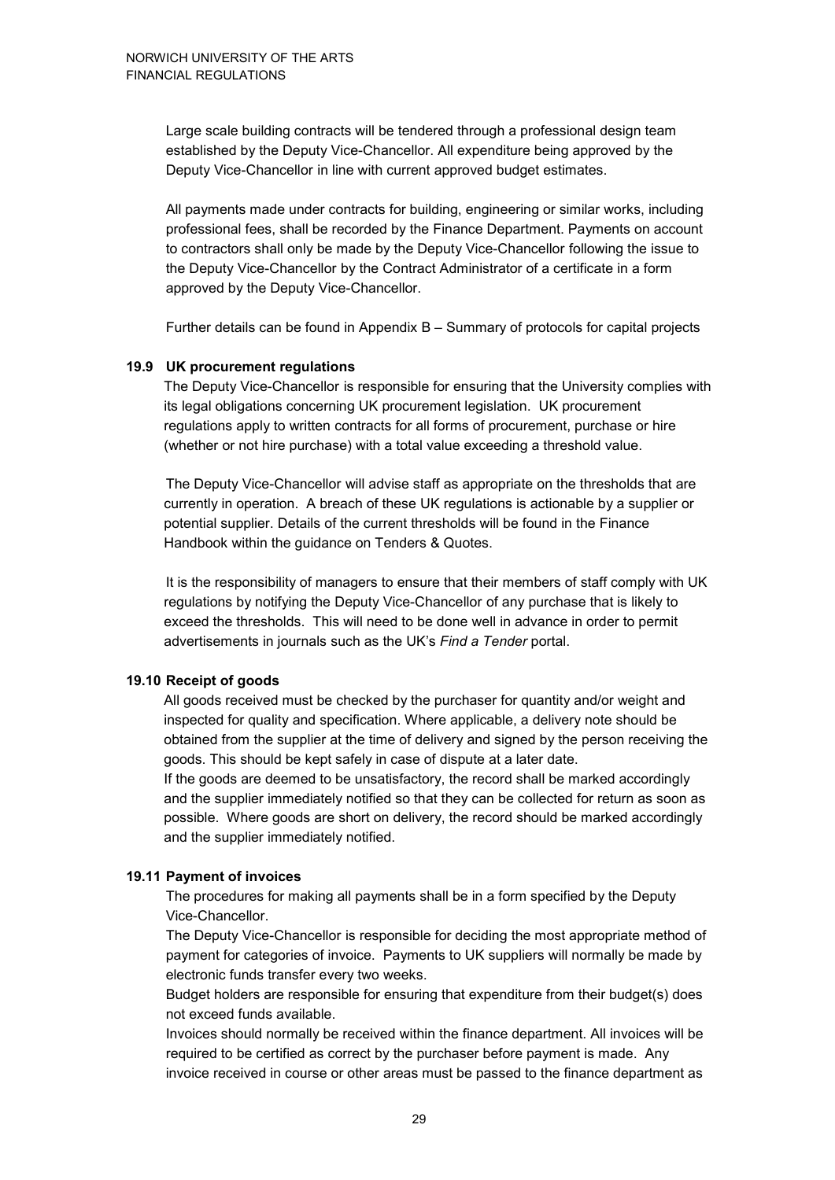Large scale building contracts will be tendered through a professional design team established by the Deputy Vice-Chancellor. All expenditure being approved by the Deputy Vice-Chancellor in line with current approved budget estimates.

All payments made under contracts for building, engineering or similar works, including professional fees, shall be recorded by the Finance Department. Payments on account to contractors shall only be made by the Deputy Vice-Chancellor following the issue to the Deputy Vice-Chancellor by the Contract Administrator of a certificate in a form approved by the Deputy Vice-Chancellor.

Further details can be found in Appendix B – Summary of protocols for capital projects

### 19.9 UK procurement regulations

The Deputy Vice-Chancellor is responsible for ensuring that the University complies with its legal obligations concerning UK procurement legislation. UK procurement regulations apply to written contracts for all forms of procurement, purchase or hire (whether or not hire purchase) with a total value exceeding a threshold value.

The Deputy Vice-Chancellor will advise staff as appropriate on the thresholds that are currently in operation. A breach of these UK regulations is actionable by a supplier or potential supplier. Details of the current thresholds will be found in the Finance Handbook within the guidance on Tenders & Quotes.

It is the responsibility of managers to ensure that their members of staff comply with UK regulations by notifying the Deputy Vice-Chancellor of any purchase that is likely to exceed the thresholds. This will need to be done well in advance in order to permit advertisements in journals such as the UK's *Find a Tender* portal.

### 19.10 Receipt of goods

All goods received must be checked by the purchaser for quantity and/or weight and inspected for quality and specification. Where applicable, a delivery note should be obtained from the supplier at the time of delivery and signed by the person receiving the goods. This should be kept safely in case of dispute at a later date.
If the goods are deemed to be unsatisfactory, the record shall be marked accordingly and the supplier immediately notified so that they can be collected for return as soon as possible. Where goods are short on delivery, the record should be marked accordingly and the supplier immediately notified.

### 19.11 Payment of invoices

The procedures for making all payments shall be in a form specified by the Deputy Vice-Chancellor.
The Deputy Vice-Chancellor is responsible for deciding the most appropriate method of payment for categories of invoice. Payments to UK suppliers will normally be made by electronic funds transfer every two weeks.
Budget holders are responsible for ensuring that expenditure from their budget(s) does not exceed funds available.
Invoices should normally be received within the finance department. All invoices will be required to be certified as correct by the purchaser before payment is made. Any invoice received in course or other areas must be passed to the finance department as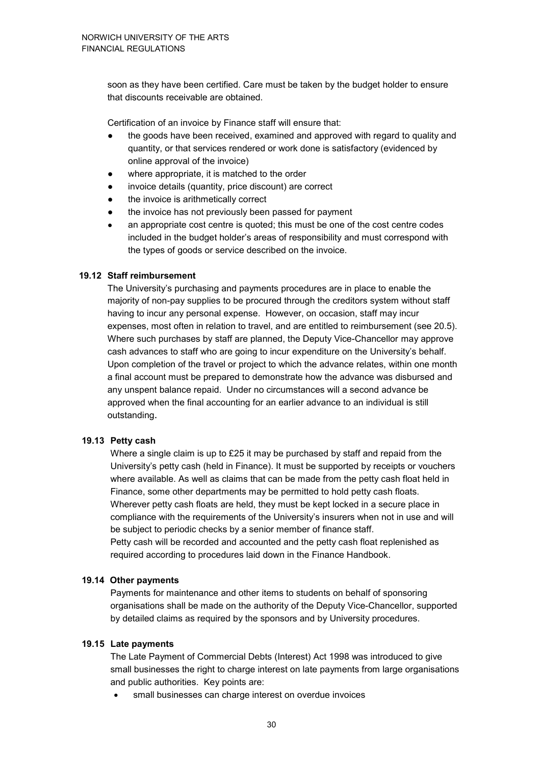soon as they have been certified. Care must be taken by the budget holder to ensure that discounts receivable are obtained.

Certification of an invoice by Finance staff will ensure that:

- the goods have been received, examined and approved with regard to quality and quantity, or that services rendered or work done is satisfactory (evidenced by online approval of the invoice)
- where appropriate, it is matched to the order
- invoice details (quantity, price discount) are correct
- the invoice is arithmetically correct
- the invoice has not previously been passed for payment
- an appropriate cost centre is quoted; this must be one of the cost centre codes included in the budget holder's areas of responsibility and must correspond with the types of goods or service described on the invoice.

### 19.12 Staff reimbursement

The University's purchasing and payments procedures are in place to enable the majority of non-pay supplies to be procured through the creditors system without staff having to incur any personal expense. However, on occasion, staff may incur expenses, most often in relation to travel, and are entitled to reimbursement (see 20.5). Where such purchases by staff are planned, the Deputy Vice-Chancellor may approve cash advances to staff who are going to incur expenditure on the University's behalf. Upon completion of the travel or project to which the advance relates, within one month a final account must be prepared to demonstrate how the advance was disbursed and any unspent balance repaid. Under no circumstances will a second advance be approved when the final accounting for an earlier advance to an individual is still outstanding.

### 19.13 Petty cash

Where a single claim is up to £25 it may be purchased by staff and repaid from the University's petty cash (held in Finance). It must be supported by receipts or vouchers where available. As well as claims that can be made from the petty cash float held in Finance, some other departments may be permitted to hold petty cash floats. Wherever petty cash floats are held, they must be kept locked in a secure place in compliance with the requirements of the University's insurers when not in use and will be subject to periodic checks by a senior member of finance staff.
Petty cash will be recorded and accounted and the petty cash float replenished as required according to procedures laid down in the Finance Handbook.

### 19.14 Other payments

Payments for maintenance and other items to students on behalf of sponsoring organisations shall be made on the authority of the Deputy Vice-Chancellor, supported by detailed claims as required by the sponsors and by University procedures.

### 19.15 Late payments

The Late Payment of Commercial Debts (Interest) Act 1998 was introduced to give small businesses the right to charge interest on late payments from large organisations and public authorities. Key points are:

- small businesses can charge interest on overdue invoices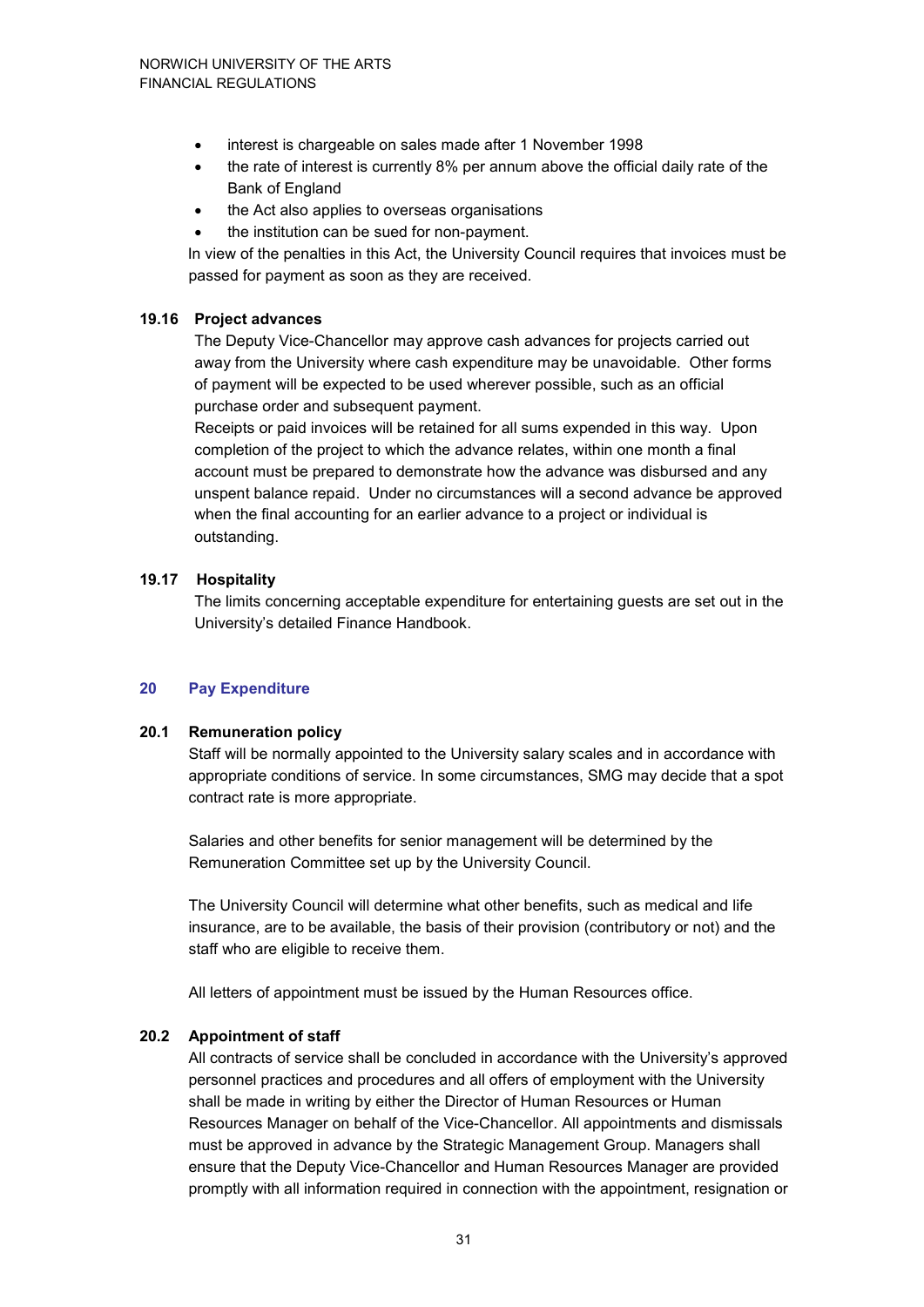- interest is chargeable on sales made after 1 November 1998
- the rate of interest is currently 8% per annum above the official daily rate of the Bank of England
- the Act also applies to overseas organisations
- the institution can be sued for non-payment.

In view of the penalties in this Act, the University Council requires that invoices must be passed for payment as soon as they are received.

### 19.16 Project advances

The Deputy Vice-Chancellor may approve cash advances for projects carried out away from the University where cash expenditure may be unavoidable. Other forms of payment will be expected to be used wherever possible, such as an official purchase order and subsequent payment.

Receipts or paid invoices will be retained for all sums expended in this way. Upon completion of the project to which the advance relates, within one month a final account must be prepared to demonstrate how the advance was disbursed and any unspent balance repaid. Under no circumstances will a second advance be approved when the final accounting for an earlier advance to a project or individual is outstanding.

### 19.17 Hospitality

The limits concerning acceptable expenditure for entertaining guests are set out in the University's detailed Finance Handbook.

## 20 Pay Expenditure

### 20.1 Remuneration policy

Staff will be normally appointed to the University salary scales and in accordance with appropriate conditions of service. In some circumstances, SMG may decide that a spot contract rate is more appropriate.

Salaries and other benefits for senior management will be determined by the Remuneration Committee set up by the University Council.

The University Council will determine what other benefits, such as medical and life insurance, are to be available, the basis of their provision (contributory or not) and the staff who are eligible to receive them.

All letters of appointment must be issued by the Human Resources office.

### 20.2 Appointment of staff

All contracts of service shall be concluded in accordance with the University's approved personnel practices and procedures and all offers of employment with the University shall be made in writing by either the Director of Human Resources or Human Resources Manager on behalf of the Vice-Chancellor. All appointments and dismissals must be approved in advance by the Strategic Management Group. Managers shall ensure that the Deputy Vice-Chancellor and Human Resources Manager are provided promptly with all information required in connection with the appointment, resignation or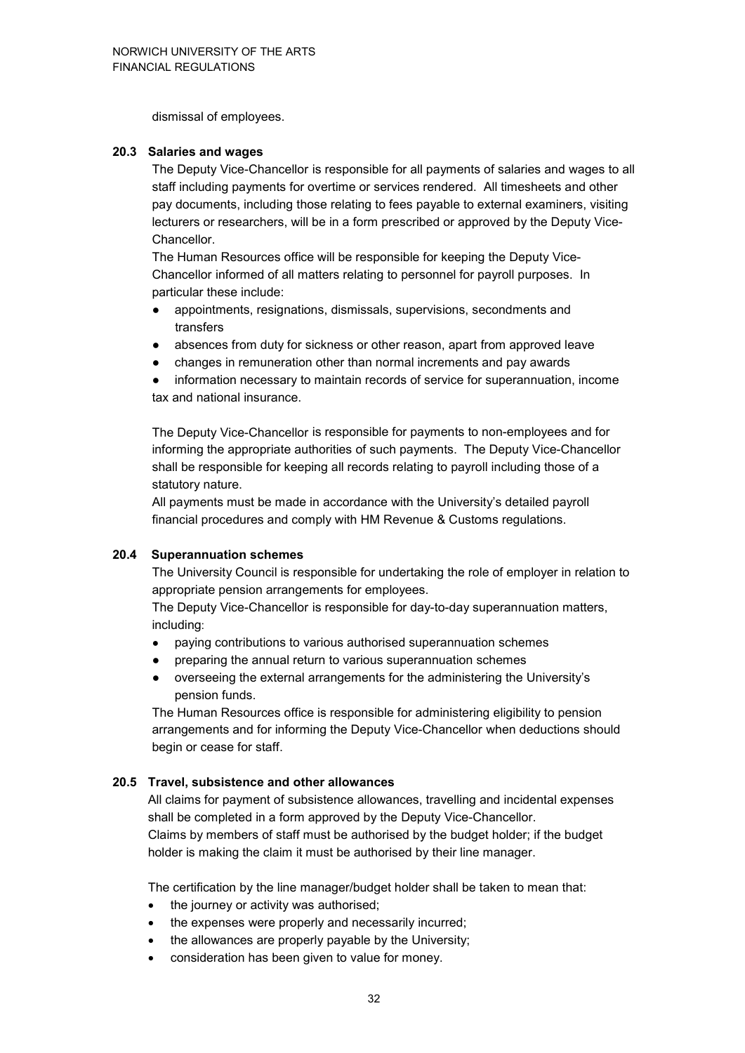dismissal of employees.

### 20.3 Salaries and wages

The Deputy Vice-Chancellor is responsible for all payments of salaries and wages to all staff including payments for overtime or services rendered. All timesheets and other pay documents, including those relating to fees payable to external examiners, visiting lecturers or researchers, will be in a form prescribed or approved by the Deputy Vice-Chancellor.

The Human Resources office will be responsible for keeping the Deputy Vice-Chancellor informed of all matters relating to personnel for payroll purposes. In particular these include:

- appointments, resignations, dismissals, supervisions, secondments and transfers
- absences from duty for sickness or other reason, apart from approved leave
- changes in remuneration other than normal increments and pay awards
- information necessary to maintain records of service for superannuation, income tax and national insurance.

The Deputy Vice-Chancellor is responsible for payments to non-employees and for informing the appropriate authorities of such payments. The Deputy Vice-Chancellor shall be responsible for keeping all records relating to payroll including those of a statutory nature.

All payments must be made in accordance with the University's detailed payroll financial procedures and comply with HM Revenue & Customs regulations.

### 20.4 Superannuation schemes

The University Council is responsible for undertaking the role of employer in relation to appropriate pension arrangements for employees.

The Deputy Vice-Chancellor is responsible for day-to-day superannuation matters, including:

- paying contributions to various authorised superannuation schemes
- preparing the annual return to various superannuation schemes
- overseeing the external arrangements for the administering the University's pension funds.

The Human Resources office is responsible for administering eligibility to pension arrangements and for informing the Deputy Vice-Chancellor when deductions should begin or cease for staff.

### 20.5 Travel, subsistence and other allowances

All claims for payment of subsistence allowances, travelling and incidental expenses shall be completed in a form approved by the Deputy Vice-Chancellor.

Claims by members of staff must be authorised by the budget holder; if the budget holder is making the claim it must be authorised by their line manager.

The certification by the line manager/budget holder shall be taken to mean that:

- the journey or activity was authorised;
- the expenses were properly and necessarily incurred;
- the allowances are properly payable by the University;
- consideration has been given to value for money.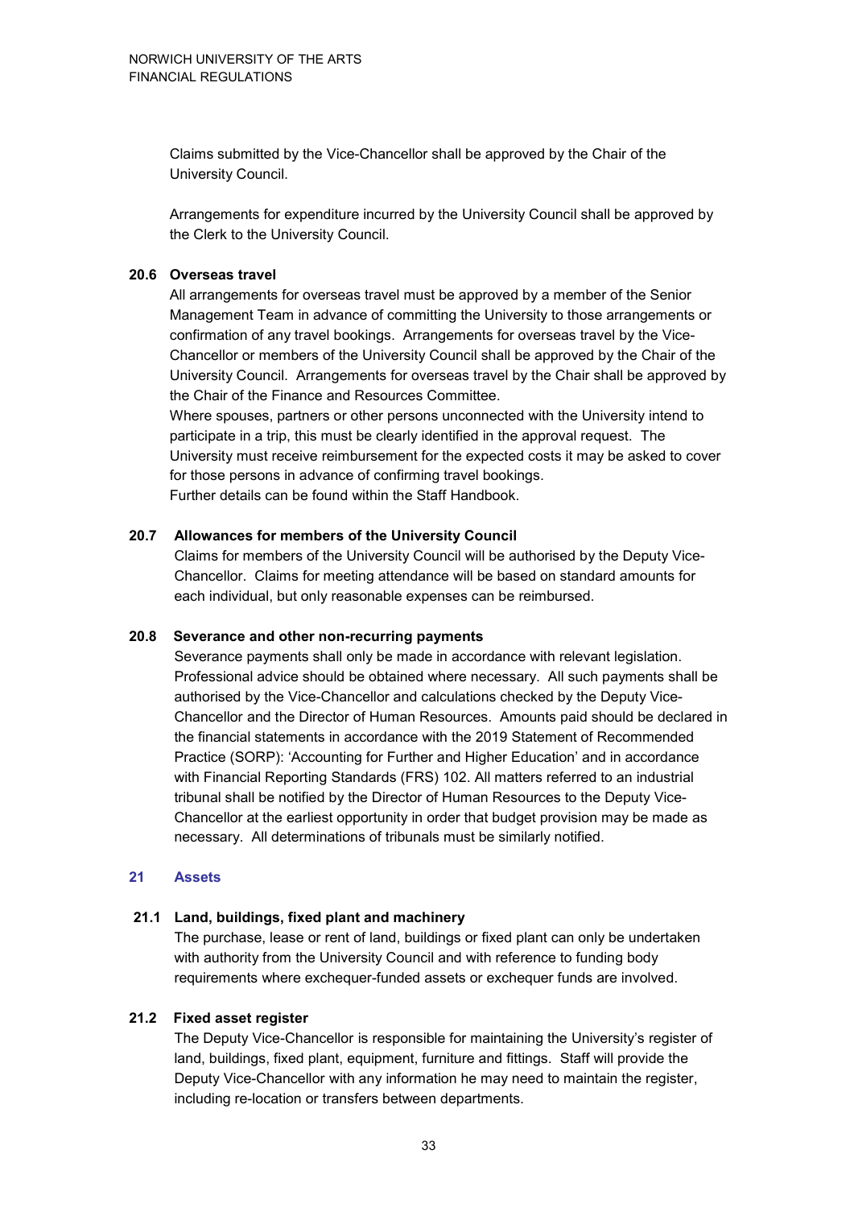Claims submitted by the Vice-Chancellor shall be approved by the Chair of the University Council.

Arrangements for expenditure incurred by the University Council shall be approved by the Clerk to the University Council.

### 20.6 Overseas travel

All arrangements for overseas travel must be approved by a member of the Senior Management Team in advance of committing the University to those arrangements or confirmation of any travel bookings. Arrangements for overseas travel by the Vice-Chancellor or members of the University Council shall be approved by the Chair of the University Council. Arrangements for overseas travel by the Chair shall be approved by the Chair of the Finance and Resources Committee.

Where spouses, partners or other persons unconnected with the University intend to participate in a trip, this must be clearly identified in the approval request. The University must receive reimbursement for the expected costs it may be asked to cover for those persons in advance of confirming travel bookings.

Further details can be found within the Staff Handbook.

### 20.7 Allowances for members of the University Council

Claims for members of the University Council will be authorised by the Deputy Vice-Chancellor. Claims for meeting attendance will be based on standard amounts for each individual, but only reasonable expenses can be reimbursed.

### 20.8 Severance and other non-recurring payments

Severance payments shall only be made in accordance with relevant legislation. Professional advice should be obtained where necessary. All such payments shall be authorised by the Vice-Chancellor and calculations checked by the Deputy Vice-Chancellor and the Director of Human Resources. Amounts paid should be declared in the financial statements in accordance with the 2019 Statement of Recommended Practice (SORP): 'Accounting for Further and Higher Education' and in accordance with Financial Reporting Standards (FRS) 102. All matters referred to an industrial tribunal shall be notified by the Director of Human Resources to the Deputy Vice-Chancellor at the earliest opportunity in order that budget provision may be made as necessary. All determinations of tribunals must be similarly notified.

## 21 Assets

### 21.1 Land, buildings, fixed plant and machinery

The purchase, lease or rent of land, buildings or fixed plant can only be undertaken with authority from the University Council and with reference to funding body requirements where exchequer-funded assets or exchequer funds are involved.

### 21.2 Fixed asset register

The Deputy Vice-Chancellor is responsible for maintaining the University's register of land, buildings, fixed plant, equipment, furniture and fittings. Staff will provide the Deputy Vice-Chancellor with any information he may need to maintain the register, including re-location or transfers between departments.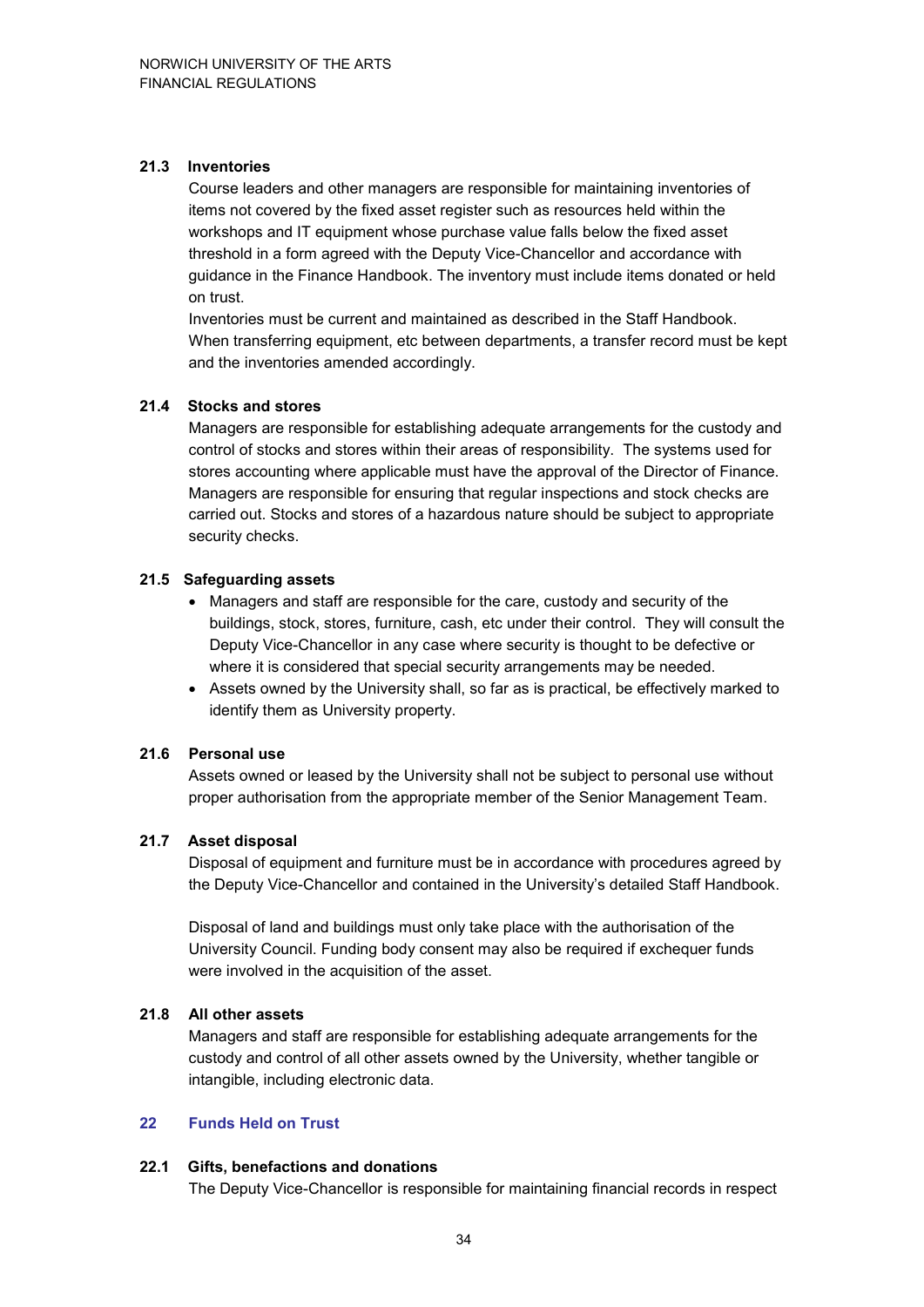### 21.3 Inventories

Course leaders and other managers are responsible for maintaining inventories of items not covered by the fixed asset register such as resources held within the workshops and IT equipment whose purchase value falls below the fixed asset threshold in a form agreed with the Deputy Vice-Chancellor and accordance with guidance in the Finance Handbook. The inventory must include items donated or held on trust.

Inventories must be current and maintained as described in the Staff Handbook. When transferring equipment, etc between departments, a transfer record must be kept and the inventories amended accordingly.

### 21.4 Stocks and stores

Managers are responsible for establishing adequate arrangements for the custody and control of stocks and stores within their areas of responsibility. The systems used for stores accounting where applicable must have the approval of the Director of Finance. Managers are responsible for ensuring that regular inspections and stock checks are carried out. Stocks and stores of a hazardous nature should be subject to appropriate security checks.

### 21.5 Safeguarding assets

- Managers and staff are responsible for the care, custody and security of the buildings, stock, stores, furniture, cash, etc under their control. They will consult the Deputy Vice-Chancellor in any case where security is thought to be defective or where it is considered that special security arrangements may be needed.
- Assets owned by the University shall, so far as is practical, be effectively marked to identify them as University property.

### 21.6 Personal use

Assets owned or leased by the University shall not be subject to personal use without proper authorisation from the appropriate member of the Senior Management Team.

### 21.7 Asset disposal

Disposal of equipment and furniture must be in accordance with procedures agreed by the Deputy Vice-Chancellor and contained in the University's detailed Staff Handbook.

Disposal of land and buildings must only take place with the authorisation of the University Council. Funding body consent may also be required if exchequer funds were involved in the acquisition of the asset.

### 21.8 All other assets

Managers and staff are responsible for establishing adequate arrangements for the custody and control of all other assets owned by the University, whether tangible or intangible, including electronic data.

## 22 Funds Held on Trust

### 22.1 Gifts, benefactions and donations

The Deputy Vice-Chancellor is responsible for maintaining financial records in respect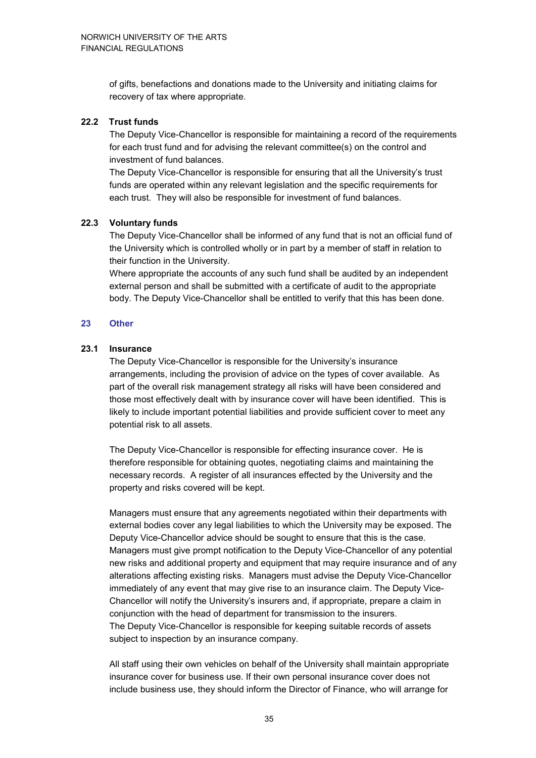of gifts, benefactions and donations made to the University and initiating claims for recovery of tax where appropriate.

### 22.2 Trust funds

The Deputy Vice-Chancellor is responsible for maintaining a record of the requirements for each trust fund and for advising the relevant committee(s) on the control and investment of fund balances.

The Deputy Vice-Chancellor is responsible for ensuring that all the University's trust funds are operated within any relevant legislation and the specific requirements for each trust. They will also be responsible for investment of fund balances.

### 22.3 Voluntary funds

The Deputy Vice-Chancellor shall be informed of any fund that is not an official fund of the University which is controlled wholly or in part by a member of staff in relation to their function in the University.

Where appropriate the accounts of any such fund shall be audited by an independent external person and shall be submitted with a certificate of audit to the appropriate body. The Deputy Vice-Chancellor shall be entitled to verify that this has been done.

## 23 Other

### 23.1 Insurance

The Deputy Vice-Chancellor is responsible for the University's insurance arrangements, including the provision of advice on the types of cover available. As part of the overall risk management strategy all risks will have been considered and those most effectively dealt with by insurance cover will have been identified. This is likely to include important potential liabilities and provide sufficient cover to meet any potential risk to all assets.

The Deputy Vice-Chancellor is responsible for effecting insurance cover. He is therefore responsible for obtaining quotes, negotiating claims and maintaining the necessary records. A register of all insurances effected by the University and the property and risks covered will be kept.

Managers must ensure that any agreements negotiated within their departments with external bodies cover any legal liabilities to which the University may be exposed. The Deputy Vice-Chancellor advice should be sought to ensure that this is the case. Managers must give prompt notification to the Deputy Vice-Chancellor of any potential new risks and additional property and equipment that may require insurance and of any alterations affecting existing risks. Managers must advise the Deputy Vice-Chancellor immediately of any event that may give rise to an insurance claim. The Deputy Vice-Chancellor will notify the University's insurers and, if appropriate, prepare a claim in conjunction with the head of department for transmission to the insurers.
The Deputy Vice-Chancellor is responsible for keeping suitable records of assets subject to inspection by an insurance company.

All staff using their own vehicles on behalf of the University shall maintain appropriate insurance cover for business use. If their own personal insurance cover does not include business use, they should inform the Director of Finance, who will arrange for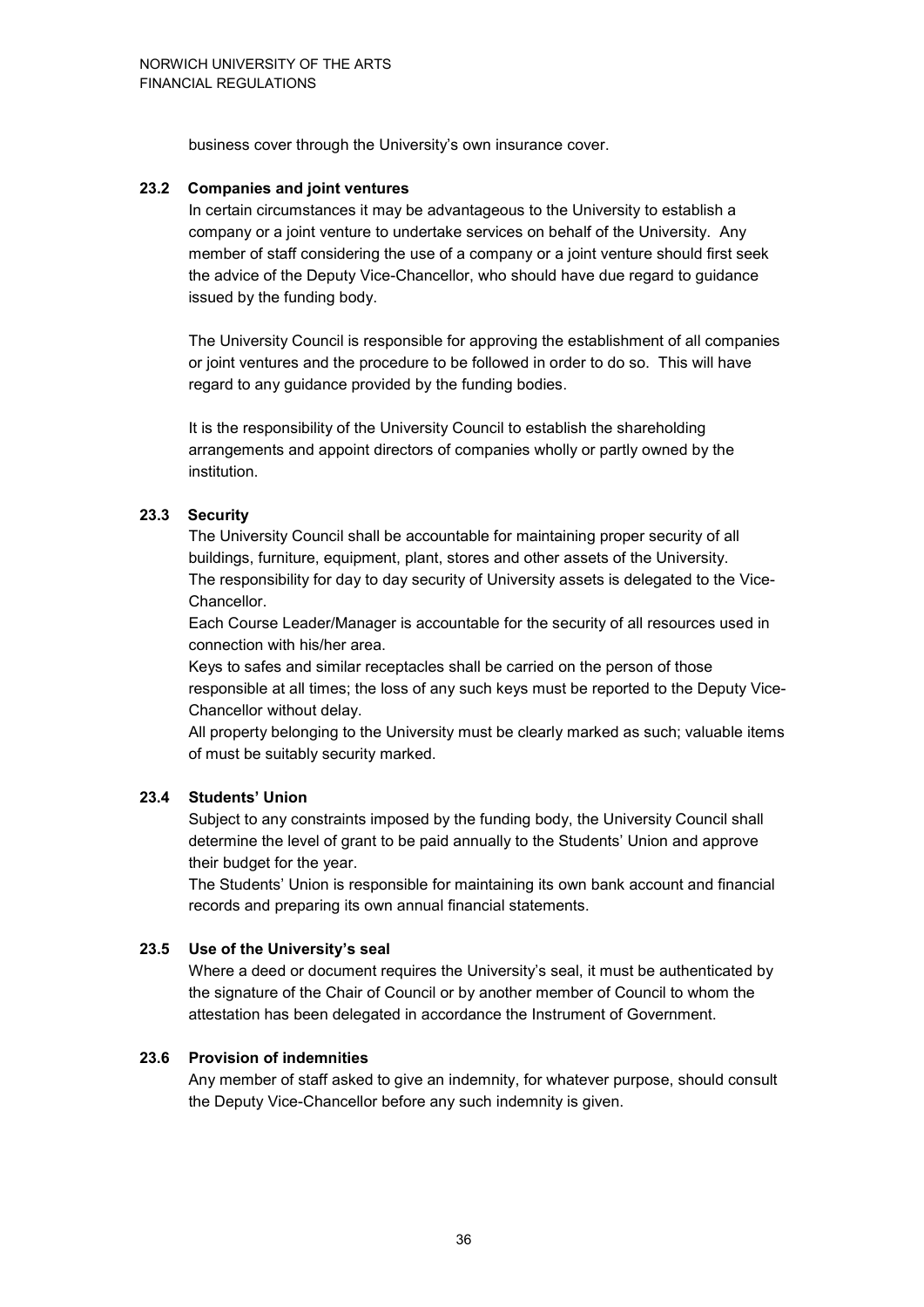business cover through the University's own insurance cover.

### 23.2 Companies and joint ventures

In certain circumstances it may be advantageous to the University to establish a company or a joint venture to undertake services on behalf of the University. Any member of staff considering the use of a company or a joint venture should first seek the advice of the Deputy Vice-Chancellor, who should have due regard to guidance issued by the funding body.

The University Council is responsible for approving the establishment of all companies or joint ventures and the procedure to be followed in order to do so. This will have regard to any guidance provided by the funding bodies.

It is the responsibility of the University Council to establish the shareholding arrangements and appoint directors of companies wholly or partly owned by the institution.

### 23.3 Security

The University Council shall be accountable for maintaining proper security of all buildings, furniture, equipment, plant, stores and other assets of the University.
The responsibility for day to day security of University assets is delegated to the Vice-Chancellor.
Each Course Leader/Manager is accountable for the security of all resources used in connection with his/her area.
Keys to safes and similar receptacles shall be carried on the person of those responsible at all times; the loss of any such keys must be reported to the Deputy Vice-Chancellor without delay.
All property belonging to the University must be clearly marked as such; valuable items of must be suitably security marked.

### 23.4 Students' Union

Subject to any constraints imposed by the funding body, the University Council shall determine the level of grant to be paid annually to the Students' Union and approve their budget for the year.
The Students' Union is responsible for maintaining its own bank account and financial records and preparing its own annual financial statements.

### 23.5 Use of the University's seal

Where a deed or document requires the University's seal, it must be authenticated by the signature of the Chair of Council or by another member of Council to whom the attestation has been delegated in accordance the Instrument of Government.

### 23.6 Provision of indemnities

Any member of staff asked to give an indemnity, for whatever purpose, should consult the Deputy Vice-Chancellor before any such indemnity is given.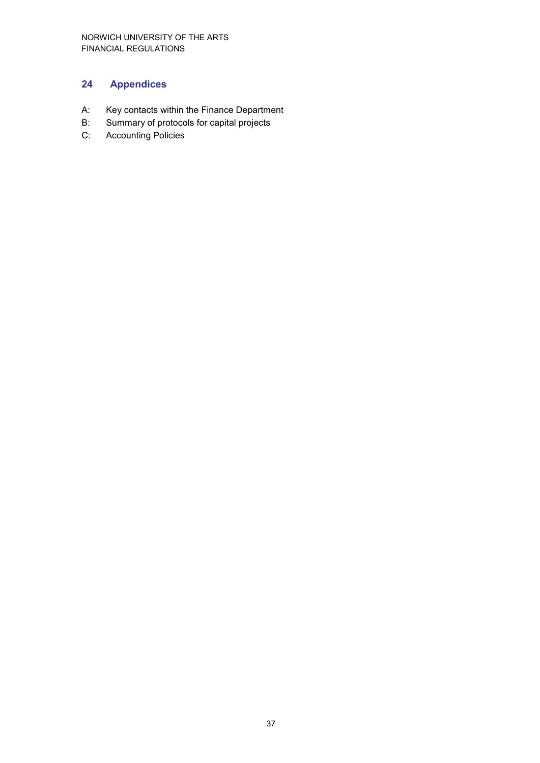## 24 Appendices

A: Key contacts within the Finance Department
B: Summary of protocols for capital projects
C: Accounting Policies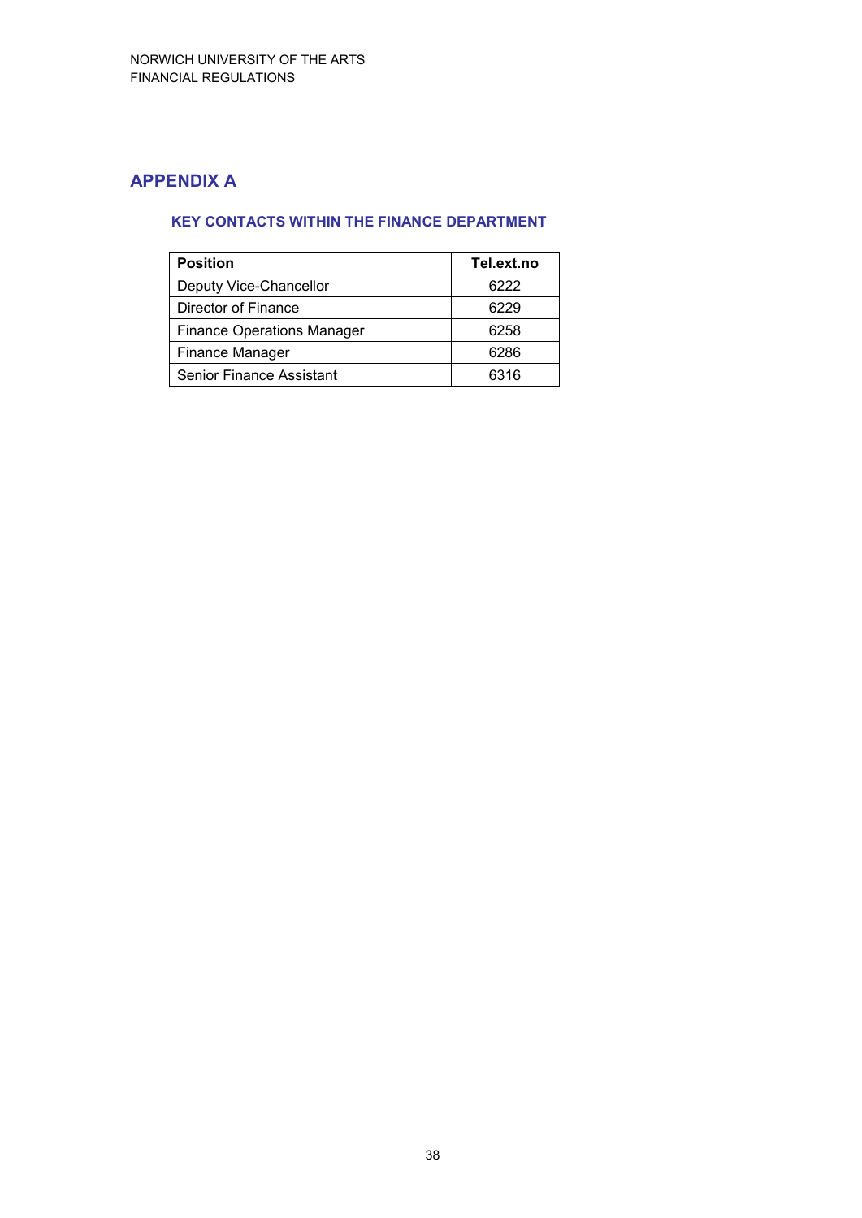# APPENDIX A

## KEY CONTACTS WITHIN THE FINANCE DEPARTMENT

| Position | Tel.ext.no |
|---|---|
| Deputy Vice-Chancellor | 6222 |
| Director of Finance | 6229 |
| Finance Operations Manager | 6258 |
| Finance Manager | 6286 |
| Senior Finance Assistant | 6316 |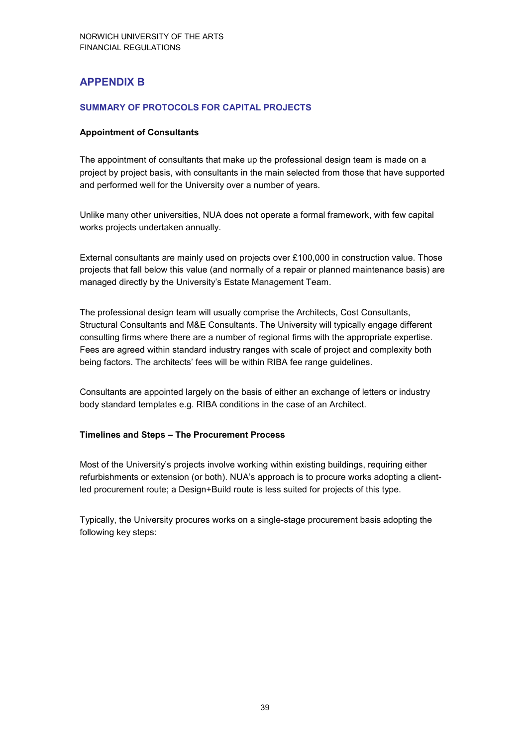## APPENDIX B

### SUMMARY OF PROTOCOLS FOR CAPITAL PROJECTS

**Appointment of Consultants**

The appointment of consultants that make up the professional design team is made on a project by project basis, with consultants in the main selected from those that have supported and performed well for the University over a number of years.

Unlike many other universities, NUA does not operate a formal framework, with few capital works projects undertaken annually.

External consultants are mainly used on projects over £100,000 in construction value. Those projects that fall below this value (and normally of a repair or planned maintenance basis) are managed directly by the University's Estate Management Team.

The professional design team will usually comprise the Architects, Cost Consultants, Structural Consultants and M&E Consultants. The University will typically engage different consulting firms where there are a number of regional firms with the appropriate expertise. Fees are agreed within standard industry ranges with scale of project and complexity both being factors. The architects' fees will be within RIBA fee range guidelines.

Consultants are appointed largely on the basis of either an exchange of letters or industry body standard templates e.g. RIBA conditions in the case of an Architect.

**Timelines and Steps – The Procurement Process**

Most of the University's projects involve working within existing buildings, requiring either refurbishments or extension (or both). NUA's approach is to procure works adopting a client-led procurement route; a Design+Build route is less suited for projects of this type.

Typically, the University procures works on a single-stage procurement basis adopting the following key steps: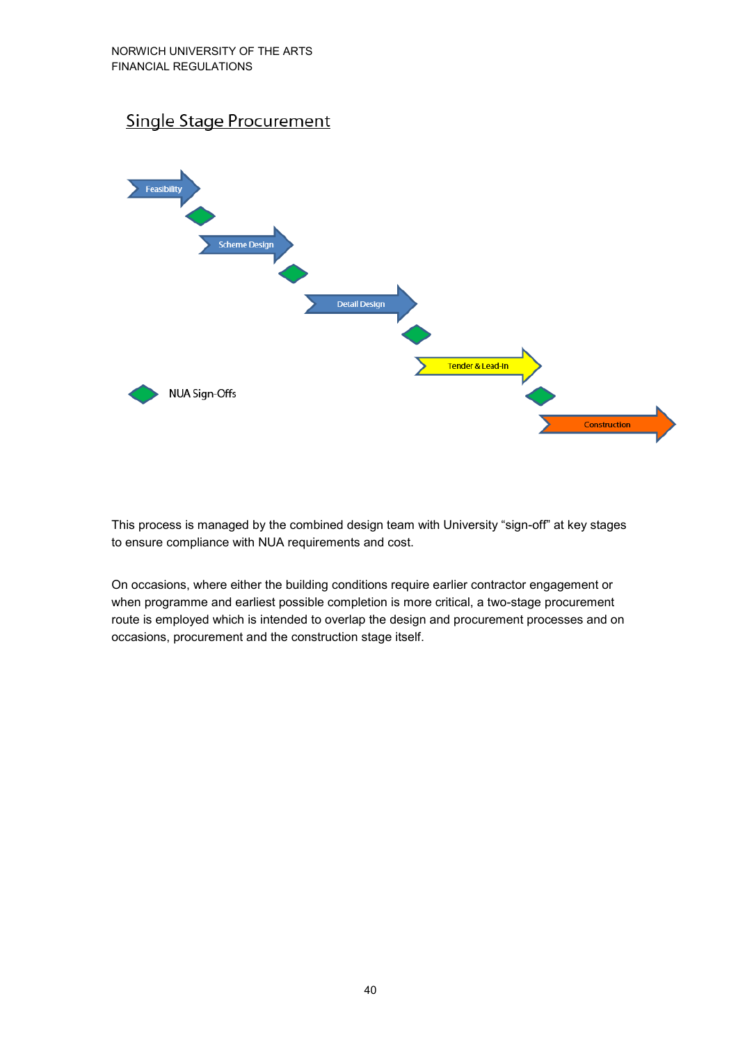## Single Stage Procurement

Feasibility

Scheme Design

Detail Design

Tender & Lead-In

Construction

NUA Sign-Offs

This process is managed by the combined design team with University “sign-off” at key stages to ensure compliance with NUA requirements and cost.

On occasions, where either the building conditions require earlier contractor engagement or when programme and earliest possible completion is more critical, a two-stage procurement route is employed which is intended to overlap the design and procurement processes and on occasions, procurement and the construction stage itself.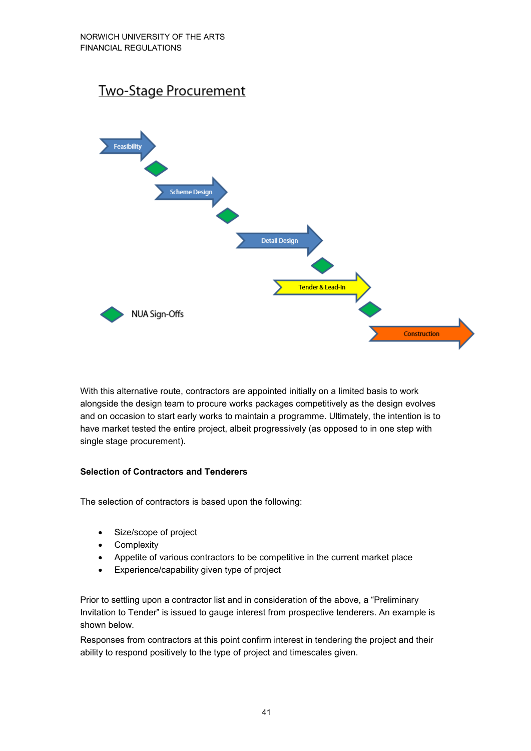## Two-Stage Procurement

Feasibility

Scheme Design

Detail Design

Tender & Lead-In

Construction

NUA Sign-Offs

With this alternative route, contractors are appointed initially on a limited basis to work alongside the design team to procure works packages competitively as the design evolves and on occasion to start early works to maintain a programme. Ultimately, the intention is to have market tested the entire project, albeit progressively (as opposed to in one step with single stage procurement).

**Selection of Contractors and Tenderers**

The selection of contractors is based upon the following:

- Size/scope of project
- Complexity
- Appetite of various contractors to be competitive in the current market place
- Experience/capability given type of project

Prior to settling upon a contractor list and in consideration of the above, a "Preliminary Invitation to Tender" is issued to gauge interest from prospective tenderers. An example is shown below.

Responses from contractors at this point confirm interest in tendering the project and their ability to respond positively to the type of project and timescales given.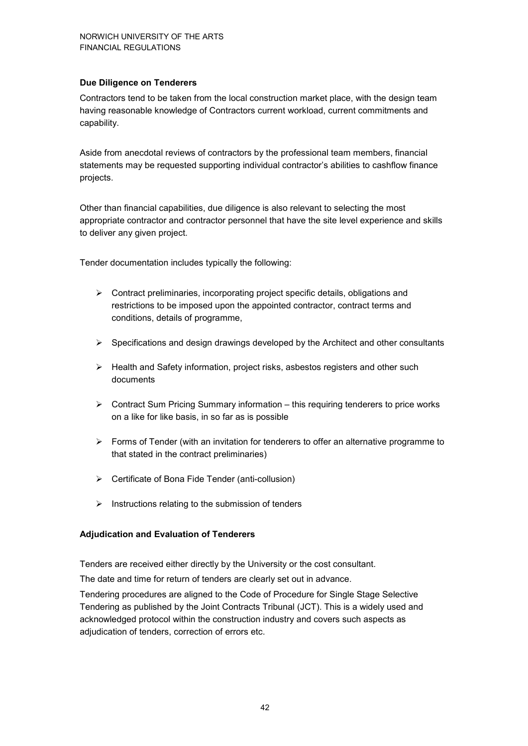### Due Diligence on Tenderers

Contractors tend to be taken from the local construction market place, with the design team having reasonable knowledge of Contractors current workload, current commitments and capability.

Aside from anecdotal reviews of contractors by the professional team members, financial statements may be requested supporting individual contractor's abilities to cashflow finance projects.

Other than financial capabilities, due diligence is also relevant to selecting the most appropriate contractor and contractor personnel that have the site level experience and skills to deliver any given project.

Tender documentation includes typically the following:

- Contract preliminaries, incorporating project specific details, obligations and restrictions to be imposed upon the appointed contractor, contract terms and conditions, details of programme,
- Specifications and design drawings developed by the Architect and other consultants
- Health and Safety information, project risks, asbestos registers and other such documents
- Contract Sum Pricing Summary information – this requiring tenderers to price works on a like for like basis, in so far as is possible
- Forms of Tender (with an invitation for tenderers to offer an alternative programme to that stated in the contract preliminaries)
- Certificate of Bona Fide Tender (anti-collusion)
- Instructions relating to the submission of tenders

### Adjudication and Evaluation of Tenderers

Tenders are received either directly by the University or the cost consultant.

The date and time for return of tenders are clearly set out in advance.

Tendering procedures are aligned to the Code of Procedure for Single Stage Selective Tendering as published by the Joint Contracts Tribunal (JCT). This is a widely used and acknowledged protocol within the construction industry and covers such aspects as adjudication of tenders, correction of errors etc.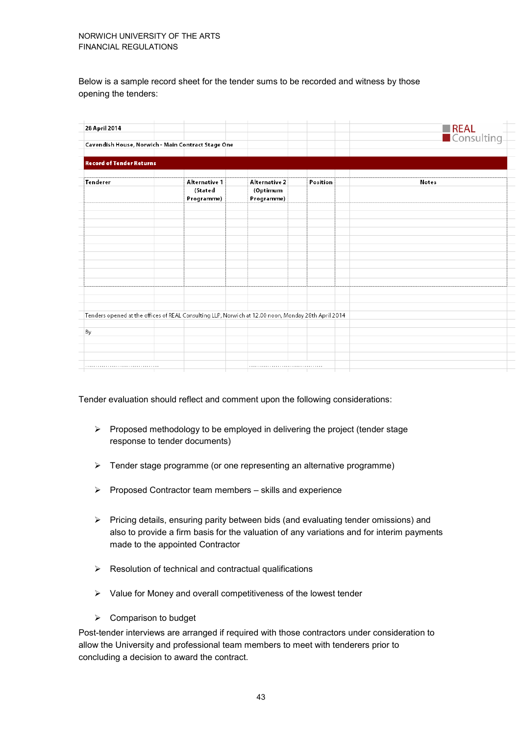Below is a sample record sheet for the tender sums to be recorded and witness by those opening the tenders:

28 April 2014

Cavendish House, Norwich - Main Contract Stage One

REAL Consulting

**Record of Tender Returns**

| Tenderer | Alternative 1 (Stated Programme) | Alternative 2 (Optimum Programme) | Position | Notes |
|---|---|---|---|---|
| | | | | |
| | | | | |
| | | | | |
| | | | | |
| | | | | |
| | | | | |
| | | | | |
| | | | | |
| | | | | |

Tenders opened at the offices of REAL Consulting LLP, Norwich at 12.00 noon, Monday 28th April 2014

By

……………………………… ………………………………

Tender evaluation should reflect and comment upon the following considerations:

- Proposed methodology to be employed in delivering the project (tender stage response to tender documents)
- Tender stage programme (or one representing an alternative programme)
- Proposed Contractor team members – skills and experience
- Pricing details, ensuring parity between bids (and evaluating tender omissions) and also to provide a firm basis for the valuation of any variations and for interim payments made to the appointed Contractor
- Resolution of technical and contractual qualifications
- Value for Money and overall competitiveness of the lowest tender
- Comparison to budget

Post-tender interviews are arranged if required with those contractors under consideration to allow the University and professional team members to meet with tenderers prior to concluding a decision to award the contract.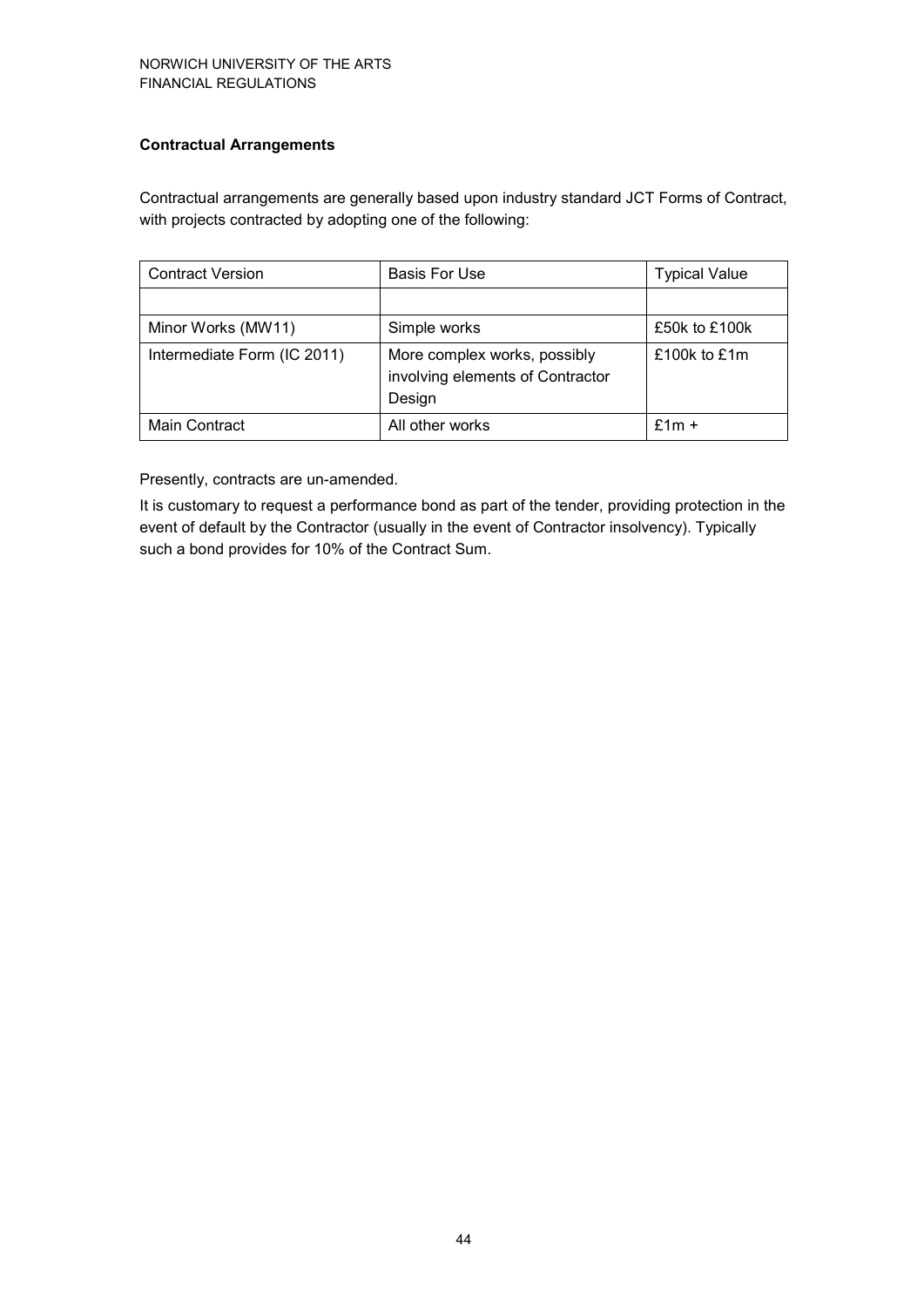### Contractual Arrangements

Contractual arrangements are generally based upon industry standard JCT Forms of Contract, with projects contracted by adopting one of the following:

| Contract Version | Basis For Use | Typical Value |
|---|---|---|
| | | |
| Minor Works (MW11) | Simple works | £50k to £100k |
| Intermediate Form (IC 2011) | More complex works, possibly involving elements of Contractor Design | £100k to £1m |
| Main Contract | All other works | £1m + |

Presently, contracts are un-amended.

It is customary to request a performance bond as part of the tender, providing protection in the event of default by the Contractor (usually in the event of Contractor insolvency). Typically such a bond provides for 10% of the Contract Sum.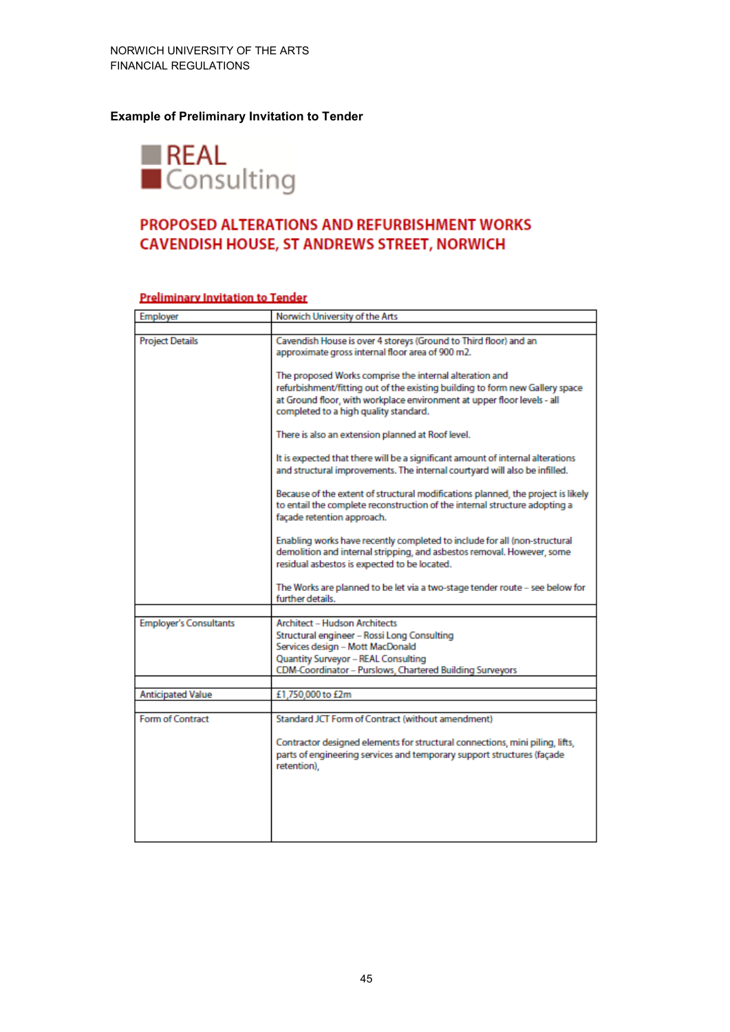**Example of Preliminary Invitation to Tender**

REAL
Consulting

## PROPOSED ALTERATIONS AND REFURBISHMENT WORKS CAVENDISH HOUSE, ST ANDREWS STREET, NORWICH

**Preliminary Invitation to Tender**

| Employer | Norwich University of the Arts |
|---|---|
| Project Details | Cavendish House is over 4 storeys (Ground to Third floor) and an approximate gross internal floor area of 900 m2.<br><br>The proposed Works comprise the internal alteration and refurbishment/fitting out of the existing building to form new Gallery space at Ground floor, with workplace environment at upper floor levels - all completed to a high quality standard.<br><br>There is also an extension planned at Roof level.<br><br>It is expected that there will be a significant amount of internal alterations and structural improvements. The internal courtyard will also be infilled.<br><br>Because of the extent of structural modifications planned, the project is likely to entail the complete reconstruction of the internal structure adopting a façade retention approach.<br><br>Enabling works have recently completed to include for all (non-structural demolition and internal stripping, and asbestos removal. However, some residual asbestos is expected to be located.<br><br>The Works are planned to be let via a two-stage tender route – see below for further details. |
| Employer's Consultants | Architect – Hudson Architects<br>Structural engineer – Rossi Long Consulting<br>Services design – Mott MacDonald<br>Quantity Surveyor – REAL Consulting<br>CDM-Coordinator – Purslows, Chartered Building Surveyors |
| Anticipated Value | £1,750,000 to £2m |
| Form of Contract | Standard JCT Form of Contract (without amendment)<br><br>Contractor designed elements for structural connections, mini piling, lifts, parts of engineering services and temporary support structures (façade retention), |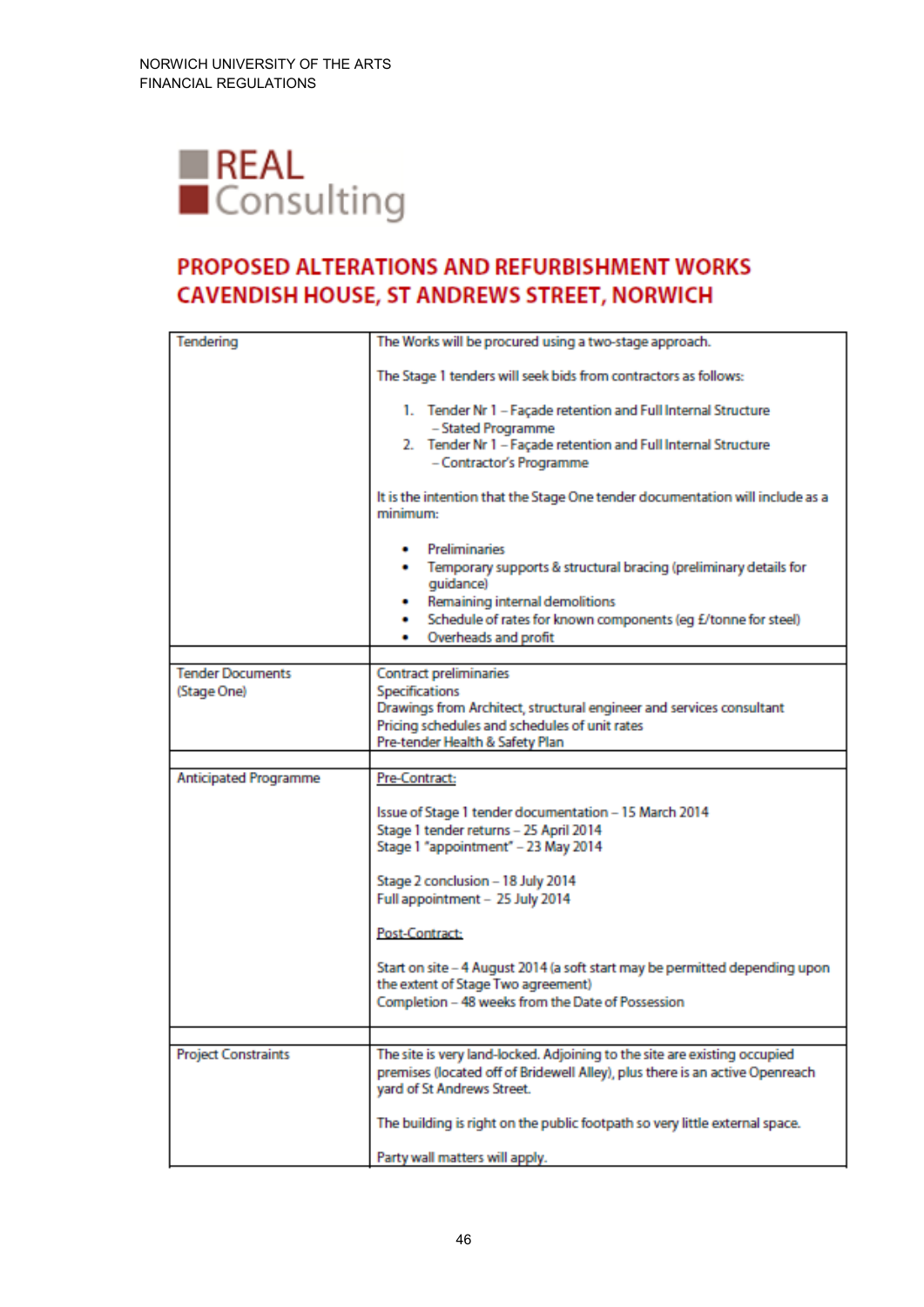REAL
Consulting

## PROPOSED ALTERATIONS AND REFURBISHMENT WORKS CAVENDISH HOUSE, ST ANDREWS STREET, NORWICH

| | |
|---|---|
| Tendering | The Works will be procured using a two-stage approach.<br><br>The Stage 1 tenders will seek bids from contractors as follows:<br><br>1. Tender Nr 1 – Façade retention and Full Internal Structure – Stated Programme<br>2. Tender Nr 1 – Façade retention and Full Internal Structure – Contractor's Programme<br><br>It is the intention that the Stage One tender documentation will include as a minimum:<br><br>• Preliminaries<br>• Temporary supports & structural bracing (preliminary details for guidance)<br>• Remaining internal demolitions<br>• Schedule of rates for known components (eg £/tonne for steel)<br>• Overheads and profit |
| | |
| Tender Documents (Stage One) | Contract preliminaries<br>Specifications<br>Drawings from Architect, structural engineer and services consultant<br>Pricing schedules and schedules of unit rates<br>Pre-tender Health & Safety Plan |
| | |
| Anticipated Programme | Pre-Contract:<br><br>Issue of Stage 1 tender documentation – 15 March 2014<br>Stage 1 tender returns – 25 April 2014<br>Stage 1 "appointment" – 23 May 2014<br><br>Stage 2 conclusion – 18 July 2014<br>Full appointment – 25 July 2014<br><br>Post-Contract:<br><br>Start on site – 4 August 2014 (a soft start may be permitted depending upon the extent of Stage Two agreement)<br>Completion – 48 weeks from the Date of Possession |
| | |
| Project Constraints | The site is very land-locked. Adjoining to the site are existing occupied premises (located off of Bridewell Alley), plus there is an active Openreach yard of St Andrews Street.<br><br>The building is right on the public footpath so very little external space.<br><br>Party wall matters will apply. |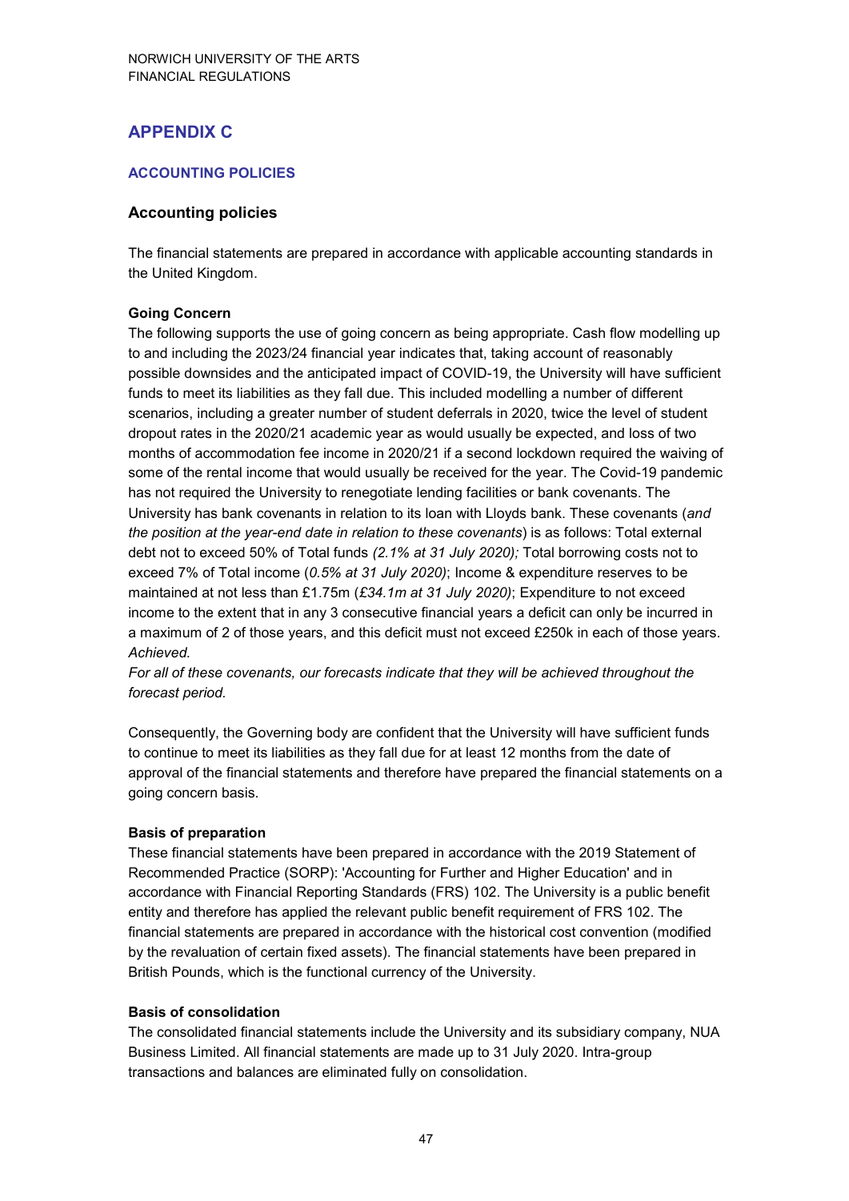# APPENDIX C

## ACCOUNTING POLICIES

### Accounting policies

The financial statements are prepared in accordance with applicable accounting standards in the United Kingdom.

**Going Concern**
The following supports the use of going concern as being appropriate. Cash flow modelling up to and including the 2023/24 financial year indicates that, taking account of reasonably possible downsides and the anticipated impact of COVID-19, the University will have sufficient funds to meet its liabilities as they fall due. This included modelling a number of different scenarios, including a greater number of student deferrals in 2020, twice the level of student dropout rates in the 2020/21 academic year as would usually be expected, and loss of two months of accommodation fee income in 2020/21 if a second lockdown required the waiving of some of the rental income that would usually be received for the year. The Covid-19 pandemic has not required the University to renegotiate lending facilities or bank covenants. The University has bank covenants in relation to its loan with Lloyds bank. These covenants (*and the position at the year-end date in relation to these covenants*) is as follows: Total external debt not to exceed 50% of Total funds *(2.1% at 31 July 2020);* Total borrowing costs not to exceed 7% of Total income (*0.5% at 31 July 2020)*; Income & expenditure reserves to be maintained at not less than £1.75m (*£34.1m at 31 July 2020)*; Expenditure to not exceed income to the extent that in any 3 consecutive financial years a deficit can only be incurred in a maximum of 2 of those years, and this deficit must not exceed £250k in each of those years. *Achieved.*
*For all of these covenants, our forecasts indicate that they will be achieved throughout the forecast period.*

Consequently, the Governing body are confident that the University will have sufficient funds to continue to meet its liabilities as they fall due for at least 12 months from the date of approval of the financial statements and therefore have prepared the financial statements on a going concern basis.

**Basis of preparation**
These financial statements have been prepared in accordance with the 2019 Statement of Recommended Practice (SORP): 'Accounting for Further and Higher Education' and in accordance with Financial Reporting Standards (FRS) 102. The University is a public benefit entity and therefore has applied the relevant public benefit requirement of FRS 102. The financial statements are prepared in accordance with the historical cost convention (modified by the revaluation of certain fixed assets). The financial statements have been prepared in British Pounds, which is the functional currency of the University.

**Basis of consolidation**
The consolidated financial statements include the University and its subsidiary company, NUA Business Limited. All financial statements are made up to 31 July 2020. Intra-group transactions and balances are eliminated fully on consolidation.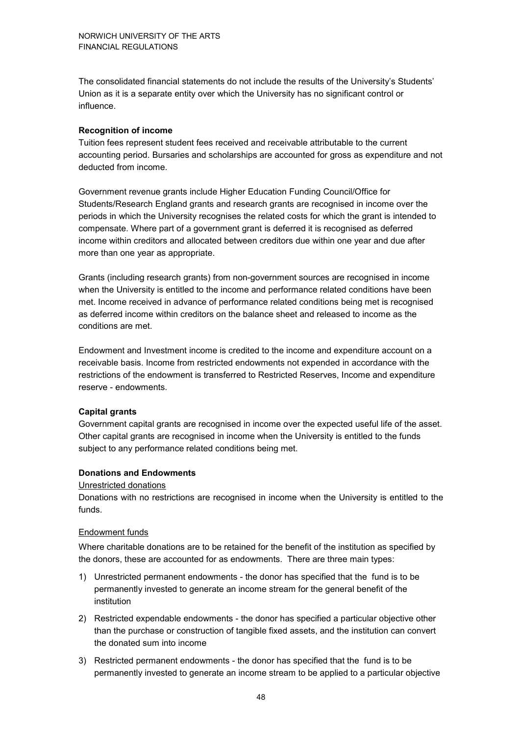The consolidated financial statements do not include the results of the University's Students' Union as it is a separate entity over which the University has no significant control or influence.

**Recognition of income**

Tuition fees represent student fees received and receivable attributable to the current accounting period. Bursaries and scholarships are accounted for gross as expenditure and not deducted from income.

Government revenue grants include Higher Education Funding Council/Office for Students/Research England grants and research grants are recognised in income over the periods in which the University recognises the related costs for which the grant is intended to compensate. Where part of a government grant is deferred it is recognised as deferred income within creditors and allocated between creditors due within one year and due after more than one year as appropriate.

Grants (including research grants) from non-government sources are recognised in income when the University is entitled to the income and performance related conditions have been met. Income received in advance of performance related conditions being met is recognised as deferred income within creditors on the balance sheet and released to income as the conditions are met.

Endowment and Investment income is credited to the income and expenditure account on a receivable basis. Income from restricted endowments not expended in accordance with the restrictions of the endowment is transferred to Restricted Reserves, Income and expenditure reserve - endowments.

**Capital grants**

Government capital grants are recognised in income over the expected useful life of the asset. Other capital grants are recognised in income when the University is entitled to the funds subject to any performance related conditions being met.

**Donations and Endowments**

Unrestricted donations

Donations with no restrictions are recognised in income when the University is entitled to the funds.

Endowment funds

Where charitable donations are to be retained for the benefit of the institution as specified by the donors, these are accounted for as endowments. There are three main types:

1) Unrestricted permanent endowments - the donor has specified that the fund is to be permanently invested to generate an income stream for the general benefit of the institution
2) Restricted expendable endowments - the donor has specified a particular objective other than the purchase or construction of tangible fixed assets, and the institution can convert the donated sum into income
3) Restricted permanent endowments - the donor has specified that the fund is to be permanently invested to generate an income stream to be applied to a particular objective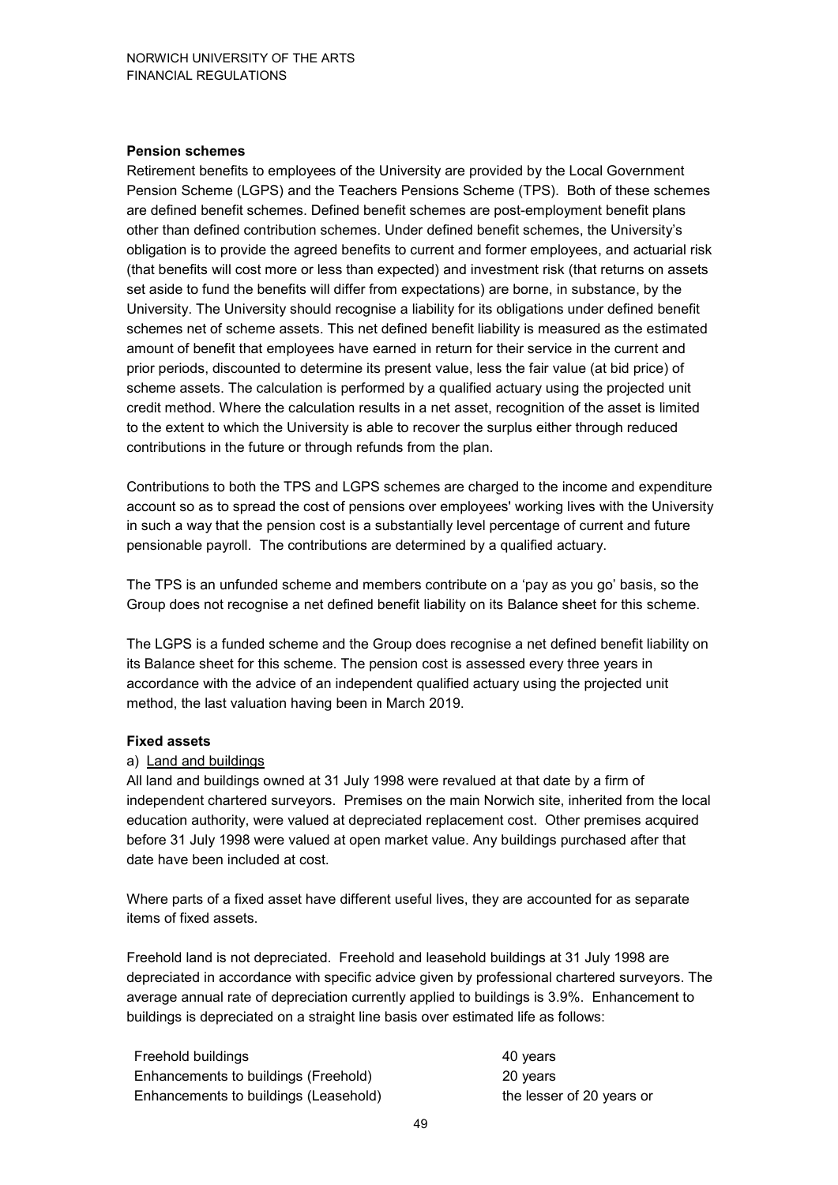**Pension schemes**

Retirement benefits to employees of the University are provided by the Local Government Pension Scheme (LGPS) and the Teachers Pensions Scheme (TPS). Both of these schemes are defined benefit schemes. Defined benefit schemes are post-employment benefit plans other than defined contribution schemes. Under defined benefit schemes, the University's obligation is to provide the agreed benefits to current and former employees, and actuarial risk (that benefits will cost more or less than expected) and investment risk (that returns on assets set aside to fund the benefits will differ from expectations) are borne, in substance, by the University. The University should recognise a liability for its obligations under defined benefit schemes net of scheme assets. This net defined benefit liability is measured as the estimated amount of benefit that employees have earned in return for their service in the current and prior periods, discounted to determine its present value, less the fair value (at bid price) of scheme assets. The calculation is performed by a qualified actuary using the projected unit credit method. Where the calculation results in a net asset, recognition of the asset is limited to the extent to which the University is able to recover the surplus either through reduced contributions in the future or through refunds from the plan.

Contributions to both the TPS and LGPS schemes are charged to the income and expenditure account so as to spread the cost of pensions over employees' working lives with the University in such a way that the pension cost is a substantially level percentage of current and future pensionable payroll. The contributions are determined by a qualified actuary.

The TPS is an unfunded scheme and members contribute on a 'pay as you go' basis, so the Group does not recognise a net defined benefit liability on its Balance sheet for this scheme.

The LGPS is a funded scheme and the Group does recognise a net defined benefit liability on its Balance sheet for this scheme. The pension cost is assessed every three years in accordance with the advice of an independent qualified actuary using the projected unit method, the last valuation having been in March 2019.

**Fixed assets**

a) Land and buildings

All land and buildings owned at 31 July 1998 were revalued at that date by a firm of independent chartered surveyors. Premises on the main Norwich site, inherited from the local education authority, were valued at depreciated replacement cost. Other premises acquired before 31 July 1998 were valued at open market value. Any buildings purchased after that date have been included at cost.

Where parts of a fixed asset have different useful lives, they are accounted for as separate items of fixed assets.

Freehold land is not depreciated. Freehold and leasehold buildings at 31 July 1998 are depreciated in accordance with specific advice given by professional chartered surveyors. The average annual rate of depreciation currently applied to buildings is 3.9%. Enhancement to buildings is depreciated on a straight line basis over estimated life as follows:

| | |
|---|---|
| Freehold buildings | 40 years |
| Enhancements to buildings (Freehold) | 20 years |
| Enhancements to buildings (Leasehold) | the lesser of 20 years or |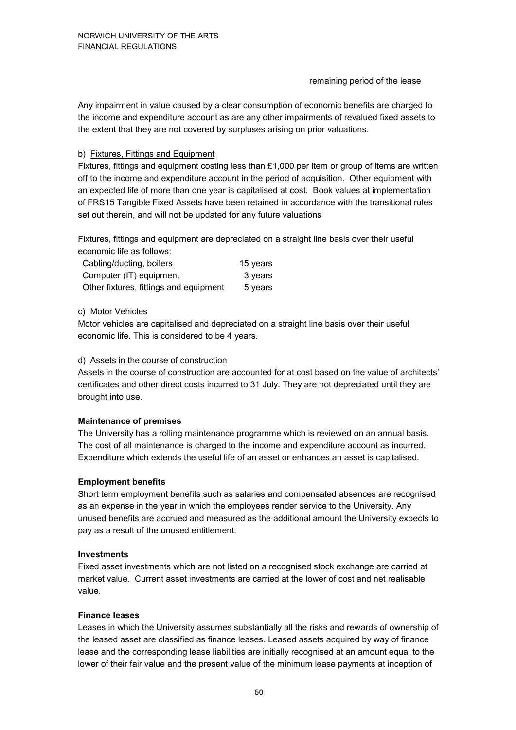remaining period of the lease

Any impairment in value caused by a clear consumption of economic benefits are charged to the income and expenditure account as are any other impairments of revalued fixed assets to the extent that they are not covered by surpluses arising on prior valuations.

b) Fixtures, Fittings and Equipment

Fixtures, fittings and equipment costing less than £1,000 per item or group of items are written off to the income and expenditure account in the period of acquisition. Other equipment with an expected life of more than one year is capitalised at cost. Book values at implementation of FRS15 Tangible Fixed Assets have been retained in accordance with the transitional rules set out therein, and will not be updated for any future valuations

Fixtures, fittings and equipment are depreciated on a straight line basis over their useful economic life as follows:

| | |
|---|---|
| Cabling/ducting, boilers | 15 years |
| Computer (IT) equipment | 3 years |
| Other fixtures, fittings and equipment | 5 years |

c) Motor Vehicles

Motor vehicles are capitalised and depreciated on a straight line basis over their useful economic life. This is considered to be 4 years.

d) Assets in the course of construction

Assets in the course of construction are accounted for at cost based on the value of architects' certificates and other direct costs incurred to 31 July. They are not depreciated until they are brought into use.

**Maintenance of premises**

The University has a rolling maintenance programme which is reviewed on an annual basis. The cost of all maintenance is charged to the income and expenditure account as incurred. Expenditure which extends the useful life of an asset or enhances an asset is capitalised.

**Employment benefits**

Short term employment benefits such as salaries and compensated absences are recognised as an expense in the year in which the employees render service to the University. Any unused benefits are accrued and measured as the additional amount the University expects to pay as a result of the unused entitlement.

**Investments**

Fixed asset investments which are not listed on a recognised stock exchange are carried at market value. Current asset investments are carried at the lower of cost and net realisable value.

**Finance leases**

Leases in which the University assumes substantially all the risks and rewards of ownership of the leased asset are classified as finance leases. Leased assets acquired by way of finance lease and the corresponding lease liabilities are initially recognised at an amount equal to the lower of their fair value and the present value of the minimum lease payments at inception of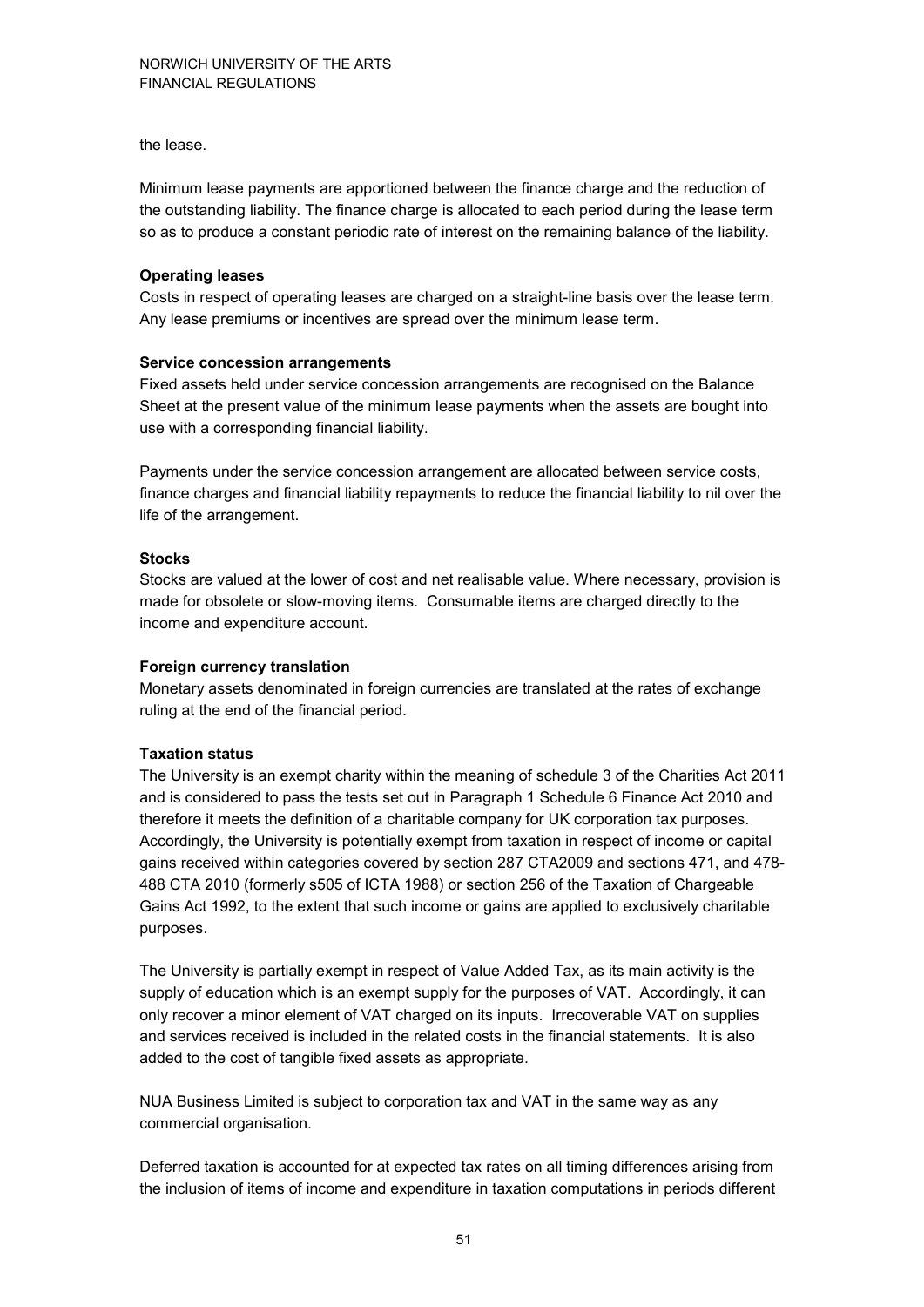the lease.

Minimum lease payments are apportioned between the finance charge and the reduction of the outstanding liability. The finance charge is allocated to each period during the lease term so as to produce a constant periodic rate of interest on the remaining balance of the liability.

**Operating leases**

Costs in respect of operating leases are charged on a straight-line basis over the lease term. Any lease premiums or incentives are spread over the minimum lease term.

**Service concession arrangements**

Fixed assets held under service concession arrangements are recognised on the Balance Sheet at the present value of the minimum lease payments when the assets are bought into use with a corresponding financial liability.

Payments under the service concession arrangement are allocated between service costs, finance charges and financial liability repayments to reduce the financial liability to nil over the life of the arrangement.

**Stocks**

Stocks are valued at the lower of cost and net realisable value. Where necessary, provision is made for obsolete or slow-moving items. Consumable items are charged directly to the income and expenditure account.

**Foreign currency translation**

Monetary assets denominated in foreign currencies are translated at the rates of exchange ruling at the end of the financial period.

**Taxation status**

The University is an exempt charity within the meaning of schedule 3 of the Charities Act 2011 and is considered to pass the tests set out in Paragraph 1 Schedule 6 Finance Act 2010 and therefore it meets the definition of a charitable company for UK corporation tax purposes. Accordingly, the University is potentially exempt from taxation in respect of income or capital gains received within categories covered by section 287 CTA2009 and sections 471, and 478-488 CTA 2010 (formerly s505 of ICTA 1988) or section 256 of the Taxation of Chargeable Gains Act 1992, to the extent that such income or gains are applied to exclusively charitable purposes.

The University is partially exempt in respect of Value Added Tax, as its main activity is the supply of education which is an exempt supply for the purposes of VAT. Accordingly, it can only recover a minor element of VAT charged on its inputs. Irrecoverable VAT on supplies and services received is included in the related costs in the financial statements. It is also added to the cost of tangible fixed assets as appropriate.

NUA Business Limited is subject to corporation tax and VAT in the same way as any commercial organisation.

Deferred taxation is accounted for at expected tax rates on all timing differences arising from the inclusion of items of income and expenditure in taxation computations in periods different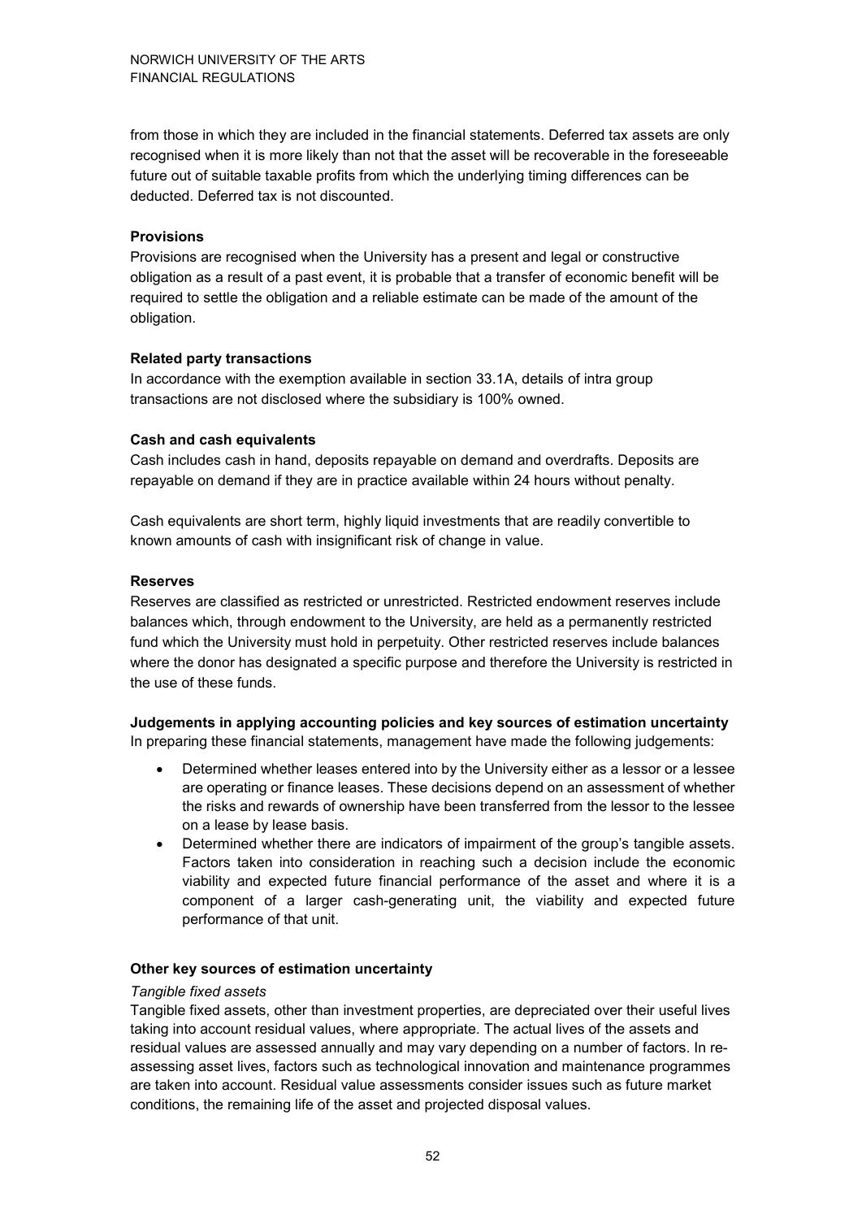from those in which they are included in the financial statements. Deferred tax assets are only recognised when it is more likely than not that the asset will be recoverable in the foreseeable future out of suitable taxable profits from which the underlying timing differences can be deducted. Deferred tax is not discounted.

**Provisions**

Provisions are recognised when the University has a present and legal or constructive obligation as a result of a past event, it is probable that a transfer of economic benefit will be required to settle the obligation and a reliable estimate can be made of the amount of the obligation.

**Related party transactions**

In accordance with the exemption available in section 33.1A, details of intra group transactions are not disclosed where the subsidiary is 100% owned.

**Cash and cash equivalents**

Cash includes cash in hand, deposits repayable on demand and overdrafts. Deposits are repayable on demand if they are in practice available within 24 hours without penalty.

Cash equivalents are short term, highly liquid investments that are readily convertible to known amounts of cash with insignificant risk of change in value.

**Reserves**

Reserves are classified as restricted or unrestricted. Restricted endowment reserves include balances which, through endowment to the University, are held as a permanently restricted fund which the University must hold in perpetuity. Other restricted reserves include balances where the donor has designated a specific purpose and therefore the University is restricted in the use of these funds.

**Judgements in applying accounting policies and key sources of estimation uncertainty**

In preparing these financial statements, management have made the following judgements:

- Determined whether leases entered into by the University either as a lessor or a lessee are operating or finance leases. These decisions depend on an assessment of whether the risks and rewards of ownership have been transferred from the lessor to the lessee on a lease by lease basis.
- Determined whether there are indicators of impairment of the group's tangible assets. Factors taken into consideration in reaching such a decision include the economic viability and expected future financial performance of the asset and where it is a component of a larger cash-generating unit, the viability and expected future performance of that unit.

**Other key sources of estimation uncertainty**

*Tangible fixed assets*

Tangible fixed assets, other than investment properties, are depreciated over their useful lives taking into account residual values, where appropriate. The actual lives of the assets and residual values are assessed annually and may vary depending on a number of factors. In re-assessing asset lives, factors such as technological innovation and maintenance programmes are taken into account. Residual value assessments consider issues such as future market conditions, the remaining life of the asset and projected disposal values.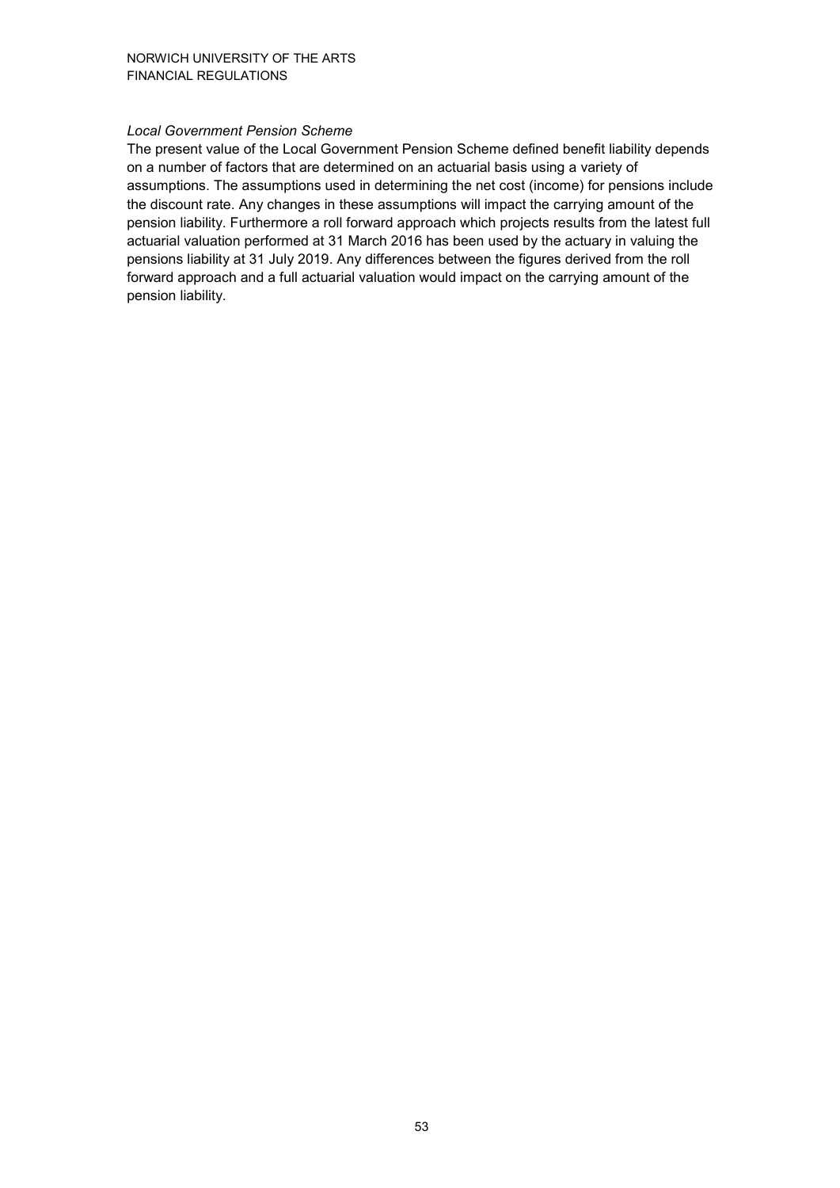*Local Government Pension Scheme*

The present value of the Local Government Pension Scheme defined benefit liability depends on a number of factors that are determined on an actuarial basis using a variety of assumptions. The assumptions used in determining the net cost (income) for pensions include the discount rate. Any changes in these assumptions will impact the carrying amount of the pension liability. Furthermore a roll forward approach which projects results from the latest full actuarial valuation performed at 31 March 2016 has been used by the actuary in valuing the pensions liability at 31 July 2019. Any differences between the figures derived from the roll forward approach and a full actuarial valuation would impact on the carrying amount of the pension liability.